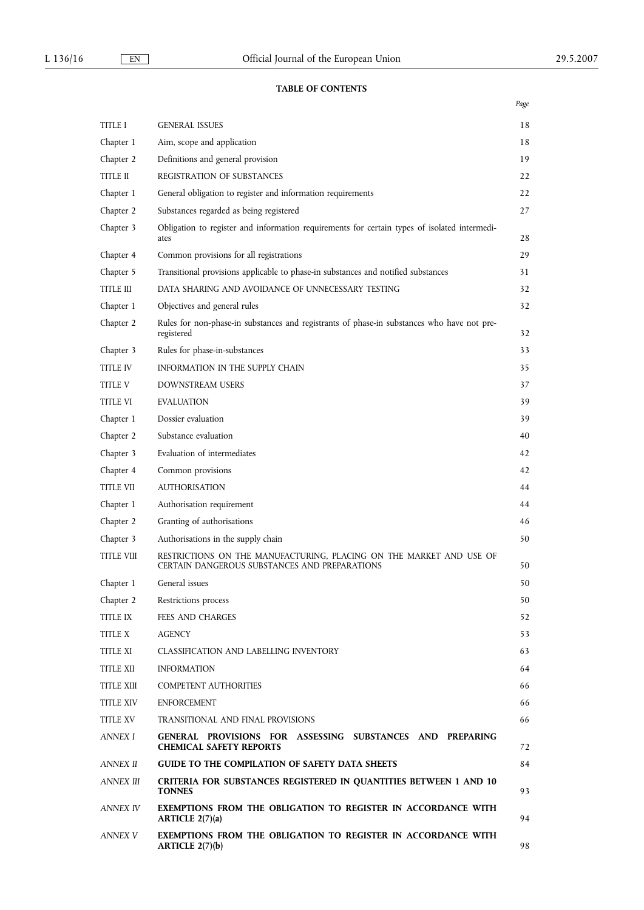**TABLE OF CONTENTS**

| | | Page |
|---|---|---|
| TITLE I | GENERAL ISSUES | 18 |
| Chapter 1 | Aim, scope and application | 18 |
| Chapter 2 | Definitions and general provision | 19 |
| TITLE II | REGISTRATION OF SUBSTANCES | 22 |
| Chapter 1 | General obligation to register and information requirements | 22 |
| Chapter 2 | Substances regarded as being registered | 27 |
| Chapter 3 | Obligation to register and information requirements for certain types of isolated intermediates | 28 |
| Chapter 4 | Common provisions for all registrations | 29 |
| Chapter 5 | Transitional provisions applicable to phase-in substances and notified substances | 31 |
| TITLE III | DATA SHARING AND AVOIDANCE OF UNNECESSARY TESTING | 32 |
| Chapter 1 | Objectives and general rules | 32 |
| Chapter 2 | Rules for non-phase-in substances and registrants of phase-in substances who have not pre-registered | 32 |
| Chapter 3 | Rules for phase-in-substances | 33 |
| TITLE IV | INFORMATION IN THE SUPPLY CHAIN | 35 |
| TITLE V | DOWNSTREAM USERS | 37 |
| TITLE VI | EVALUATION | 39 |
| Chapter 1 | Dossier evaluation | 39 |
| Chapter 2 | Substance evaluation | 40 |
| Chapter 3 | Evaluation of intermediates | 42 |
| Chapter 4 | Common provisions | 42 |
| TITLE VII | AUTHORISATION | 44 |
| Chapter 1 | Authorisation requirement | 44 |
| Chapter 2 | Granting of authorisations | 46 |
| Chapter 3 | Authorisations in the supply chain | 50 |
| TITLE VIII | RESTRICTIONS ON THE MANUFACTURING, PLACING ON THE MARKET AND USE OF CERTAIN DANGEROUS SUBSTANCES AND PREPARATIONS | 50 |
| Chapter 1 | General issues | 50 |
| Chapter 2 | Restrictions process | 50 |
| TITLE IX | FEES AND CHARGES | 52 |
| TITLE X | AGENCY | 53 |
| TITLE XI | CLASSIFICATION AND LABELLING INVENTORY | 63 |
| TITLE XII | INFORMATION | 64 |
| TITLE XIII | COMPETENT AUTHORITIES | 66 |
| TITLE XIV | ENFORCEMENT | 66 |
| TITLE XV | TRANSITIONAL AND FINAL PROVISIONS | 66 |
| *ANNEX I* | **GENERAL PROVISIONS FOR ASSESSING SUBSTANCES AND PREPARING CHEMICAL SAFETY REPORTS** | 72 |
| *ANNEX II* | **GUIDE TO THE COMPILATION OF SAFETY DATA SHEETS** | 84 |
| *ANNEX III* | **CRITERIA FOR SUBSTANCES REGISTERED IN QUANTITIES BETWEEN 1 AND 10 TONNES** | 93 |
| *ANNEX IV* | **EXEMPTIONS FROM THE OBLIGATION TO REGISTER IN ACCORDANCE WITH ARTICLE 2(7)(a)** | 94 |
| *ANNEX V* | **EXEMPTIONS FROM THE OBLIGATION TO REGISTER IN ACCORDANCE WITH ARTICLE 2(7)(b)** | 98 |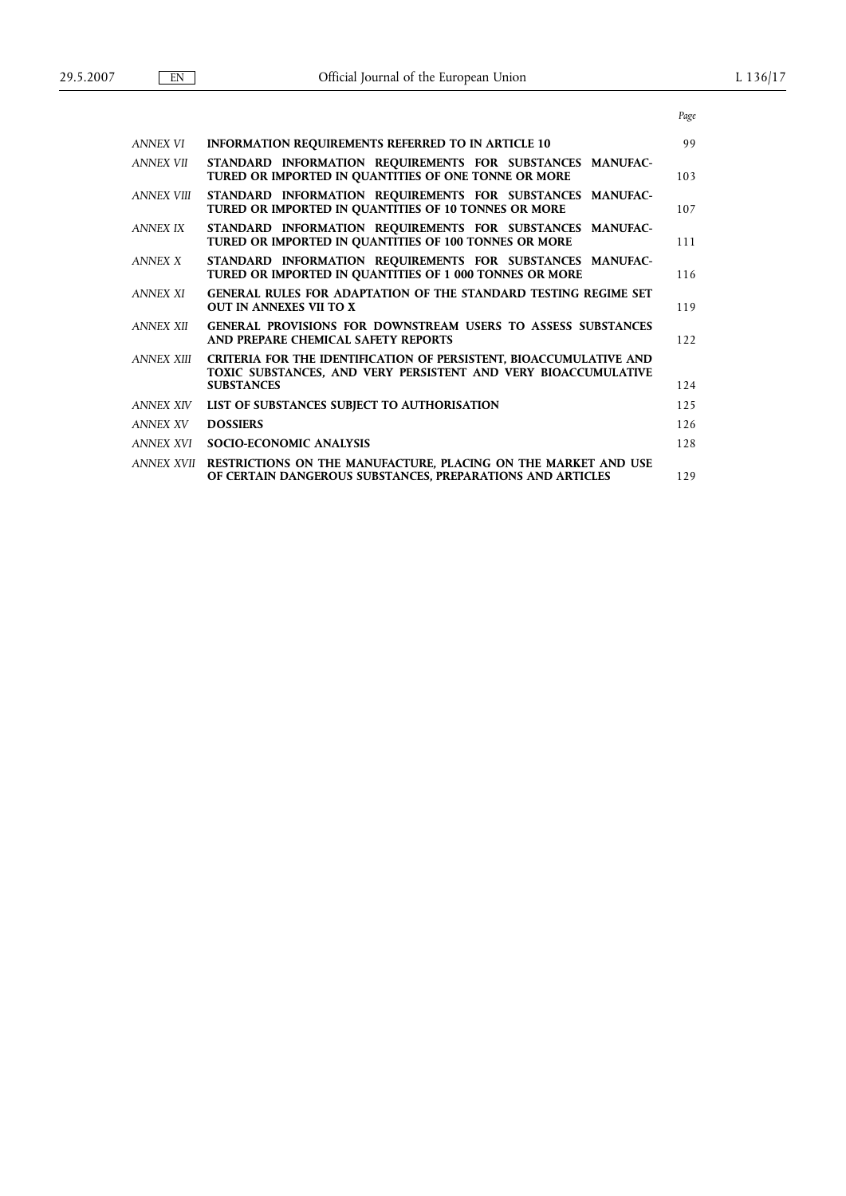| | | Page |
|---|---|---|
| *ANNEX VI* | **INFORMATION REQUIREMENTS REFERRED TO IN ARTICLE 10** | 99 |
| *ANNEX VII* | **STANDARD INFORMATION REQUIREMENTS FOR SUBSTANCES MANUFACTURED OR IMPORTED IN QUANTITIES OF ONE TONNE OR MORE** | 103 |
| *ANNEX VIII* | **STANDARD INFORMATION REQUIREMENTS FOR SUBSTANCES MANUFACTURED OR IMPORTED IN QUANTITIES OF 10 TONNES OR MORE** | 107 |
| *ANNEX IX* | **STANDARD INFORMATION REQUIREMENTS FOR SUBSTANCES MANUFACTURED OR IMPORTED IN QUANTITIES OF 100 TONNES OR MORE** | 111 |
| *ANNEX X* | **STANDARD INFORMATION REQUIREMENTS FOR SUBSTANCES MANUFACTURED OR IMPORTED IN QUANTITIES OF 1 000 TONNES OR MORE** | 116 |
| *ANNEX XI* | **GENERAL RULES FOR ADAPTATION OF THE STANDARD TESTING REGIME SET OUT IN ANNEXES VII TO X** | 119 |
| *ANNEX XII* | **GENERAL PROVISIONS FOR DOWNSTREAM USERS TO ASSESS SUBSTANCES AND PREPARE CHEMICAL SAFETY REPORTS** | 122 |
| *ANNEX XIII* | **CRITERIA FOR THE IDENTIFICATION OF PERSISTENT, BIOACCUMULATIVE AND TOXIC SUBSTANCES, AND VERY PERSISTENT AND VERY BIOACCUMULATIVE SUBSTANCES** | 124 |
| *ANNEX XIV* | **LIST OF SUBSTANCES SUBJECT TO AUTHORISATION** | 125 |
| *ANNEX XV* | **DOSSIERS** | 126 |
| *ANNEX XVI* | **SOCIO-ECONOMIC ANALYSIS** | 128 |
| *ANNEX XVII* | **RESTRICTIONS ON THE MANUFACTURE, PLACING ON THE MARKET AND USE OF CERTAIN DANGEROUS SUBSTANCES, PREPARATIONS AND ARTICLES** | 129 |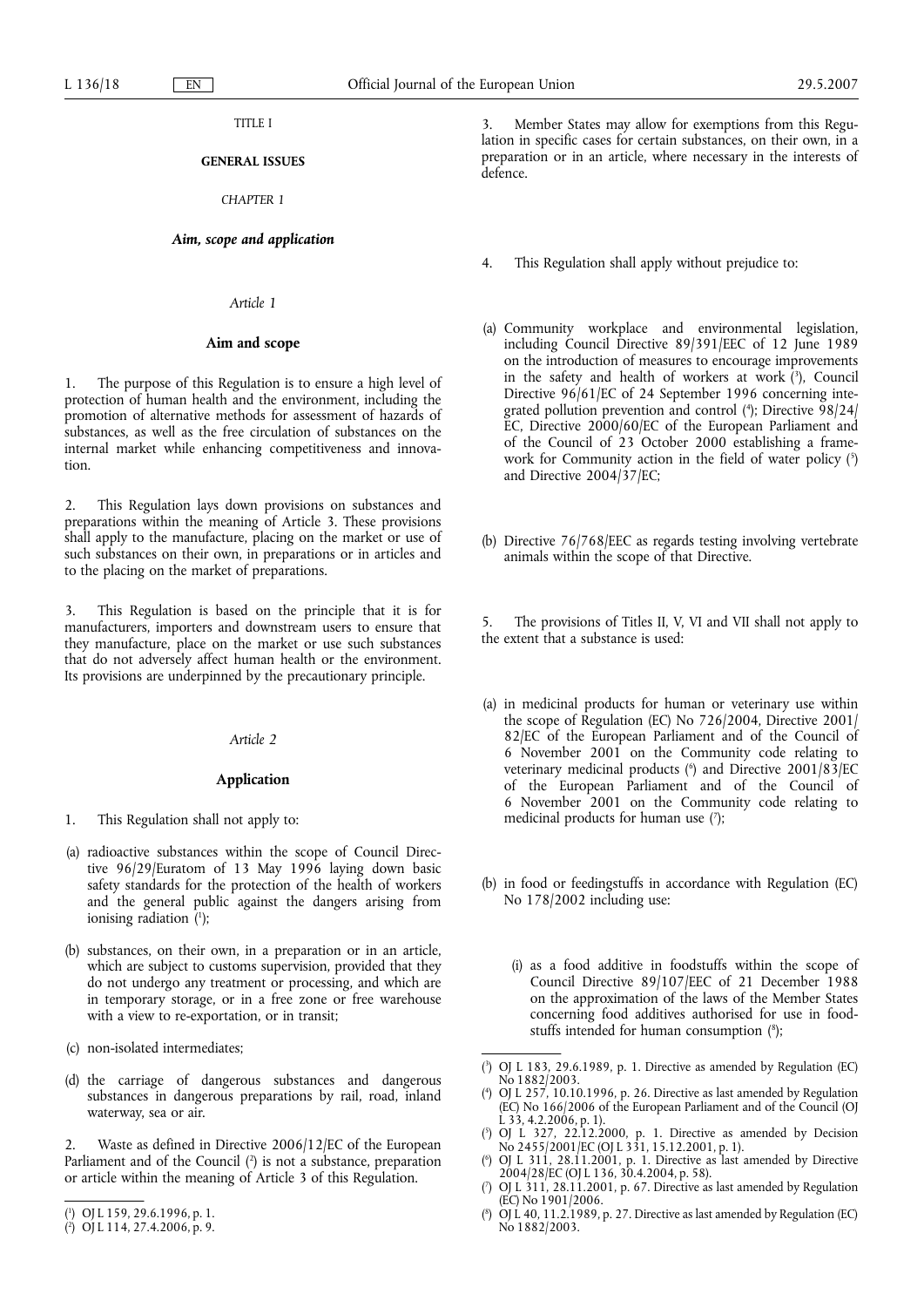TITLE I

## GENERAL ISSUES

*CHAPTER 1*

***Aim, scope and application***

*Article 1*

**Aim and scope**

1. The purpose of this Regulation is to ensure a high level of protection of human health and the environment, including the promotion of alternative methods for assessment of hazards of substances, as well as the free circulation of substances on the internal market while enhancing competitiveness and innovation.

2. This Regulation lays down provisions on substances and preparations within the meaning of Article 3. These provisions shall apply to the manufacture, placing on the market or use of such substances on their own, in preparations or in articles and to the placing on the market of preparations.

3. This Regulation is based on the principle that it is for manufacturers, importers and downstream users to ensure that they manufacture, place on the market or use such substances that do not adversely affect human health or the environment. Its provisions are underpinned by the precautionary principle.

*Article 2*

**Application**

1. This Regulation shall not apply to:

(a) radioactive substances within the scope of Council Directive 96/29/Euratom of 13 May 1996 laying down basic safety standards for the protection of the health of workers and the general public against the dangers arising from ionising radiation [1];

(b) substances, on their own, in a preparation or in an article, which are subject to customs supervision, provided that they do not undergo any treatment or processing, and which are in temporary storage, or in a free zone or free warehouse with a view to re-exportation, or in transit;

(c) non-isolated intermediates;

(d) the carriage of dangerous substances and dangerous substances in dangerous preparations by rail, road, inland waterway, sea or air.

2. Waste as defined in Directive 2006/12/EC of the European Parliament and of the Council [2] is not a substance, preparation or article within the meaning of Article 3 of this Regulation.

3. Member States may allow for exemptions from this Regulation in specific cases for certain substances, on their own, in a preparation or in an article, where necessary in the interests of defence.

4. This Regulation shall apply without prejudice to:

(a) Community workplace and environmental legislation, including Council Directive 89/391/EEC of 12 June 1989 on the introduction of measures to encourage improvements in the safety and health of workers at work [3], Council Directive 96/61/EC of 24 September 1996 concerning integrated pollution prevention and control [4]; Directive 98/24/EC, Directive 2000/60/EC of the European Parliament and of the Council of 23 October 2000 establishing a framework for Community action in the field of water policy [5] and Directive 2004/37/EC;

(b) Directive 76/768/EEC as regards testing involving vertebrate animals within the scope of that Directive.

5. The provisions of Titles II, V, VI and VII shall not apply to the extent that a substance is used:

(a) in medicinal products for human or veterinary use within the scope of Regulation (EC) No 726/2004, Directive 2001/82/EC of the European Parliament and of the Council of 6 November 2001 on the Community code relating to veterinary medicinal products [6] and Directive 2001/83/EC of the European Parliament and of the Council of 6 November 2001 on the Community code relating to medicinal products for human use [7];

(b) in food or feedingstuffs in accordance with Regulation (EC) No 178/2002 including use:

(i) as a food additive in foodstuffs within the scope of Council Directive 89/107/EEC of 21 December 1988 on the approximation of the laws of the Member States concerning food additives authorised for use in foodstuffs intended for human consumption [8];

---

[1] OJ L 159, 29.6.1996, p. 1.

[2] OJ L 114, 27.4.2006, p. 9.

[3] OJ L 183, 29.6.1989, p. 1. Directive as amended by Regulation (EC) No 1882/2003.

[4] OJ L 257, 10.10.1996, p. 26. Directive as last amended by Regulation (EC) No 166/2006 of the European Parliament and of the Council (OJ L 33, 4.2.2006, p. 1).

[5] OJ L 327, 22.12.2000, p. 1. Directive as amended by Decision No 2455/2001/EC (OJ L 331, 15.12.2001, p. 1).

[6] OJ L 311, 28.11.2001, p. 1. Directive as last amended by Directive 2004/28/EC (OJ L 136, 30.4.2004, p. 58).

[7] OJ L 311, 28.11.2001, p. 67. Directive as last amended by Regulation (EC) No 1901/2006.

[8] OJ L 40, 11.2.1989, p. 27. Directive as last amended by Regulation (EC) No 1882/2003.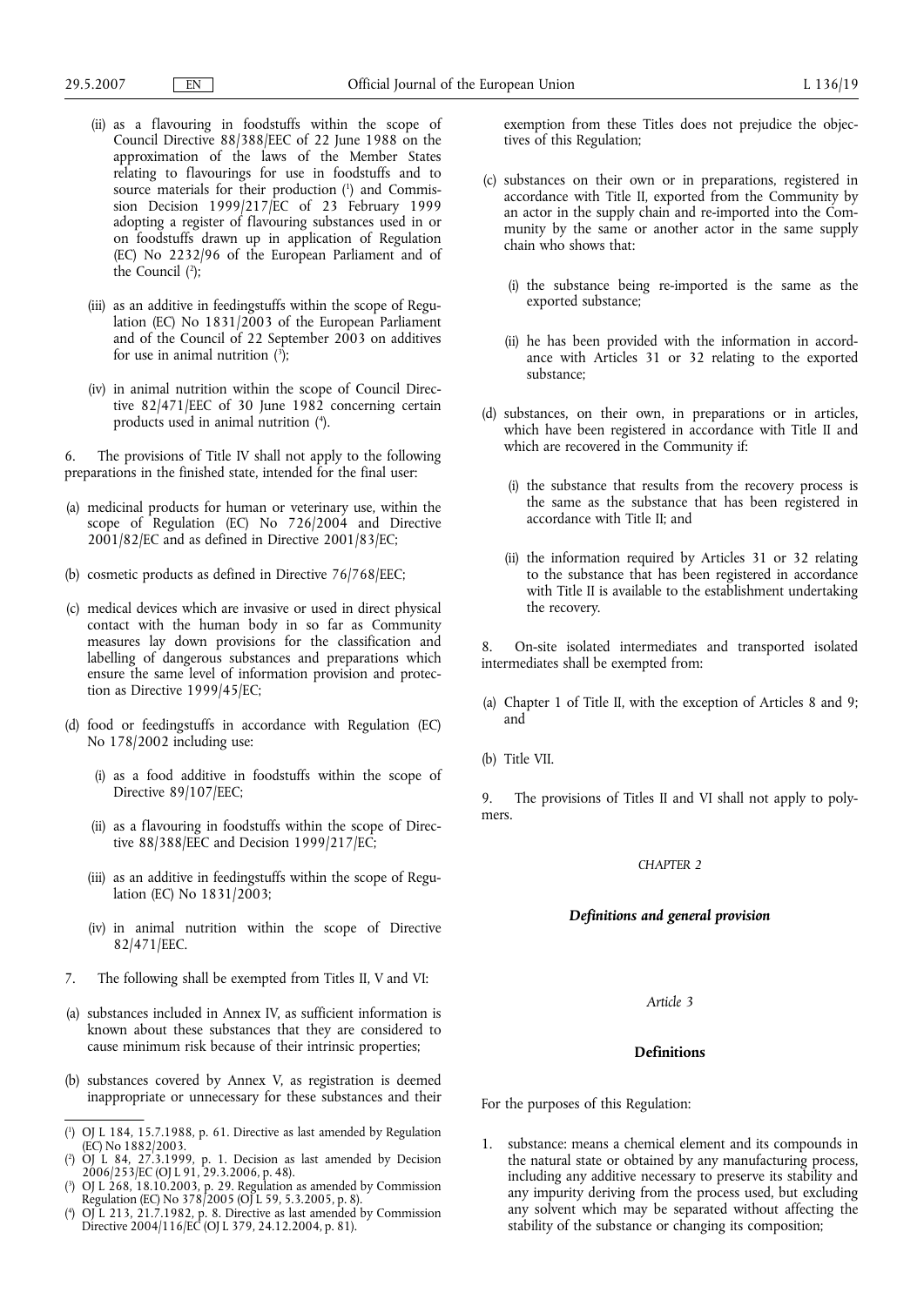(ii) as a flavouring in foodstuffs within the scope of Council Directive 88/388/EEC of 22 June 1988 on the approximation of the laws of the Member States relating to flavourings for use in foodstuffs and to source materials for their production [1] and Commission Decision 1999/217/EC of 23 February 1999 adopting a register of flavouring substances used in or on foodstuffs drawn up in application of Regulation (EC) No 2232/96 of the European Parliament and of the Council [2];

(iii) as an additive in feedingstuffs within the scope of Regulation (EC) No 1831/2003 of the European Parliament and of the Council of 22 September 2003 on additives for use in animal nutrition [3];

(iv) in animal nutrition within the scope of Council Directive 82/471/EEC of 30 June 1982 concerning certain products used in animal nutrition [4].

6. The provisions of Title IV shall not apply to the following preparations in the finished state, intended for the final user:

(a) medicinal products for human or veterinary use, within the scope of Regulation (EC) No 726/2004 and Directive 2001/82/EC and as defined in Directive 2001/83/EC;

(b) cosmetic products as defined in Directive 76/768/EEC;

(c) medical devices which are invasive or used in direct physical contact with the human body in so far as Community measures lay down provisions for the classification and labelling of dangerous substances and preparations which ensure the same level of information provision and protection as Directive 1999/45/EC;

(d) food or feedingstuffs in accordance with Regulation (EC) No 178/2002 including use:

(i) as a food additive in foodstuffs within the scope of Directive 89/107/EEC;

(ii) as a flavouring in foodstuffs within the scope of Directive 88/388/EEC and Decision 1999/217/EC;

(iii) as an additive in feedingstuffs within the scope of Regulation (EC) No 1831/2003;

(iv) in animal nutrition within the scope of Directive 82/471/EEC.

7. The following shall be exempted from Titles II, V and VI:

(a) substances included in Annex IV, as sufficient information is known about these substances that they are considered to cause minimum risk because of their intrinsic properties;

(b) substances covered by Annex V, as registration is deemed inappropriate or unnecessary for these substances and their exemption from these Titles does not prejudice the objectives of this Regulation;

(c) substances on their own or in preparations, registered in accordance with Title II, exported from the Community by an actor in the supply chain and re-imported into the Community by the same or another actor in the same supply chain who shows that:

(i) the substance being re-imported is the same as the exported substance;

(ii) he has been provided with the information in accordance with Articles 31 or 32 relating to the exported substance;

(d) substances, on their own, in preparations or in articles, which have been registered in accordance with Title II and which are recovered in the Community if:

(i) the substance that results from the recovery process is the same as the substance that has been registered in accordance with Title II; and

(ii) the information required by Articles 31 or 32 relating to the substance that has been registered in accordance with Title II is available to the establishment undertaking the recovery.

8. On-site isolated intermediates and transported isolated intermediates shall be exempted from:

(a) Chapter 1 of Title II, with the exception of Articles 8 and 9; and

(b) Title VII.

9. The provisions of Titles II and VI shall not apply to polymers.

*CHAPTER 2*

***Definitions and general provision***

*Article 3*

**Definitions**

For the purposes of this Regulation:

1. substance: means a chemical element and its compounds in the natural state or obtained by any manufacturing process, including any additive necessary to preserve its stability and any impurity deriving from the process used, but excluding any solvent which may be separated without affecting the stability of the substance or changing its composition;

---

[1] OJ L 184, 15.7.1988, p. 61. Directive as last amended by Regulation (EC) No 1882/2003.

[2] OJ L 84, 27.3.1999, p. 1. Decision as last amended by Decision 2006/253/EC (OJ L 91, 29.3.2006, p. 48).

[3] OJ L 268, 18.10.2003, p. 29. Regulation as amended by Commission Regulation (EC) No 378/2005 (OJ L 59, 5.3.2005, p. 8).

[4] OJ L 213, 21.7.1982, p. 8. Directive as last amended by Commission Directive 2004/116/EC (OJ L 379, 24.12.2004, p. 81).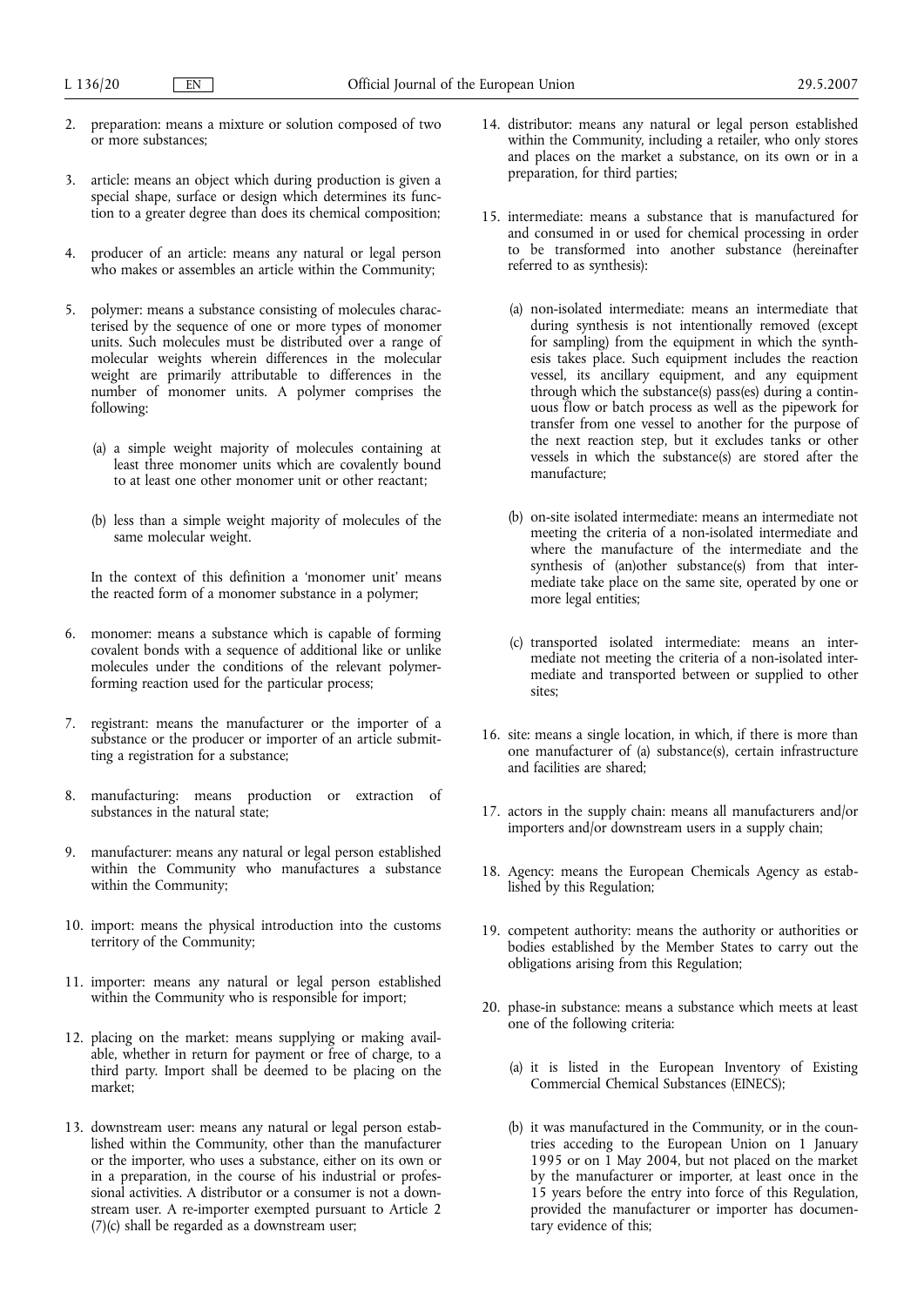2. preparation: means a mixture or solution composed of two or more substances;

3. article: means an object which during production is given a special shape, surface or design which determines its function to a greater degree than does its chemical composition;

4. producer of an article: means any natural or legal person who makes or assembles an article within the Community;

5. polymer: means a substance consisting of molecules characterised by the sequence of one or more types of monomer units. Such molecules must be distributed over a range of molecular weights wherein differences in the molecular weight are primarily attributable to differences in the number of monomer units. A polymer comprises the following:

   (a) a simple weight majority of molecules containing at least three monomer units which are covalently bound to at least one other monomer unit or other reactant;

   (b) less than a simple weight majority of molecules of the same molecular weight.

   In the context of this definition a 'monomer unit' means the reacted form of a monomer substance in a polymer;

6. monomer: means a substance which is capable of forming covalent bonds with a sequence of additional like or unlike molecules under the conditions of the relevant polymer-forming reaction used for the particular process;

7. registrant: means the manufacturer or the importer of a substance or the producer or importer of an article submitting a registration for a substance;

8. manufacturing: means production or extraction of substances in the natural state;

9. manufacturer: means any natural or legal person established within the Community who manufactures a substance within the Community;

10. import: means the physical introduction into the customs territory of the Community;

11. importer: means any natural or legal person established within the Community who is responsible for import;

12. placing on the market: means supplying or making available, whether in return for payment or free of charge, to a third party. Import shall be deemed to be placing on the market;

13. downstream user: means any natural or legal person established within the Community, other than the manufacturer or the importer, who uses a substance, either on its own or in a preparation, in the course of his industrial or professional activities. A distributor or a consumer is not a downstream user. A re-importer exempted pursuant to Article 2 (7)(c) shall be regarded as a downstream user;

14. distributor: means any natural or legal person established within the Community, including a retailer, who only stores and places on the market a substance, on its own or in a preparation, for third parties;

15. intermediate: means a substance that is manufactured for and consumed in or used for chemical processing in order to be transformed into another substance (hereinafter referred to as synthesis):

    (a) non-isolated intermediate: means an intermediate that during synthesis is not intentionally removed (except for sampling) from the equipment in which the synthesis takes place. Such equipment includes the reaction vessel, its ancillary equipment, and any equipment through which the substance(s) pass(es) during a continuous flow or batch process as well as the pipework for transfer from one vessel to another for the purpose of the next reaction step, but it excludes tanks or other vessels in which the substance(s) are stored after the manufacture;

    (b) on-site isolated intermediate: means an intermediate not meeting the criteria of a non-isolated intermediate and where the manufacture of the intermediate and the synthesis of (an)other substance(s) from that intermediate take place on the same site, operated by one or more legal entities;

    (c) transported isolated intermediate: means an intermediate not meeting the criteria of a non-isolated intermediate and transported between or supplied to other sites;

16. site: means a single location, in which, if there is more than one manufacturer of (a) substance(s), certain infrastructure and facilities are shared;

17. actors in the supply chain: means all manufacturers and/or importers and/or downstream users in a supply chain;

18. Agency: means the European Chemicals Agency as established by this Regulation;

19. competent authority: means the authority or authorities or bodies established by the Member States to carry out the obligations arising from this Regulation;

20. phase-in substance: means a substance which meets at least one of the following criteria:

    (a) it is listed in the European Inventory of Existing Commercial Chemical Substances (EINECS);

    (b) it was manufactured in the Community, or in the countries acceding to the European Union on 1 January 1995 or on 1 May 2004, but not placed on the market by the manufacturer or importer, at least once in the 15 years before the entry into force of this Regulation, provided the manufacturer or importer has documentary evidence of this;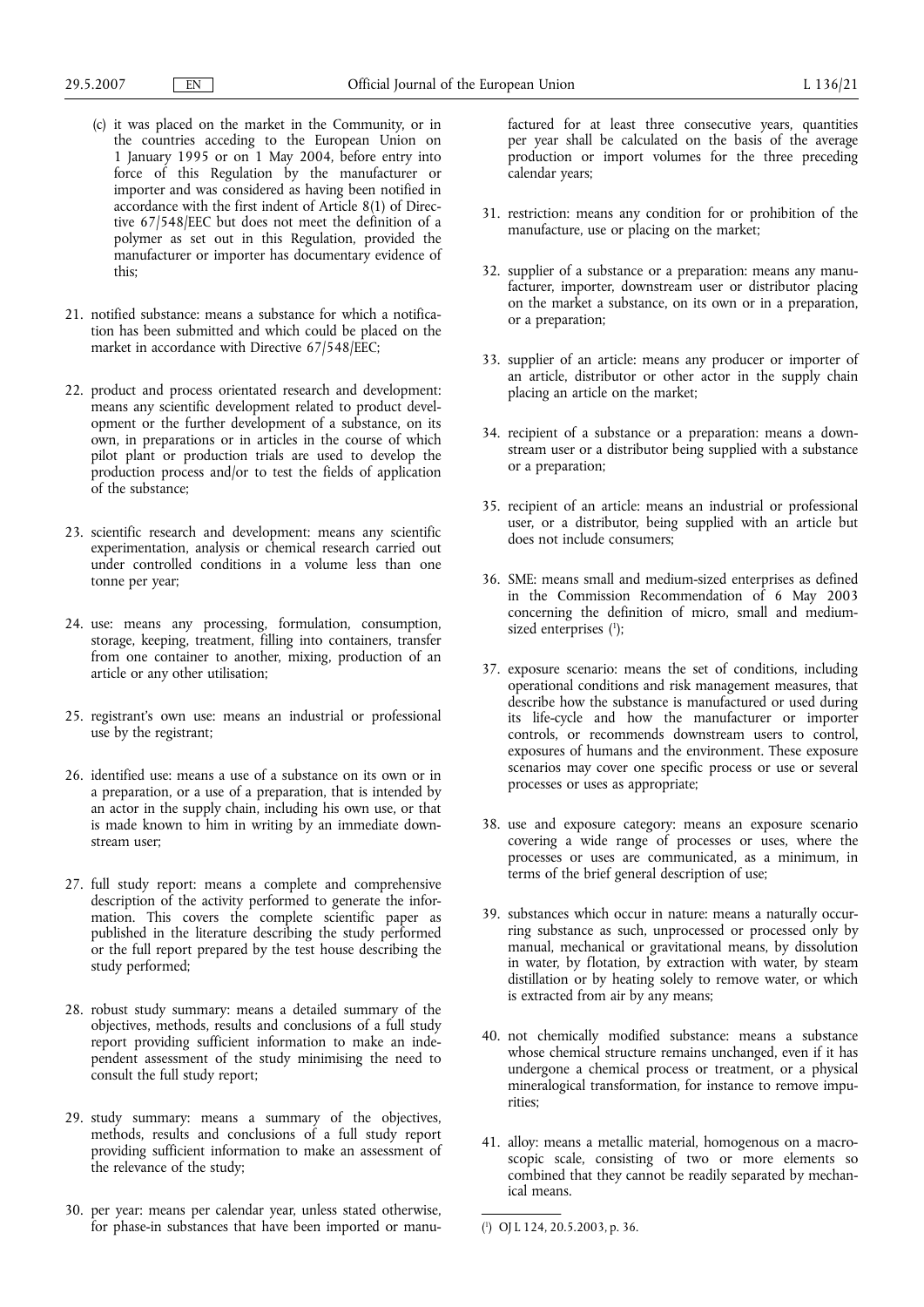(c) it was placed on the market in the Community, or in the countries acceding to the European Union on 1 January 1995 or on 1 May 2004, before entry into force of this Regulation by the manufacturer or importer and was considered as having been notified in accordance with the first indent of Article 8(1) of Directive 67/548/EEC but does not meet the definition of a polymer as set out in this Regulation, provided the manufacturer or importer has documentary evidence of this;

21. notified substance: means a substance for which a notification has been submitted and which could be placed on the market in accordance with Directive 67/548/EEC;

22. product and process orientated research and development: means any scientific development related to product development or the further development of a substance, on its own, in preparations or in articles in the course of which pilot plant or production trials are used to develop the production process and/or to test the fields of application of the substance;

23. scientific research and development: means any scientific experimentation, analysis or chemical research carried out under controlled conditions in a volume less than one tonne per year;

24. use: means any processing, formulation, consumption, storage, keeping, treatment, filling into containers, transfer from one container to another, mixing, production of an article or any other utilisation;

25. registrant's own use: means an industrial or professional use by the registrant;

26. identified use: means a use of a substance on its own or in a preparation, or a use of a preparation, that is intended by an actor in the supply chain, including his own use, or that is made known to him in writing by an immediate downstream user;

27. full study report: means a complete and comprehensive description of the activity performed to generate the information. This covers the complete scientific paper as published in the literature describing the study performed or the full report prepared by the test house describing the study performed;

28. robust study summary: means a detailed summary of the objectives, methods, results and conclusions of a full study report providing sufficient information to make an independent assessment of the study minimising the need to consult the full study report;

29. study summary: means a summary of the objectives, methods, results and conclusions of a full study report providing sufficient information to make an assessment of the relevance of the study;

30. per year: means per calendar year, unless stated otherwise, for phase-in substances that have been imported or manufactured for at least three consecutive years, quantities per year shall be calculated on the basis of the average production or import volumes for the three preceding calendar years;

31. restriction: means any condition for or prohibition of the manufacture, use or placing on the market;

32. supplier of a substance or a preparation: means any manufacturer, importer, downstream user or distributor placing on the market a substance, on its own or in a preparation, or a preparation;

33. supplier of an article: means any producer or importer of an article, distributor or other actor in the supply chain placing an article on the market;

34. recipient of a substance or a preparation: means a downstream user or a distributor being supplied with a substance or a preparation;

35. recipient of an article: means an industrial or professional user, or a distributor, being supplied with an article but does not include consumers;

36. SME: means small and medium-sized enterprises as defined in the Commission Recommendation of 6 May 2003 concerning the definition of micro, small and medium-sized enterprises [1];

37. exposure scenario: means the set of conditions, including operational conditions and risk management measures, that describe how the substance is manufactured or used during its life-cycle and how the manufacturer or importer controls, or recommends downstream users to control, exposures of humans and the environment. These exposure scenarios may cover one specific process or use or several processes or uses as appropriate;

38. use and exposure category: means an exposure scenario covering a wide range of processes or uses, where the processes or uses are communicated, as a minimum, in terms of the brief general description of use;

39. substances which occur in nature: means a naturally occurring substance as such, unprocessed or processed only by manual, mechanical or gravitational means, by dissolution in water, by flotation, by extraction with water, by steam distillation or by heating solely to remove water, or which is extracted from air by any means;

40. not chemically modified substance: means a substance whose chemical structure remains unchanged, even if it has undergone a chemical process or treatment, or a physical mineralogical transformation, for instance to remove impurities;

41. alloy: means a metallic material, homogenous on a macroscopic scale, consisting of two or more elements so combined that they cannot be readily separated by mechanical means.

[1] OJ L 124, 20.5.2003, p. 36.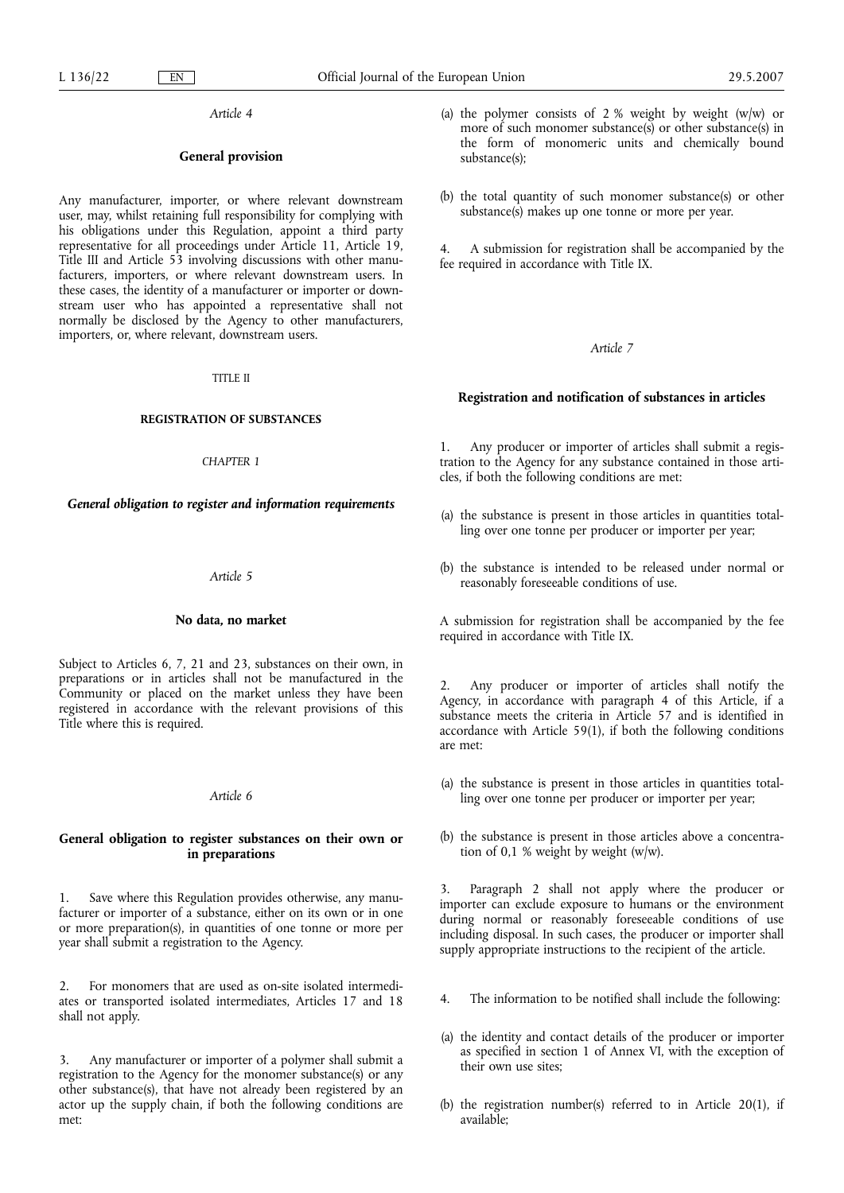*Article 4*

**General provision**

Any manufacturer, importer, or where relevant downstream user, may, whilst retaining full responsibility for complying with his obligations under this Regulation, appoint a third party representative for all proceedings under Article 11, Article 19, Title III and Article 53 involving discussions with other manufacturers, importers, or where relevant downstream users. In these cases, the identity of a manufacturer or importer or downstream user who has appointed a representative shall not normally be disclosed by the Agency to other manufacturers, importers, or, where relevant, downstream users.

TITLE II

## REGISTRATION OF SUBSTANCES

CHAPTER 1

***General obligation to register and information requirements***

*Article 5*

**No data, no market**

Subject to Articles 6, 7, 21 and 23, substances on their own, in preparations or in articles shall not be manufactured in the Community or placed on the market unless they have been registered in accordance with the relevant provisions of this Title where this is required.

*Article 6*

**General obligation to register substances on their own or in preparations**

1. Save where this Regulation provides otherwise, any manufacturer or importer of a substance, either on its own or in one or more preparation(s), in quantities of one tonne or more per year shall submit a registration to the Agency.

2. For monomers that are used as on-site isolated intermediates or transported isolated intermediates, Articles 17 and 18 shall not apply.

3. Any manufacturer or importer of a polymer shall submit a registration to the Agency for the monomer substance(s) or any other substance(s), that have not already been registered by an actor up the supply chain, if both the following conditions are met:

(a) the polymer consists of 2 % weight by weight (w/w) or more of such monomer substance(s) or other substance(s) in the form of monomeric units and chemically bound substance(s);

(b) the total quantity of such monomer substance(s) or other substance(s) makes up one tonne or more per year.

4. A submission for registration shall be accompanied by the fee required in accordance with Title IX.

*Article 7*

**Registration and notification of substances in articles**

1. Any producer or importer of articles shall submit a registration to the Agency for any substance contained in those articles, if both the following conditions are met:

(a) the substance is present in those articles in quantities totalling over one tonne per producer or importer per year;

(b) the substance is intended to be released under normal or reasonably foreseeable conditions of use.

A submission for registration shall be accompanied by the fee required in accordance with Title IX.

2. Any producer or importer of articles shall notify the Agency, in accordance with paragraph 4 of this Article, if a substance meets the criteria in Article 57 and is identified in accordance with Article 59(1), if both the following conditions are met:

(a) the substance is present in those articles in quantities totalling over one tonne per producer or importer per year;

(b) the substance is present in those articles above a concentration of 0,1 % weight by weight (w/w).

3. Paragraph 2 shall not apply where the producer or importer can exclude exposure to humans or the environment during normal or reasonably foreseeable conditions of use including disposal. In such cases, the producer or importer shall supply appropriate instructions to the recipient of the article.

4. The information to be notified shall include the following:

(a) the identity and contact details of the producer or importer as specified in section 1 of Annex VI, with the exception of their own use sites;

(b) the registration number(s) referred to in Article 20(1), if available;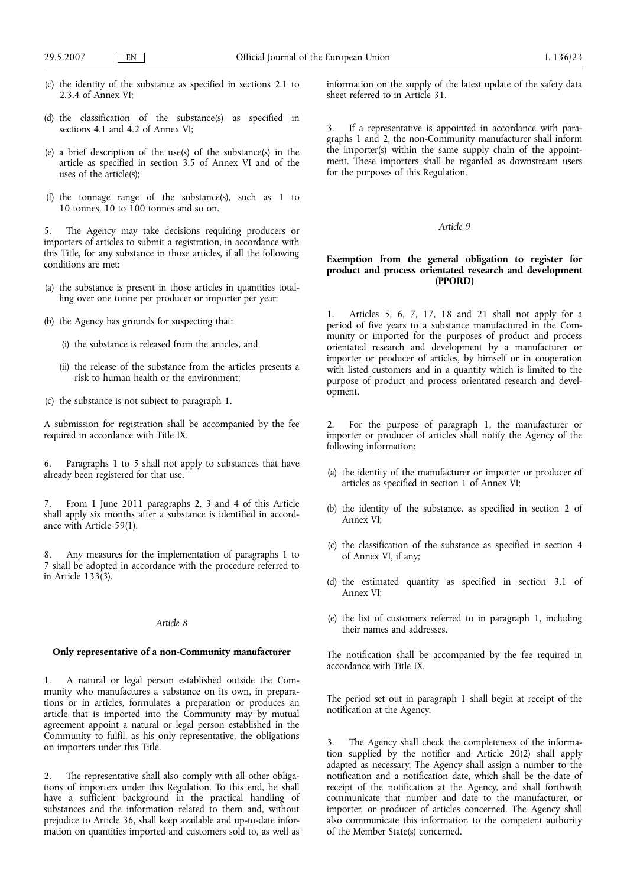(c) the identity of the substance as specified in sections 2.1 to 2.3.4 of Annex VI;

(d) the classification of the substance(s) as specified in sections 4.1 and 4.2 of Annex VI;

(e) a brief description of the use(s) of the substance(s) in the article as specified in section 3.5 of Annex VI and of the uses of the article(s);

(f) the tonnage range of the substance(s), such as 1 to 10 tonnes, 10 to 100 tonnes and so on.

5. The Agency may take decisions requiring producers or importers of articles to submit a registration, in accordance with this Title, for any substance in those articles, if all the following conditions are met:

(a) the substance is present in those articles in quantities totalling over one tonne per producer or importer per year;

(b) the Agency has grounds for suspecting that:

(i) the substance is released from the articles, and

(ii) the release of the substance from the articles presents a risk to human health or the environment;

(c) the substance is not subject to paragraph 1.

A submission for registration shall be accompanied by the fee required in accordance with Title IX.

6. Paragraphs 1 to 5 shall not apply to substances that have already been registered for that use.

7. From 1 June 2011 paragraphs 2, 3 and 4 of this Article shall apply six months after a substance is identified in accordance with Article 59(1).

8. Any measures for the implementation of paragraphs 1 to 7 shall be adopted in accordance with the procedure referred to in Article 133(3).

*Article 8*

**Only representative of a non-Community manufacturer**

1. A natural or legal person established outside the Community who manufactures a substance on its own, in preparations or in articles, formulates a preparation or produces an article that is imported into the Community may by mutual agreement appoint a natural or legal person established in the Community to fulfil, as his only representative, the obligations on importers under this Title.

2. The representative shall also comply with all other obligations of importers under this Regulation. To this end, he shall have a sufficient background in the practical handling of substances and the information related to them and, without prejudice to Article 36, shall keep available and up-to-date information on quantities imported and customers sold to, as well as information on the supply of the latest update of the safety data sheet referred to in Article 31.

3. If a representative is appointed in accordance with paragraphs 1 and 2, the non-Community manufacturer shall inform the importer(s) within the same supply chain of the appointment. These importers shall be regarded as downstream users for the purposes of this Regulation.

*Article 9*

**Exemption from the general obligation to register for product and process orientated research and development (PPORD)**

1. Articles 5, 6, 7, 17, 18 and 21 shall not apply for a period of five years to a substance manufactured in the Community or imported for the purposes of product and process orientated research and development by a manufacturer or importer or producer of articles, by himself or in cooperation with listed customers and in a quantity which is limited to the purpose of product and process orientated research and development.

2. For the purpose of paragraph 1, the manufacturer or importer or producer of articles shall notify the Agency of the following information:

(a) the identity of the manufacturer or importer or producer of articles as specified in section 1 of Annex VI;

(b) the identity of the substance, as specified in section 2 of Annex VI;

(c) the classification of the substance as specified in section 4 of Annex VI, if any;

(d) the estimated quantity as specified in section 3.1 of Annex VI;

(e) the list of customers referred to in paragraph 1, including their names and addresses.

The notification shall be accompanied by the fee required in accordance with Title IX.

The period set out in paragraph 1 shall begin at receipt of the notification at the Agency.

3. The Agency shall check the completeness of the information supplied by the notifier and Article 20(2) shall apply adapted as necessary. The Agency shall assign a number to the notification and a notification date, which shall be the date of receipt of the notification at the Agency, and shall forthwith communicate that number and date to the manufacturer, or importer, or producer of articles concerned. The Agency shall also communicate this information to the competent authority of the Member State(s) concerned.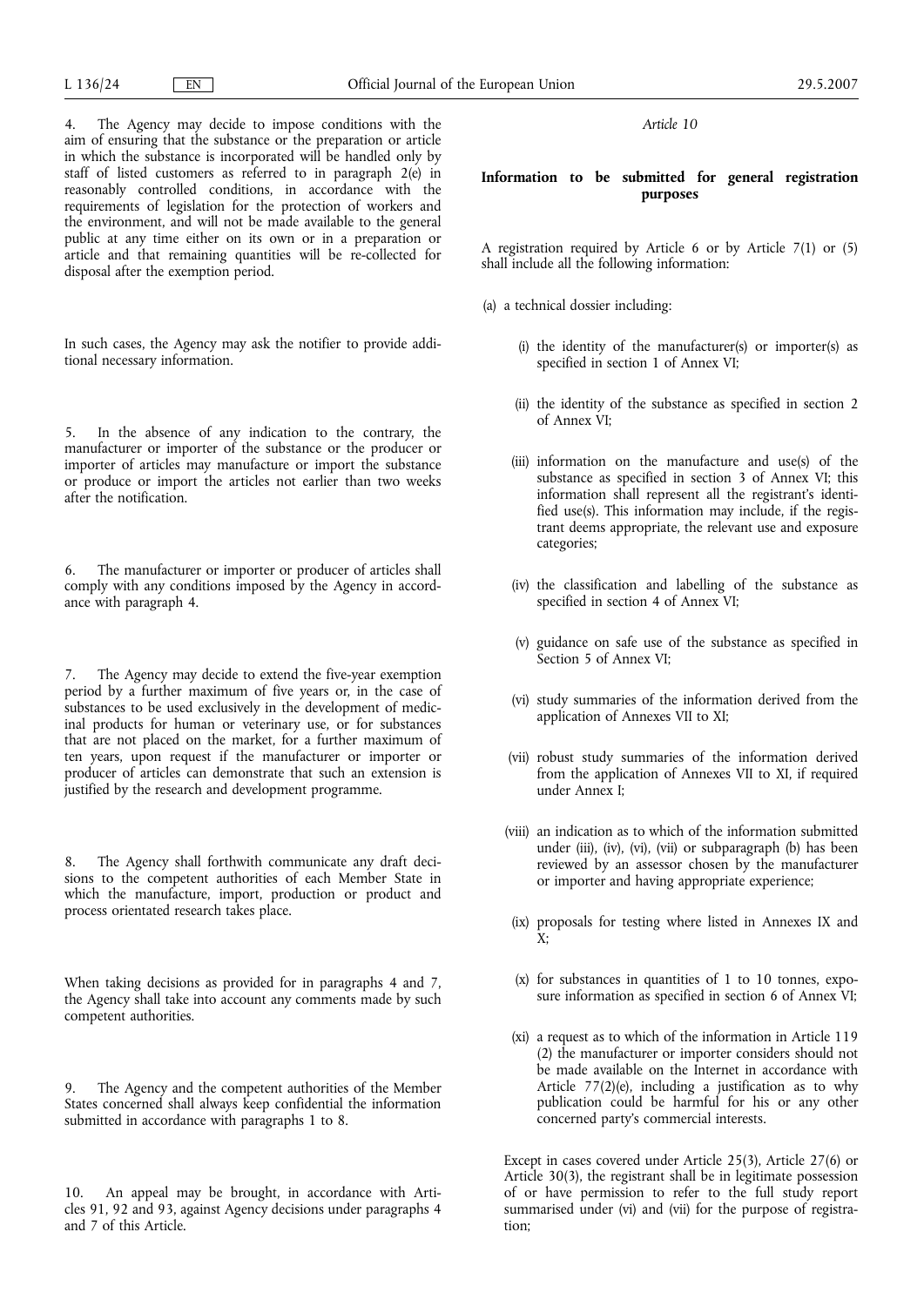4. The Agency may decide to impose conditions with the aim of ensuring that the substance or the preparation or article in which the substance is incorporated will be handled only by staff of listed customers as referred to in paragraph 2(e) in reasonably controlled conditions, in accordance with the requirements of legislation for the protection of workers and the environment, and will not be made available to the general public at any time either on its own or in a preparation or article and that remaining quantities will be re-collected for disposal after the exemption period.

In such cases, the Agency may ask the notifier to provide additional necessary information.

5. In the absence of any indication to the contrary, the manufacturer or importer of the substance or the producer or importer of articles may manufacture or import the substance or produce or import the articles not earlier than two weeks after the notification.

6. The manufacturer or importer or producer of articles shall comply with any conditions imposed by the Agency in accordance with paragraph 4.

7. The Agency may decide to extend the five-year exemption period by a further maximum of five years or, in the case of substances to be used exclusively in the development of medicinal products for human or veterinary use, or for substances that are not placed on the market, for a further maximum of ten years, upon request if the manufacturer or importer or producer of articles can demonstrate that such an extension is justified by the research and development programme.

8. The Agency shall forthwith communicate any draft decisions to the competent authorities of each Member State in which the manufacture, import, production or product and process orientated research takes place.

When taking decisions as provided for in paragraphs 4 and 7, the Agency shall take into account any comments made by such competent authorities.

9. The Agency and the competent authorities of the Member States concerned shall always keep confidential the information submitted in accordance with paragraphs 1 to 8.

10. An appeal may be brought, in accordance with Articles 91, 92 and 93, against Agency decisions under paragraphs 4 and 7 of this Article.

*Article 10*

**Information to be submitted for general registration purposes**

A registration required by Article 6 or by Article 7(1) or (5) shall include all the following information:

(a) a technical dossier including:

   (i) the identity of the manufacturer(s) or importer(s) as specified in section 1 of Annex VI;

   (ii) the identity of the substance as specified in section 2 of Annex VI;

   (iii) information on the manufacture and use(s) of the substance as specified in section 3 of Annex VI; this information shall represent all the registrant's identified use(s). This information may include, if the registrant deems appropriate, the relevant use and exposure categories;

   (iv) the classification and labelling of the substance as specified in section 4 of Annex VI;

   (v) guidance on safe use of the substance as specified in Section 5 of Annex VI;

   (vi) study summaries of the information derived from the application of Annexes VII to XI;

   (vii) robust study summaries of the information derived from the application of Annexes VII to XI, if required under Annex I;

   (viii) an indication as to which of the information submitted under (iii), (iv), (vi), (vii) or subparagraph (b) has been reviewed by an assessor chosen by the manufacturer or importer and having appropriate experience;

   (ix) proposals for testing where listed in Annexes IX and X;

   (x) for substances in quantities of 1 to 10 tonnes, exposure information as specified in section 6 of Annex VI;

   (xi) a request as to which of the information in Article 119 (2) the manufacturer or importer considers should not be made available on the Internet in accordance with Article 77(2)(e), including a justification as to why publication could be harmful for his or any other concerned party's commercial interests.

Except in cases covered under Article 25(3), Article 27(6) or Article 30(3), the registrant shall be in legitimate possession of or have permission to refer to the full study report summarised under (vi) and (vii) for the purpose of registration;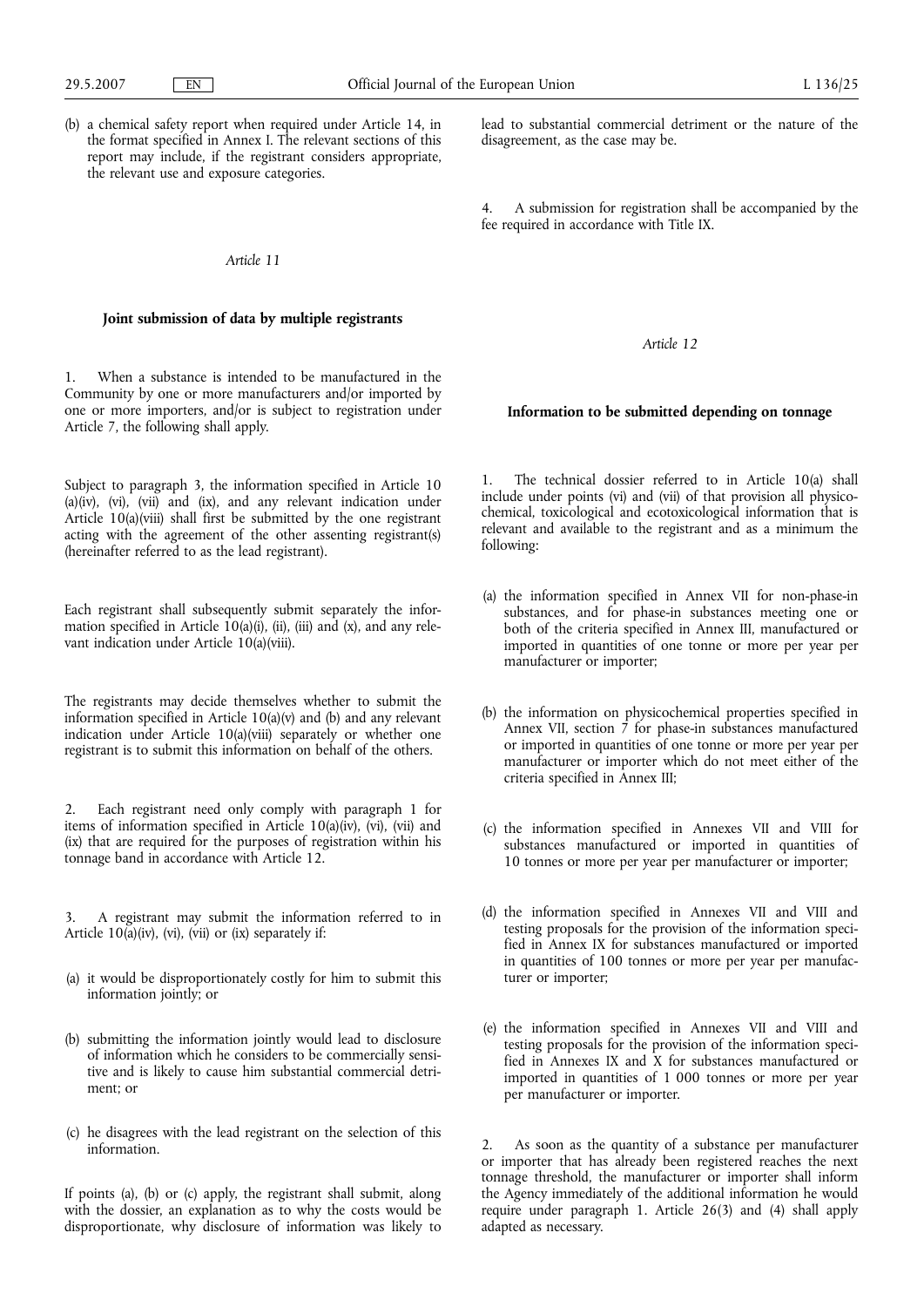(b) a chemical safety report when required under Article 14, in the format specified in Annex I. The relevant sections of this report may include, if the registrant considers appropriate, the relevant use and exposure categories.

*Article 11*

**Joint submission of data by multiple registrants**

1. When a substance is intended to be manufactured in the Community by one or more manufacturers and/or imported by one or more importers, and/or is subject to registration under Article 7, the following shall apply.

Subject to paragraph 3, the information specified in Article 10 (a)(iv), (vi), (vii) and (ix), and any relevant indication under Article 10(a)(viii) shall first be submitted by the one registrant acting with the agreement of the other assenting registrant(s) (hereinafter referred to as the lead registrant).

Each registrant shall subsequently submit separately the information specified in Article 10(a)(i), (ii), (iii) and (x), and any relevant indication under Article 10(a)(viii).

The registrants may decide themselves whether to submit the information specified in Article 10(a)(v) and (b) and any relevant indication under Article 10(a)(viii) separately or whether one registrant is to submit this information on behalf of the others.

2. Each registrant need only comply with paragraph 1 for items of information specified in Article 10(a)(iv), (vi), (vii) and (ix) that are required for the purposes of registration within his tonnage band in accordance with Article 12.

3. A registrant may submit the information referred to in Article 10(a)(iv), (vi), (vii) or (ix) separately if:

(a) it would be disproportionately costly for him to submit this information jointly; or

(b) submitting the information jointly would lead to disclosure of information which he considers to be commercially sensitive and is likely to cause him substantial commercial detriment; or

(c) he disagrees with the lead registrant on the selection of this information.

If points (a), (b) or (c) apply, the registrant shall submit, along with the dossier, an explanation as to why the costs would be disproportionate, why disclosure of information was likely to lead to substantial commercial detriment or the nature of the disagreement, as the case may be.

4. A submission for registration shall be accompanied by the fee required in accordance with Title IX.

*Article 12*

**Information to be submitted depending on tonnage**

1. The technical dossier referred to in Article 10(a) shall include under points (vi) and (vii) of that provision all physicochemical, toxicological and ecotoxicological information that is relevant and available to the registrant and as a minimum the following:

(a) the information specified in Annex VII for non-phase-in substances, and for phase-in substances meeting one or both of the criteria specified in Annex III, manufactured or imported in quantities of one tonne or more per year per manufacturer or importer;

(b) the information on physicochemical properties specified in Annex VII, section 7 for phase-in substances manufactured or imported in quantities of one tonne or more per year per manufacturer or importer which do not meet either of the criteria specified in Annex III;

(c) the information specified in Annexes VII and VIII for substances manufactured or imported in quantities of 10 tonnes or more per year per manufacturer or importer;

(d) the information specified in Annexes VII and VIII and testing proposals for the provision of the information specified in Annex IX for substances manufactured or imported in quantities of 100 tonnes or more per year per manufacturer or importer;

(e) the information specified in Annexes VII and VIII and testing proposals for the provision of the information specified in Annexes IX and X for substances manufactured or imported in quantities of 1 000 tonnes or more per year per manufacturer or importer.

2. As soon as the quantity of a substance per manufacturer or importer that has already been registered reaches the next tonnage threshold, the manufacturer or importer shall inform the Agency immediately of the additional information he would require under paragraph 1. Article 26(3) and (4) shall apply adapted as necessary.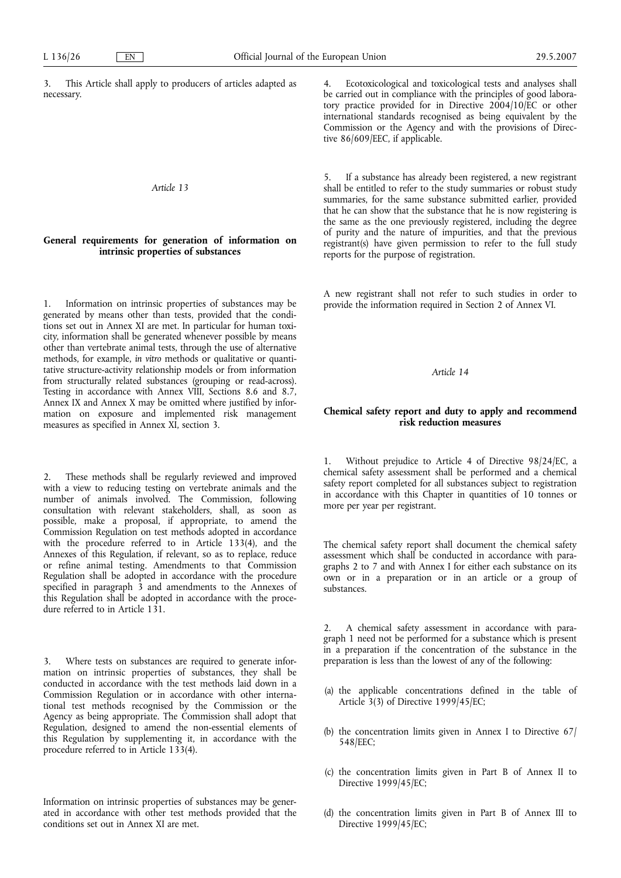3. This Article shall apply to producers of articles adapted as necessary.

### Article 13

### General requirements for generation of information on intrinsic properties of substances

1. Information on intrinsic properties of substances may be generated by means other than tests, provided that the conditions set out in Annex XI are met. In particular for human toxicity, information shall be generated whenever possible by means other than vertebrate animal tests, through the use of alternative methods, for example, *in vitro* methods or qualitative or quantitative structure-activity relationship models or from information from structurally related substances (grouping or read-across). Testing in accordance with Annex VIII, Sections 8.6 and 8.7, Annex IX and Annex X may be omitted where justified by information on exposure and implemented risk management measures as specified in Annex XI, section 3.

2. These methods shall be regularly reviewed and improved with a view to reducing testing on vertebrate animals and the number of animals involved. The Commission, following consultation with relevant stakeholders, shall, as soon as possible, make a proposal, if appropriate, to amend the Commission Regulation on test methods adopted in accordance with the procedure referred to in Article 133(4), and the Annexes of this Regulation, if relevant, so as to replace, reduce or refine animal testing. Amendments to that Commission Regulation shall be adopted in accordance with the procedure specified in paragraph 3 and amendments to the Annexes of this Regulation shall be adopted in accordance with the procedure referred to in Article 131.

3. Where tests on substances are required to generate information on intrinsic properties of substances, they shall be conducted in accordance with the test methods laid down in a Commission Regulation or in accordance with other international test methods recognised by the Commission or the Agency as being appropriate. The Commission shall adopt that Regulation, designed to amend the non-essential elements of this Regulation by supplementing it, in accordance with the procedure referred to in Article 133(4).

Information on intrinsic properties of substances may be generated in accordance with other test methods provided that the conditions set out in Annex XI are met.

4. Ecotoxicological and toxicological tests and analyses shall be carried out in compliance with the principles of good laboratory practice provided for in Directive 2004/10/EC or other international standards recognised as being equivalent by the Commission or the Agency and with the provisions of Directive 86/609/EEC, if applicable.

5. If a substance has already been registered, a new registrant shall be entitled to refer to the study summaries or robust study summaries, for the same substance submitted earlier, provided that he can show that the substance that he is now registering is the same as the one previously registered, including the degree of purity and the nature of impurities, and that the previous registrant(s) have given permission to refer to the full study reports for the purpose of registration.

A new registrant shall not refer to such studies in order to provide the information required in Section 2 of Annex VI.

### Article 14

### Chemical safety report and duty to apply and recommend risk reduction measures

1. Without prejudice to Article 4 of Directive 98/24/EC, a chemical safety assessment shall be performed and a chemical safety report completed for all substances subject to registration in accordance with this Chapter in quantities of 10 tonnes or more per year per registrant.

The chemical safety report shall document the chemical safety assessment which shall be conducted in accordance with paragraphs 2 to 7 and with Annex I for either each substance on its own or in a preparation or in an article or a group of substances.

2. A chemical safety assessment in accordance with paragraph 1 need not be performed for a substance which is present in a preparation if the concentration of the substance in the preparation is less than the lowest of any of the following:

(a) the applicable concentrations defined in the table of Article 3(3) of Directive 1999/45/EC;

(b) the concentration limits given in Annex I to Directive 67/548/EEC;

(c) the concentration limits given in Part B of Annex II to Directive 1999/45/EC;

(d) the concentration limits given in Part B of Annex III to Directive 1999/45/EC;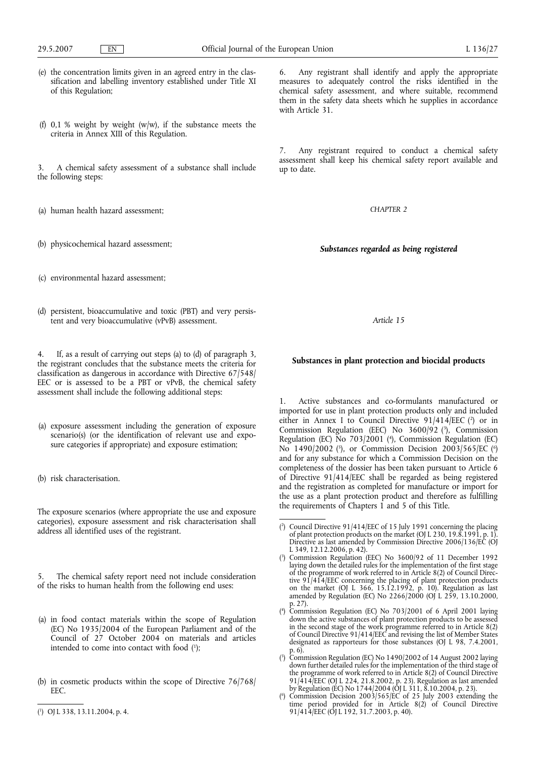(e) the concentration limits given in an agreed entry in the classification and labelling inventory established under Title XI of this Regulation;

(f) 0,1 % weight by weight (w/w), if the substance meets the criteria in Annex XIII of this Regulation.

3. A chemical safety assessment of a substance shall include the following steps:

(a) human health hazard assessment;

(b) physicochemical hazard assessment;

(c) environmental hazard assessment;

(d) persistent, bioaccumulative and toxic (PBT) and very persistent and very bioaccumulative (vPvB) assessment.

4. If, as a result of carrying out steps (a) to (d) of paragraph 3, the registrant concludes that the substance meets the criteria for classification as dangerous in accordance with Directive 67/548/EEC or is assessed to be a PBT or vPvB, the chemical safety assessment shall include the following additional steps:

(a) exposure assessment including the generation of exposure scenario(s) (or the identification of relevant use and exposure categories if appropriate) and exposure estimation;

(b) risk characterisation.

The exposure scenarios (where appropriate the use and exposure categories), exposure assessment and risk characterisation shall address all identified uses of the registrant.

5. The chemical safety report need not include consideration of the risks to human health from the following end uses:

(a) in food contact materials within the scope of Regulation (EC) No 1935/2004 of the European Parliament and of the Council of 27 October 2004 on materials and articles intended to come into contact with food [1];

(b) in cosmetic products within the scope of Directive 76/768/EEC.

[1] OJ L 338, 13.11.2004, p. 4.

6. Any registrant shall identify and apply the appropriate measures to adequately control the risks identified in the chemical safety assessment, and where suitable, recommend them in the safety data sheets which he supplies in accordance with Article 31.

7. Any registrant required to conduct a chemical safety assessment shall keep his chemical safety report available and up to date.

*CHAPTER 2*

## *Substances regarded as being registered*

*Article 15*

### Substances in plant protection and biocidal products

1. Active substances and co-formulants manufactured or imported for use in plant protection products only and included either in Annex I to Council Directive 91/414/EEC [2] or in Commission Regulation (EEC) No 3600/92 [3], Commission Regulation (EC) No 703/2001 [4], Commission Regulation (EC) No 1490/2002 [5], or Commission Decision 2003/565/EC [6] and for any substance for which a Commission Decision on the completeness of the dossier has been taken pursuant to Article 6 of Directive 91/414/EEC shall be regarded as being registered and the registration as completed for manufacture or import for the use as a plant protection product and therefore as fulfilling the requirements of Chapters 1 and 5 of this Title.

[2] Council Directive 91/414/EEC of 15 July 1991 concerning the placing of plant protection products on the market (OJ L 230, 19.8.1991, p. 1). Directive as last amended by Commission Directive 2006/136/EC (OJ L 349, 12.12.2006, p. 42).

[3] Commission Regulation (EEC) No 3600/92 of 11 December 1992 laying down the detailed rules for the implementation of the first stage of the programme of work referred to in Article 8(2) of Council Directive 91/414/EEC concerning the placing of plant protection products on the market (OJ L 366, 15.12.1992, p. 10). Regulation as last amended by Regulation (EC) No 2266/2000 (OJ L 259, 13.10.2000, p. 27).

[4] Commission Regulation (EC) No 703/2001 of 6 April 2001 laying down the active substances of plant protection products to be assessed in the second stage of the work programme referred to in Article 8(2) of Council Directive 91/414/EEC and revising the list of Member States designated as rapporteurs for those substances (OJ L 98, 7.4.2001, p. 6).

[5] Commission Regulation (EC) No 1490/2002 of 14 August 2002 laying down further detailed rules for the implementation of the third stage of the programme of work referred to in Article 8(2) of Council Directive 91/414/EEC (OJ L 224, 21.8.2002, p. 23). Regulation as last amended by Regulation (EC) No 1744/2004 (OJ L 311, 8.10.2004, p. 23).

[6] Commission Decision 2003/565/EC of 25 July 2003 extending the time period provided for in Article 8(2) of Council Directive 91/414/EEC (OJ L 192, 31.7.2003, p. 40).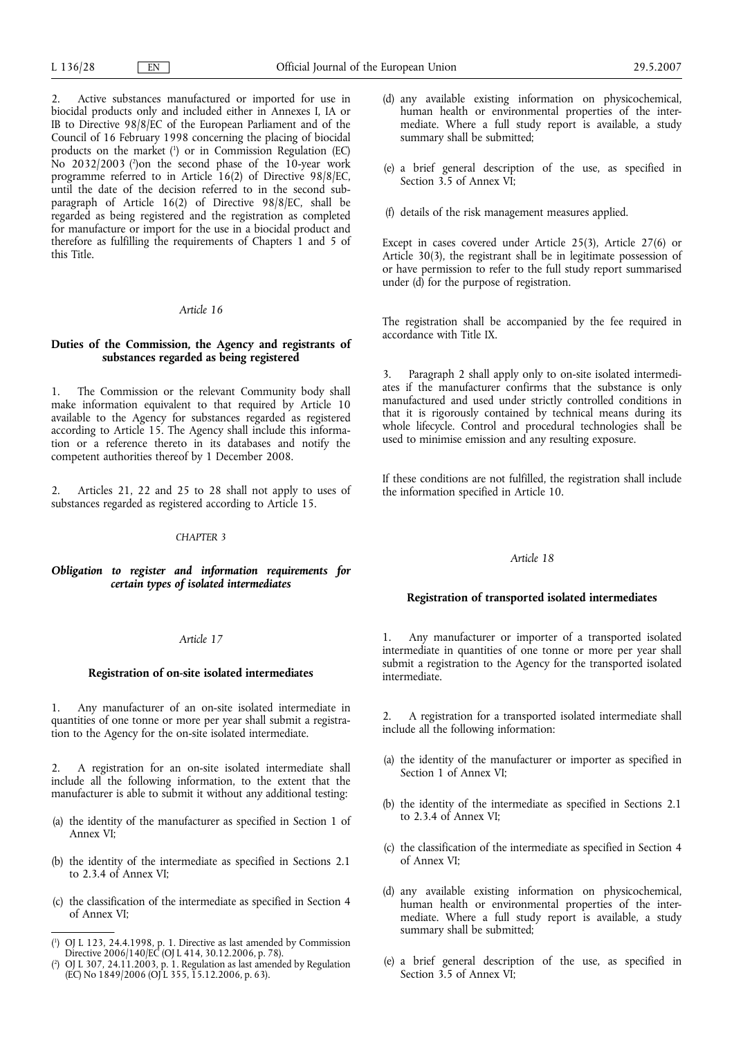2. Active substances manufactured or imported for use in biocidal products only and included either in Annexes I, IA or IB to Directive 98/8/EC of the European Parliament and of the Council of 16 February 1998 concerning the placing of biocidal products on the market [1] or in Commission Regulation (EC) No 2032/2003 [2]on the second phase of the 10-year work programme referred to in Article 16(2) of Directive 98/8/EC, until the date of the decision referred to in the second subparagraph of Article 16(2) of Directive 98/8/EC, shall be regarded as being registered and the registration as completed for manufacture or import for the use in a biocidal product and therefore as fulfilling the requirements of Chapters 1 and 5 of this Title.

*Article 16*

**Duties of the Commission, the Agency and registrants of substances regarded as being registered**

1. The Commission or the relevant Community body shall make information equivalent to that required by Article 10 available to the Agency for substances regarded as registered according to Article 15. The Agency shall include this information or a reference thereto in its databases and notify the competent authorities thereof by 1 December 2008.

2. Articles 21, 22 and 25 to 28 shall not apply to uses of substances regarded as registered according to Article 15.

CHAPTER 3

***Obligation to register and information requirements for certain types of isolated intermediates***

*Article 17*

**Registration of on-site isolated intermediates**

1. Any manufacturer of an on-site isolated intermediate in quantities of one tonne or more per year shall submit a registration to the Agency for the on-site isolated intermediate.

2. A registration for an on-site isolated intermediate shall include all the following information, to the extent that the manufacturer is able to submit it without any additional testing:

(a) the identity of the manufacturer as specified in Section 1 of Annex VI;

(b) the identity of the intermediate as specified in Sections 2.1 to 2.3.4 of Annex VI;

(c) the classification of the intermediate as specified in Section 4 of Annex VI;

(d) any available existing information on physicochemical, human health or environmental properties of the intermediate. Where a full study report is available, a study summary shall be submitted;

(e) a brief general description of the use, as specified in Section 3.5 of Annex VI;

(f) details of the risk management measures applied.

Except in cases covered under Article 25(3), Article 27(6) or Article 30(3), the registrant shall be in legitimate possession of or have permission to refer to the full study report summarised under (d) for the purpose of registration.

The registration shall be accompanied by the fee required in accordance with Title IX.

3. Paragraph 2 shall apply only to on-site isolated intermediates if the manufacturer confirms that the substance is only manufactured and used under strictly controlled conditions in that it is rigorously contained by technical means during its whole lifecycle. Control and procedural technologies shall be used to minimise emission and any resulting exposure.

If these conditions are not fulfilled, the registration shall include the information specified in Article 10.

*Article 18*

**Registration of transported isolated intermediates**

1. Any manufacturer or importer of a transported isolated intermediate in quantities of one tonne or more per year shall submit a registration to the Agency for the transported isolated intermediate.

2. A registration for a transported isolated intermediate shall include all the following information:

(a) the identity of the manufacturer or importer as specified in Section 1 of Annex VI;

(b) the identity of the intermediate as specified in Sections 2.1 to 2.3.4 of Annex VI;

(c) the classification of the intermediate as specified in Section 4 of Annex VI;

(d) any available existing information on physicochemical, human health or environmental properties of the intermediate. Where a full study report is available, a study summary shall be submitted;

(e) a brief general description of the use, as specified in Section 3.5 of Annex VI;

---

[1] OJ L 123, 24.4.1998, p. 1. Directive as last amended by Commission Directive 2006/140/EC (OJ L 414, 30.12.2006, p. 78).

[2] OJ L 307, 24.11.2003, p. 1. Regulation as last amended by Regulation (EC) No 1849/2006 (OJ L 355, 15.12.2006, p. 63).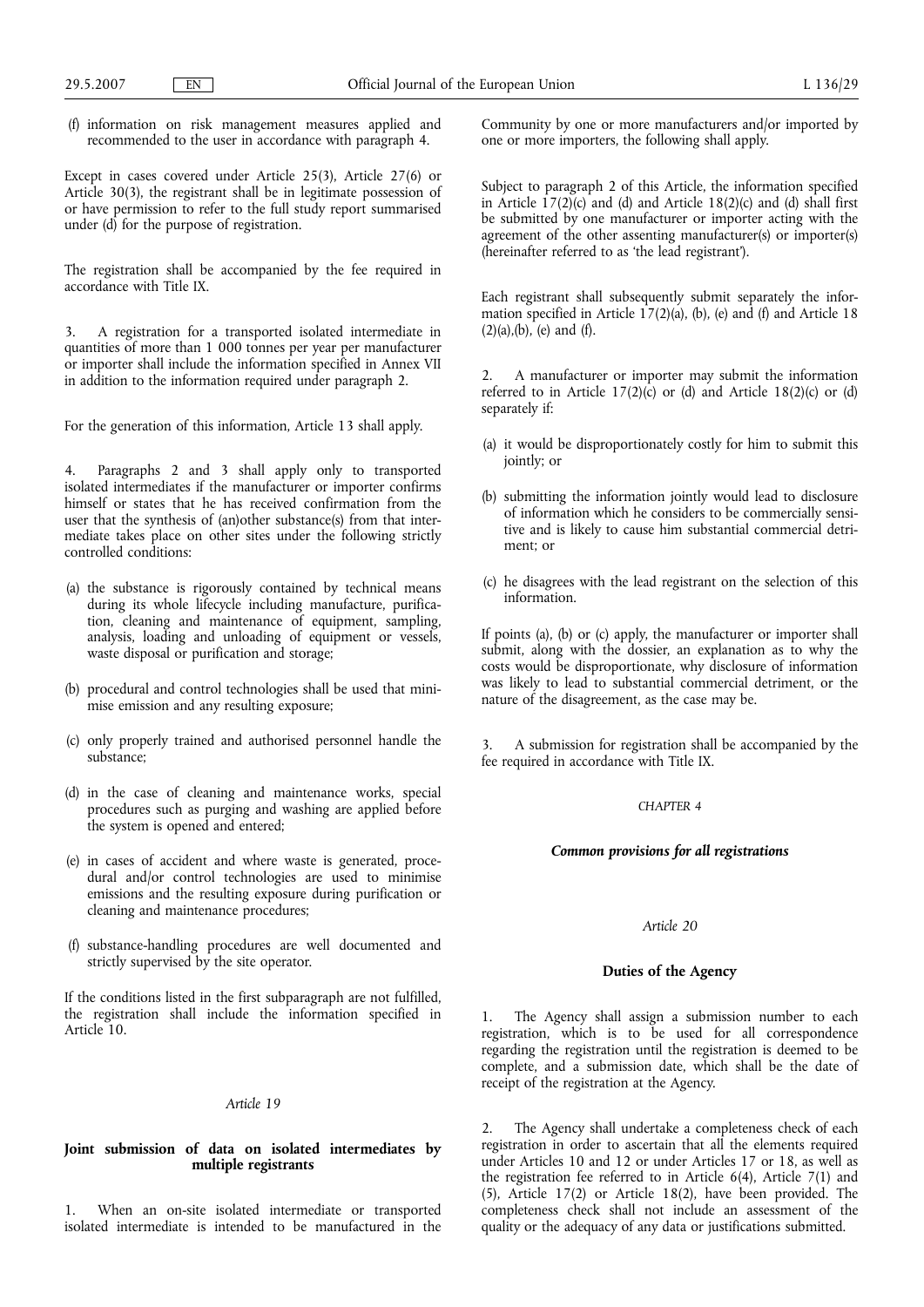(f) information on risk management measures applied and recommended to the user in accordance with paragraph 4.

Except in cases covered under Article 25(3), Article 27(6) or Article 30(3), the registrant shall be in legitimate possession of or have permission to refer to the full study report summarised under (d) for the purpose of registration.

The registration shall be accompanied by the fee required in accordance with Title IX.

3. A registration for a transported isolated intermediate in quantities of more than 1 000 tonnes per year per manufacturer or importer shall include the information specified in Annex VII in addition to the information required under paragraph 2.

For the generation of this information, Article 13 shall apply.

4. Paragraphs 2 and 3 shall apply only to transported isolated intermediates if the manufacturer or importer confirms himself or states that he has received confirmation from the user that the synthesis of (an)other substance(s) from that intermediate takes place on other sites under the following strictly controlled conditions:

(a) the substance is rigorously contained by technical means during its whole lifecycle including manufacture, purification, cleaning and maintenance of equipment, sampling, analysis, loading and unloading of equipment or vessels, waste disposal or purification and storage;

(b) procedural and control technologies shall be used that minimise emission and any resulting exposure;

(c) only properly trained and authorised personnel handle the substance;

(d) in the case of cleaning and maintenance works, special procedures such as purging and washing are applied before the system is opened and entered;

(e) in cases of accident and where waste is generated, procedural and/or control technologies are used to minimise emissions and the resulting exposure during purification or cleaning and maintenance procedures;

(f) substance-handling procedures are well documented and strictly supervised by the site operator.

If the conditions listed in the first subparagraph are not fulfilled, the registration shall include the information specified in Article 10.

*Article 19*

**Joint submission of data on isolated intermediates by multiple registrants**

1. When an on-site isolated intermediate or transported isolated intermediate is intended to be manufactured in the Community by one or more manufacturers and/or imported by one or more importers, the following shall apply.

Subject to paragraph 2 of this Article, the information specified in Article 17(2)(c) and (d) and Article 18(2)(c) and (d) shall first be submitted by one manufacturer or importer acting with the agreement of the other assenting manufacturer(s) or importer(s) (hereinafter referred to as 'the lead registrant').

Each registrant shall subsequently submit separately the information specified in Article 17(2)(a), (b), (e) and (f) and Article 18 (2)(a),(b), (e) and (f).

2. A manufacturer or importer may submit the information referred to in Article 17(2)(c) or (d) and Article 18(2)(c) or (d) separately if:

(a) it would be disproportionately costly for him to submit this jointly; or

(b) submitting the information jointly would lead to disclosure of information which he considers to be commercially sensitive and is likely to cause him substantial commercial detriment; or

(c) he disagrees with the lead registrant on the selection of this information.

If points (a), (b) or (c) apply, the manufacturer or importer shall submit, along with the dossier, an explanation as to why the costs would be disproportionate, why disclosure of information was likely to lead to substantial commercial detriment, or the nature of the disagreement, as the case may be.

3. A submission for registration shall be accompanied by the fee required in accordance with Title IX.

*CHAPTER 4*

***Common provisions for all registrations***

*Article 20*

**Duties of the Agency**

1. The Agency shall assign a submission number to each registration, which is to be used for all correspondence regarding the registration until the registration is deemed to be complete, and a submission date, which shall be the date of receipt of the registration at the Agency.

2. The Agency shall undertake a completeness check of each registration in order to ascertain that all the elements required under Articles 10 and 12 or under Articles 17 or 18, as well as the registration fee referred to in Article 6(4), Article 7(1) and (5), Article 17(2) or Article 18(2), have been provided. The completeness check shall not include an assessment of the quality or the adequacy of any data or justifications submitted.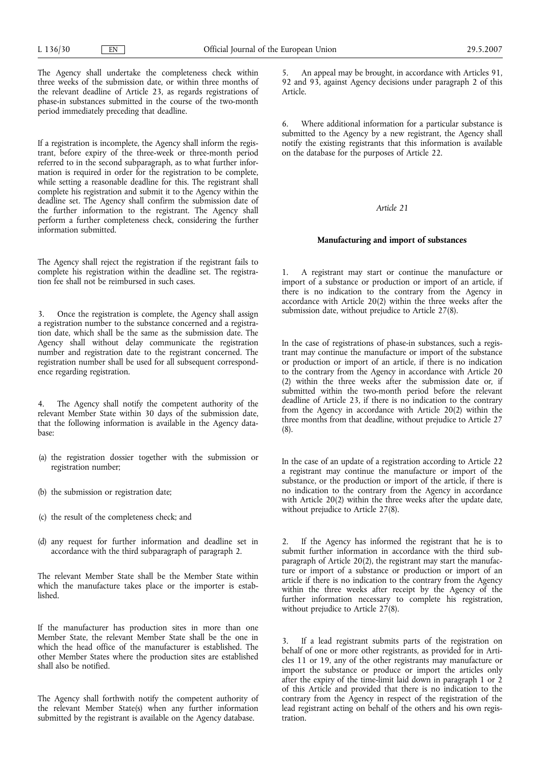The Agency shall undertake the completeness check within three weeks of the submission date, or within three months of the relevant deadline of Article 23, as regards registrations of phase-in substances submitted in the course of the two-month period immediately preceding that deadline.

If a registration is incomplete, the Agency shall inform the registrant, before expiry of the three-week or three-month period referred to in the second subparagraph, as to what further information is required in order for the registration to be complete, while setting a reasonable deadline for this. The registrant shall complete his registration and submit it to the Agency within the deadline set. The Agency shall confirm the submission date of the further information to the registrant. The Agency shall perform a further completeness check, considering the further information submitted.

The Agency shall reject the registration if the registrant fails to complete his registration within the deadline set. The registration fee shall not be reimbursed in such cases.

3. Once the registration is complete, the Agency shall assign a registration number to the substance concerned and a registration date, which shall be the same as the submission date. The Agency shall without delay communicate the registration number and registration date to the registrant concerned. The registration number shall be used for all subsequent correspondence regarding registration.

4. The Agency shall notify the competent authority of the relevant Member State within 30 days of the submission date, that the following information is available in the Agency database:

(a) the registration dossier together with the submission or registration number;

(b) the submission or registration date;

(c) the result of the completeness check; and

(d) any request for further information and deadline set in accordance with the third subparagraph of paragraph 2.

The relevant Member State shall be the Member State within which the manufacture takes place or the importer is established.

If the manufacturer has production sites in more than one Member State, the relevant Member State shall be the one in which the head office of the manufacturer is established. The other Member States where the production sites are established shall also be notified.

The Agency shall forthwith notify the competent authority of the relevant Member State(s) when any further information submitted by the registrant is available on the Agency database.

5. An appeal may be brought, in accordance with Articles 91, 92 and 93, against Agency decisions under paragraph 2 of this Article.

6. Where additional information for a particular substance is submitted to the Agency by a new registrant, the Agency shall notify the existing registrants that this information is available on the database for the purposes of Article 22.

*Article 21*

**Manufacturing and import of substances**

1. A registrant may start or continue the manufacture or import of a substance or production or import of an article, if there is no indication to the contrary from the Agency in accordance with Article 20(2) within the three weeks after the submission date, without prejudice to Article 27(8).

In the case of registrations of phase-in substances, such a registrant may continue the manufacture or import of the substance or production or import of an article, if there is no indication to the contrary from the Agency in accordance with Article 20 (2) within the three weeks after the submission date or, if submitted within the two-month period before the relevant deadline of Article 23, if there is no indication to the contrary from the Agency in accordance with Article 20(2) within the three months from that deadline, without prejudice to Article 27 (8).

In the case of an update of a registration according to Article 22 a registrant may continue the manufacture or import of the substance, or the production or import of the article, if there is no indication to the contrary from the Agency in accordance with Article 20(2) within the three weeks after the update date, without prejudice to Article 27(8).

2. If the Agency has informed the registrant that he is to submit further information in accordance with the third subparagraph of Article 20(2), the registrant may start the manufacture or import of a substance or production or import of an article if there is no indication to the contrary from the Agency within the three weeks after receipt by the Agency of the further information necessary to complete his registration, without prejudice to Article 27(8).

3. If a lead registrant submits parts of the registration on behalf of one or more other registrants, as provided for in Articles 11 or 19, any of the other registrants may manufacture or import the substance or produce or import the articles only after the expiry of the time-limit laid down in paragraph 1 or 2 of this Article and provided that there is no indication to the contrary from the Agency in respect of the registration of the lead registrant acting on behalf of the others and his own registration.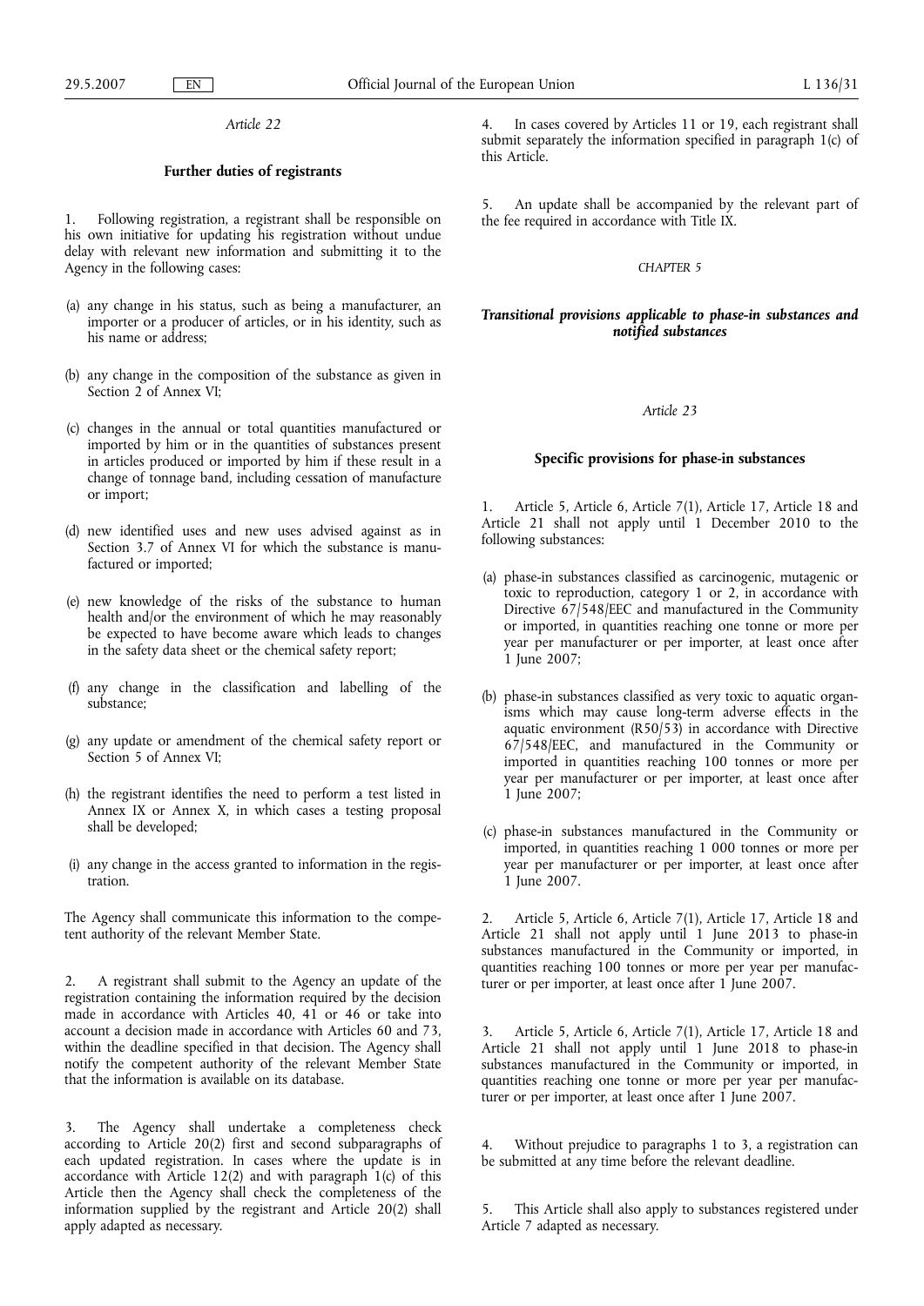*Article 22*

**Further duties of registrants**

1. Following registration, a registrant shall be responsible on his own initiative for updating his registration without undue delay with relevant new information and submitting it to the Agency in the following cases:

(a) any change in his status, such as being a manufacturer, an importer or a producer of articles, or in his identity, such as his name or address;

(b) any change in the composition of the substance as given in Section 2 of Annex VI;

(c) changes in the annual or total quantities manufactured or imported by him or in the quantities of substances present in articles produced or imported by him if these result in a change of tonnage band, including cessation of manufacture or import;

(d) new identified uses and new uses advised against as in Section 3.7 of Annex VI for which the substance is manufactured or imported;

(e) new knowledge of the risks of the substance to human health and/or the environment of which he may reasonably be expected to have become aware which leads to changes in the safety data sheet or the chemical safety report;

(f) any change in the classification and labelling of the substance;

(g) any update or amendment of the chemical safety report or Section 5 of Annex VI;

(h) the registrant identifies the need to perform a test listed in Annex IX or Annex X, in which cases a testing proposal shall be developed;

(i) any change in the access granted to information in the registration.

The Agency shall communicate this information to the competent authority of the relevant Member State.

2. A registrant shall submit to the Agency an update of the registration containing the information required by the decision made in accordance with Articles 40, 41 or 46 or take into account a decision made in accordance with Articles 60 and 73, within the deadline specified in that decision. The Agency shall notify the competent authority of the relevant Member State that the information is available on its database.

3. The Agency shall undertake a completeness check according to Article 20(2) first and second subparagraphs of each updated registration. In cases where the update is in accordance with Article 12(2) and with paragraph 1(c) of this Article then the Agency shall check the completeness of the information supplied by the registrant and Article 20(2) shall apply adapted as necessary.

4. In cases covered by Articles 11 or 19, each registrant shall submit separately the information specified in paragraph 1(c) of this Article.

5. An update shall be accompanied by the relevant part of the fee required in accordance with Title IX.

CHAPTER 5

***Transitional provisions applicable to phase-in substances and notified substances***

*Article 23*

**Specific provisions for phase-in substances**

1. Article 5, Article 6, Article 7(1), Article 17, Article 18 and Article 21 shall not apply until 1 December 2010 to the following substances:

(a) phase-in substances classified as carcinogenic, mutagenic or toxic to reproduction, category 1 or 2, in accordance with Directive 67/548/EEC and manufactured in the Community or imported, in quantities reaching one tonne or more per year per manufacturer or per importer, at least once after 1 June 2007;

(b) phase-in substances classified as very toxic to aquatic organisms which may cause long-term adverse effects in the aquatic environment (R50/53) in accordance with Directive 67/548/EEC, and manufactured in the Community or imported in quantities reaching 100 tonnes or more per year per manufacturer or per importer, at least once after 1 June 2007;

(c) phase-in substances manufactured in the Community or imported, in quantities reaching 1 000 tonnes or more per year per manufacturer or per importer, at least once after 1 June 2007.

2. Article 5, Article 6, Article 7(1), Article 17, Article 18 and Article 21 shall not apply until 1 June 2013 to phase-in substances manufactured in the Community or imported, in quantities reaching 100 tonnes or more per year per manufacturer or per importer, at least once after 1 June 2007.

3. Article 5, Article 6, Article 7(1), Article 17, Article 18 and Article 21 shall not apply until 1 June 2018 to phase-in substances manufactured in the Community or imported, in quantities reaching one tonne or more per year per manufacturer or per importer, at least once after 1 June 2007.

4. Without prejudice to paragraphs 1 to 3, a registration can be submitted at any time before the relevant deadline.

5. This Article shall also apply to substances registered under Article 7 adapted as necessary.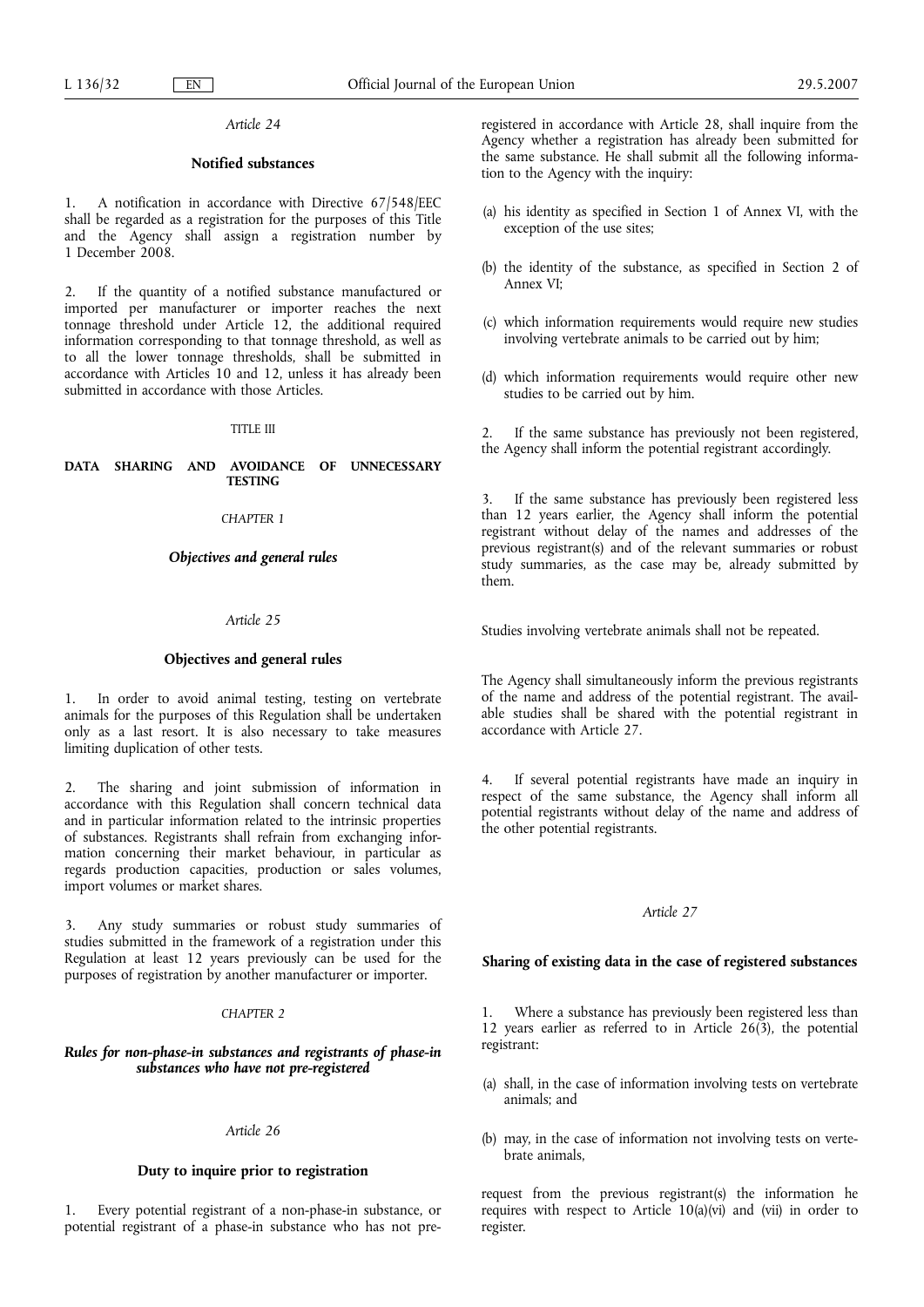*Article 24*

**Notified substances**

1. A notification in accordance with Directive 67/548/EEC shall be regarded as a registration for the purposes of this Title and the Agency shall assign a registration number by 1 December 2008.

2. If the quantity of a notified substance manufactured or imported per manufacturer or importer reaches the next tonnage threshold under Article 12, the additional required information corresponding to that tonnage threshold, as well as to all the lower tonnage thresholds, shall be submitted in accordance with Articles 10 and 12, unless it has already been submitted in accordance with those Articles.

TITLE III

**DATA SHARING AND AVOIDANCE OF UNNECESSARY TESTING**

*CHAPTER 1*

***Objectives and general rules***

*Article 25*

**Objectives and general rules**

1. In order to avoid animal testing, testing on vertebrate animals for the purposes of this Regulation shall be undertaken only as a last resort. It is also necessary to take measures limiting duplication of other tests.

2. The sharing and joint submission of information in accordance with this Regulation shall concern technical data and in particular information related to the intrinsic properties of substances. Registrants shall refrain from exchanging information concerning their market behaviour, in particular as regards production capacities, production or sales volumes, import volumes or market shares.

3. Any study summaries or robust study summaries of studies submitted in the framework of a registration under this Regulation at least 12 years previously can be used for the purposes of registration by another manufacturer or importer.

*CHAPTER 2*

***Rules for non-phase-in substances and registrants of phase-in substances who have not pre-registered***

*Article 26*

**Duty to inquire prior to registration**

1. Every potential registrant of a non-phase-in substance, or potential registrant of a phase-in substance who has not pre-registered in accordance with Article 28, shall inquire from the Agency whether a registration has already been submitted for the same substance. He shall submit all the following information to the Agency with the inquiry:

(a) his identity as specified in Section 1 of Annex VI, with the exception of the use sites;

(b) the identity of the substance, as specified in Section 2 of Annex VI;

(c) which information requirements would require new studies involving vertebrate animals to be carried out by him;

(d) which information requirements would require other new studies to be carried out by him.

2. If the same substance has previously not been registered, the Agency shall inform the potential registrant accordingly.

3. If the same substance has previously been registered less than 12 years earlier, the Agency shall inform the potential registrant without delay of the names and addresses of the previous registrant(s) and of the relevant summaries or robust study summaries, as the case may be, already submitted by them.

Studies involving vertebrate animals shall not be repeated.

The Agency shall simultaneously inform the previous registrants of the name and address of the potential registrant. The available studies shall be shared with the potential registrant in accordance with Article 27.

4. If several potential registrants have made an inquiry in respect of the same substance, the Agency shall inform all potential registrants without delay of the name and address of the other potential registrants.

*Article 27*

**Sharing of existing data in the case of registered substances**

1. Where a substance has previously been registered less than 12 years earlier as referred to in Article 26(3), the potential registrant:

(a) shall, in the case of information involving tests on vertebrate animals; and

(b) may, in the case of information not involving tests on vertebrate animals,

request from the previous registrant(s) the information he requires with respect to Article 10(a)(vi) and (vii) in order to register.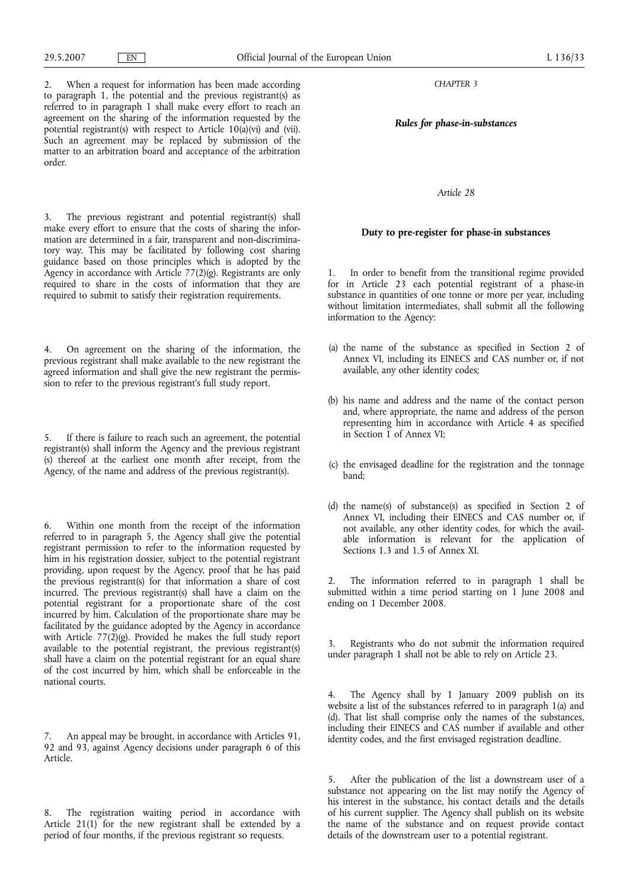2. When a request for information has been made according to paragraph 1, the potential and the previous registrant(s) as referred to in paragraph 1 shall make every effort to reach an agreement on the sharing of the information requested by the potential registrant(s) with respect to Article 10(a)(vi) and (vii). Such an agreement may be replaced by submission of the matter to an arbitration board and acceptance of the arbitration order.

3. The previous registrant and potential registrant(s) shall make every effort to ensure that the costs of sharing the information are determined in a fair, transparent and non-discriminatory way. This may be facilitated by following cost sharing guidance based on those principles which is adopted by the Agency in accordance with Article 77(2)(g). Registrants are only required to share in the costs of information that they are required to submit to satisfy their registration requirements.

4. On agreement on the sharing of the information, the previous registrant shall make available to the new registrant the agreed information and shall give the new registrant the permission to refer to the previous registrant's full study report.

5. If there is failure to reach such an agreement, the potential registrant(s) shall inform the Agency and the previous registrant (s) thereof at the earliest one month after receipt, from the Agency, of the name and address of the previous registrant(s).

6. Within one month from the receipt of the information referred to in paragraph 5, the Agency shall give the potential registrant permission to refer to the information requested by him in his registration dossier, subject to the potential registrant providing, upon request by the Agency, proof that he has paid the previous registrant(s) for that information a share of cost incurred. The previous registrant(s) shall have a claim on the potential registrant for a proportionate share of the cost incurred by him. Calculation of the proportionate share may be facilitated by the guidance adopted by the Agency in accordance with Article 77(2)(g). Provided he makes the full study report available to the potential registrant, the previous registrant(s) shall have a claim on the potential registrant for an equal share of the cost incurred by him, which shall be enforceable in the national courts.

7. An appeal may be brought, in accordance with Articles 91, 92 and 93, against Agency decisions under paragraph 6 of this Article.

8. The registration waiting period in accordance with Article 21(1) for the new registrant shall be extended by a period of four months, if the previous registrant so requests.

## *CHAPTER 3*

## ***Rules for phase-in-substances***

### *Article 28*

### **Duty to pre-register for phase-in substances**

1. In order to benefit from the transitional regime provided for in Article 23 each potential registrant of a phase-in substance in quantities of one tonne or more per year, including without limitation intermediates, shall submit all the following information to the Agency:

(a) the name of the substance as specified in Section 2 of Annex VI, including its EINECS and CAS number or, if not available, any other identity codes;

(b) his name and address and the name of the contact person and, where appropriate, the name and address of the person representing him in accordance with Article 4 as specified in Section 1 of Annex VI;

(c) the envisaged deadline for the registration and the tonnage band;

(d) the name(s) of substance(s) as specified in Section 2 of Annex VI, including their EINECS and CAS number or, if not available, any other identity codes, for which the available information is relevant for the application of Sections 1.3 and 1.5 of Annex XI.

2. The information referred to in paragraph 1 shall be submitted within a time period starting on 1 June 2008 and ending on 1 December 2008.

3. Registrants who do not submit the information required under paragraph 1 shall not be able to rely on Article 23.

4. The Agency shall by 1 January 2009 publish on its website a list of the substances referred to in paragraph 1(a) and (d). That list shall comprise only the names of the substances, including their EINECS and CAS number if available and other identity codes, and the first envisaged registration deadline.

5. After the publication of the list a downstream user of a substance not appearing on the list may notify the Agency of his interest in the substance, his contact details and the details of his current supplier. The Agency shall publish on its website the name of the substance and on request provide contact details of the downstream user to a potential registrant.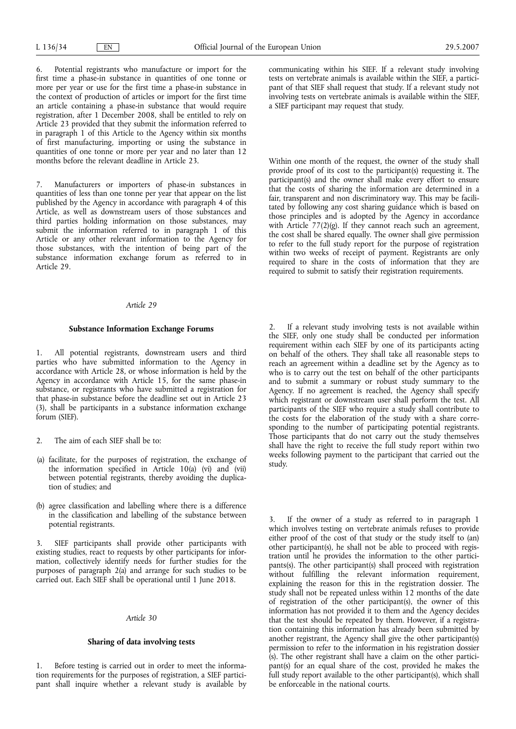6. Potential registrants who manufacture or import for the first time a phase-in substance in quantities of one tonne or more per year or use for the first time a phase-in substance in the context of production of articles or import for the first time an article containing a phase-in substance that would require registration, after 1 December 2008, shall be entitled to rely on Article 23 provided that they submit the information referred to in paragraph 1 of this Article to the Agency within six months of first manufacturing, importing or using the substance in quantities of one tonne or more per year and no later than 12 months before the relevant deadline in Article 23.

7. Manufacturers or importers of phase-in substances in quantities of less than one tonne per year that appear on the list published by the Agency in accordance with paragraph 4 of this Article, as well as downstream users of those substances and third parties holding information on those substances, may submit the information referred to in paragraph 1 of this Article or any other relevant information to the Agency for those substances, with the intention of being part of the substance information exchange forum as referred to in Article 29.

*Article 29*

**Substance Information Exchange Forums**

1. All potential registrants, downstream users and third parties who have submitted information to the Agency in accordance with Article 28, or whose information is held by the Agency in accordance with Article 15, for the same phase-in substance, or registrants who have submitted a registration for that phase-in substance before the deadline set out in Article 23 (3), shall be participants in a substance information exchange forum (SIEF).

2. The aim of each SIEF shall be to:

(a) facilitate, for the purposes of registration, the exchange of the information specified in Article 10(a) (vi) and (vii) between potential registrants, thereby avoiding the duplication of studies; and

(b) agree classification and labelling where there is a difference in the classification and labelling of the substance between potential registrants.

3. SIEF participants shall provide other participants with existing studies, react to requests by other participants for information, collectively identify needs for further studies for the purposes of paragraph 2(a) and arrange for such studies to be carried out. Each SIEF shall be operational until 1 June 2018.

*Article 30*

**Sharing of data involving tests**

1. Before testing is carried out in order to meet the information requirements for the purposes of registration, a SIEF participant shall inquire whether a relevant study is available by communicating within his SIEF. If a relevant study involving tests on vertebrate animals is available within the SIEF, a participant of that SIEF shall request that study. If a relevant study not involving tests on vertebrate animals is available within the SIEF, a SIEF participant may request that study.

Within one month of the request, the owner of the study shall provide proof of its cost to the participant(s) requesting it. The participant(s) and the owner shall make every effort to ensure that the costs of sharing the information are determined in a fair, transparent and non discriminatory way. This may be facilitated by following any cost sharing guidance which is based on those principles and is adopted by the Agency in accordance with Article 77(2)(g). If they cannot reach such an agreement, the cost shall be shared equally. The owner shall give permission to refer to the full study report for the purpose of registration within two weeks of receipt of payment. Registrants are only required to share in the costs of information that they are required to submit to satisfy their registration requirements.

2. If a relevant study involving tests is not available within the SIEF, only one study shall be conducted per information requirement within each SIEF by one of its participants acting on behalf of the others. They shall take all reasonable steps to reach an agreement within a deadline set by the Agency as to who is to carry out the test on behalf of the other participants and to submit a summary or robust study summary to the Agency. If no agreement is reached, the Agency shall specify which registrant or downstream user shall perform the test. All participants of the SIEF who require a study shall contribute to the costs for the elaboration of the study with a share corresponding to the number of participating potential registrants. Those participants that do not carry out the study themselves shall have the right to receive the full study report within two weeks following payment to the participant that carried out the study.

3. If the owner of a study as referred to in paragraph 1 which involves testing on vertebrate animals refuses to provide either proof of the cost of that study or the study itself to (an) other participant(s), he shall not be able to proceed with registration until he provides the information to the other participants(s). The other participant(s) shall proceed with registration without fulfilling the relevant information requirement, explaining the reason for this in the registration dossier. The study shall not be repeated unless within 12 months of the date of registration of the other participant(s), the owner of this information has not provided it to them and the Agency decides that the test should be repeated by them. However, if a registration containing this information has already been submitted by another registrant, the Agency shall give the other participant(s) permission to refer to the information in his registration dossier (s). The other registrant shall have a claim on the other participant(s) for an equal share of the cost, provided he makes the full study report available to the other participant(s), which shall be enforceable in the national courts.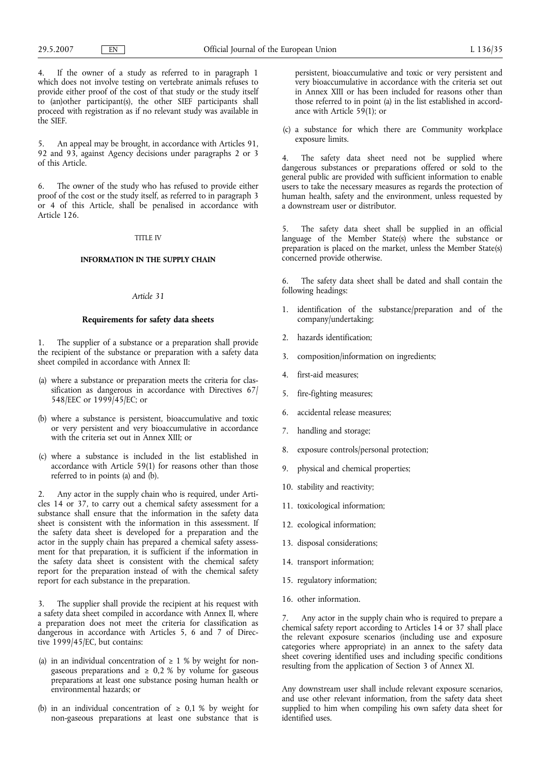4. If the owner of a study as referred to in paragraph 1 which does not involve testing on vertebrate animals refuses to provide either proof of the cost of that study or the study itself to (an)other participant(s), the other SIEF participants shall proceed with registration as if no relevant study was available in the SIEF.

5. An appeal may be brought, in accordance with Articles 91, 92 and 93, against Agency decisions under paragraphs 2 or 3 of this Article.

6. The owner of the study who has refused to provide either proof of the cost or the study itself, as referred to in paragraph 3 or 4 of this Article, shall be penalised in accordance with Article 126.

TITLE IV

**INFORMATION IN THE SUPPLY CHAIN**

*Article 31*

**Requirements for safety data sheets**

1. The supplier of a substance or a preparation shall provide the recipient of the substance or preparation with a safety data sheet compiled in accordance with Annex II:

(a) where a substance or preparation meets the criteria for classification as dangerous in accordance with Directives 67/548/EEC or 1999/45/EC; or

(b) where a substance is persistent, bioaccumulative and toxic or very persistent and very bioaccumulative in accordance with the criteria set out in Annex XIII; or

(c) where a substance is included in the list established in accordance with Article 59(1) for reasons other than those referred to in points (a) and (b).

2. Any actor in the supply chain who is required, under Articles 14 or 37, to carry out a chemical safety assessment for a substance shall ensure that the information in the safety data sheet is consistent with the information in this assessment. If the safety data sheet is developed for a preparation and the actor in the supply chain has prepared a chemical safety assessment for that preparation, it is sufficient if the information in the safety data sheet is consistent with the chemical safety report for the preparation instead of with the chemical safety report for each substance in the preparation.

3. The supplier shall provide the recipient at his request with a safety data sheet compiled in accordance with Annex II, where a preparation does not meet the criteria for classification as dangerous in accordance with Articles 5, 6 and 7 of Directive 1999/45/EC, but contains:

(a) in an individual concentration of $\geq$ 1 % by weight for non-gaseous preparations and $\geq$ 0,2 % by volume for gaseous preparations at least one substance posing human health or environmental hazards; or

(b) in an individual concentration of $\geq$ 0,1 % by weight for non-gaseous preparations at least one substance that is persistent, bioaccumulative and toxic or very persistent and very bioaccumulative in accordance with the criteria set out in Annex XIII or has been included for reasons other than those referred to in point (a) in the list established in accordance with Article 59(1); or

(c) a substance for which there are Community workplace exposure limits.

4. The safety data sheet need not be supplied where dangerous substances or preparations offered or sold to the general public are provided with sufficient information to enable users to take the necessary measures as regards the protection of human health, safety and the environment, unless requested by a downstream user or distributor.

5. The safety data sheet shall be supplied in an official language of the Member State(s) where the substance or preparation is placed on the market, unless the Member State(s) concerned provide otherwise.

6. The safety data sheet shall be dated and shall contain the following headings:

1. identification of the substance/preparation and of the company/undertaking;
2. hazards identification;
3. composition/information on ingredients;
4. first-aid measures;
5. fire-fighting measures;
6. accidental release measures;
7. handling and storage;
8. exposure controls/personal protection;
9. physical and chemical properties;
10. stability and reactivity;
11. toxicological information;
12. ecological information;
13. disposal considerations;
14. transport information;
15. regulatory information;
16. other information.

7. Any actor in the supply chain who is required to prepare a chemical safety report according to Articles 14 or 37 shall place the relevant exposure scenarios (including use and exposure categories where appropriate) in an annex to the safety data sheet covering identified uses and including specific conditions resulting from the application of Section 3 of Annex XI.

Any downstream user shall include relevant exposure scenarios, and use other relevant information, from the safety data sheet supplied to him when compiling his own safety data sheet for identified uses.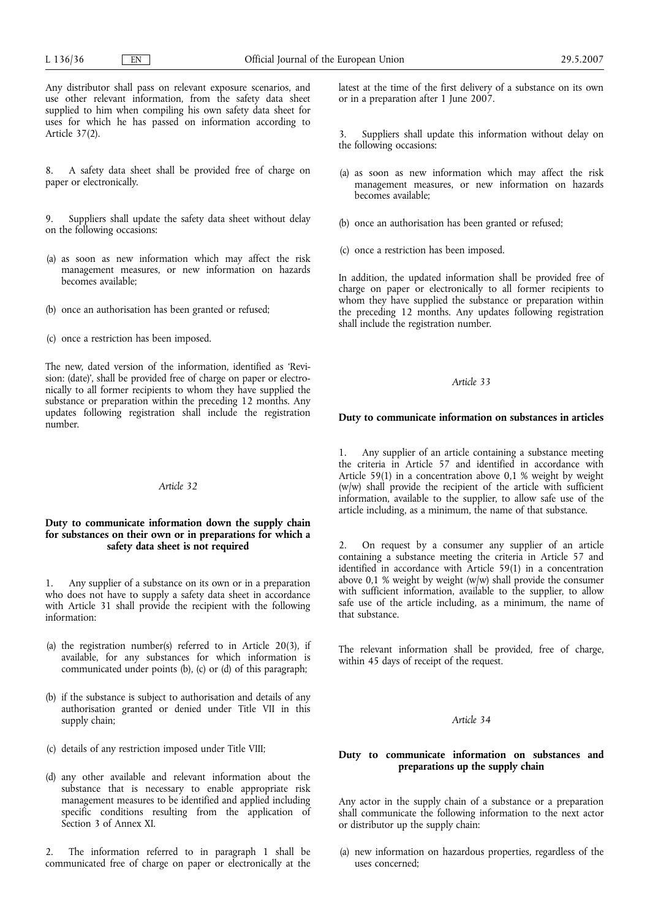Any distributor shall pass on relevant exposure scenarios, and use other relevant information, from the safety data sheet supplied to him when compiling his own safety data sheet for uses for which he has passed on information according to Article 37(2).

8. A safety data sheet shall be provided free of charge on paper or electronically.

9. Suppliers shall update the safety data sheet without delay on the following occasions:

(a) as soon as new information which may affect the risk management measures, or new information on hazards becomes available;

(b) once an authorisation has been granted or refused;

(c) once a restriction has been imposed.

The new, dated version of the information, identified as 'Revision: (date)', shall be provided free of charge on paper or electronically to all former recipients to whom they have supplied the substance or preparation within the preceding 12 months. Any updates following registration shall include the registration number.

*Article 32*

**Duty to communicate information down the supply chain for substances on their own or in preparations for which a safety data sheet is not required**

1. Any supplier of a substance on its own or in a preparation who does not have to supply a safety data sheet in accordance with Article 31 shall provide the recipient with the following information:

(a) the registration number(s) referred to in Article 20(3), if available, for any substances for which information is communicated under points (b), (c) or (d) of this paragraph;

(b) if the substance is subject to authorisation and details of any authorisation granted or denied under Title VII in this supply chain;

(c) details of any restriction imposed under Title VIII;

(d) any other available and relevant information about the substance that is necessary to enable appropriate risk management measures to be identified and applied including specific conditions resulting from the application of Section 3 of Annex XI.

2. The information referred to in paragraph 1 shall be communicated free of charge on paper or electronically at the latest at the time of the first delivery of a substance on its own or in a preparation after 1 June 2007.

3. Suppliers shall update this information without delay on the following occasions:

(a) as soon as new information which may affect the risk management measures, or new information on hazards becomes available;

(b) once an authorisation has been granted or refused;

(c) once a restriction has been imposed.

In addition, the updated information shall be provided free of charge on paper or electronically to all former recipients to whom they have supplied the substance or preparation within the preceding 12 months. Any updates following registration shall include the registration number.

*Article 33*

**Duty to communicate information on substances in articles**

1. Any supplier of an article containing a substance meeting the criteria in Article 57 and identified in accordance with Article 59(1) in a concentration above 0,1 % weight by weight (w/w) shall provide the recipient of the article with sufficient information, available to the supplier, to allow safe use of the article including, as a minimum, the name of that substance.

2. On request by a consumer any supplier of an article containing a substance meeting the criteria in Article 57 and identified in accordance with Article 59(1) in a concentration above 0,1 % weight by weight (w/w) shall provide the consumer with sufficient information, available to the supplier, to allow safe use of the article including, as a minimum, the name of that substance.

The relevant information shall be provided, free of charge, within 45 days of receipt of the request.

*Article 34*

**Duty to communicate information on substances and preparations up the supply chain**

Any actor in the supply chain of a substance or a preparation shall communicate the following information to the next actor or distributor up the supply chain:

(a) new information on hazardous properties, regardless of the uses concerned;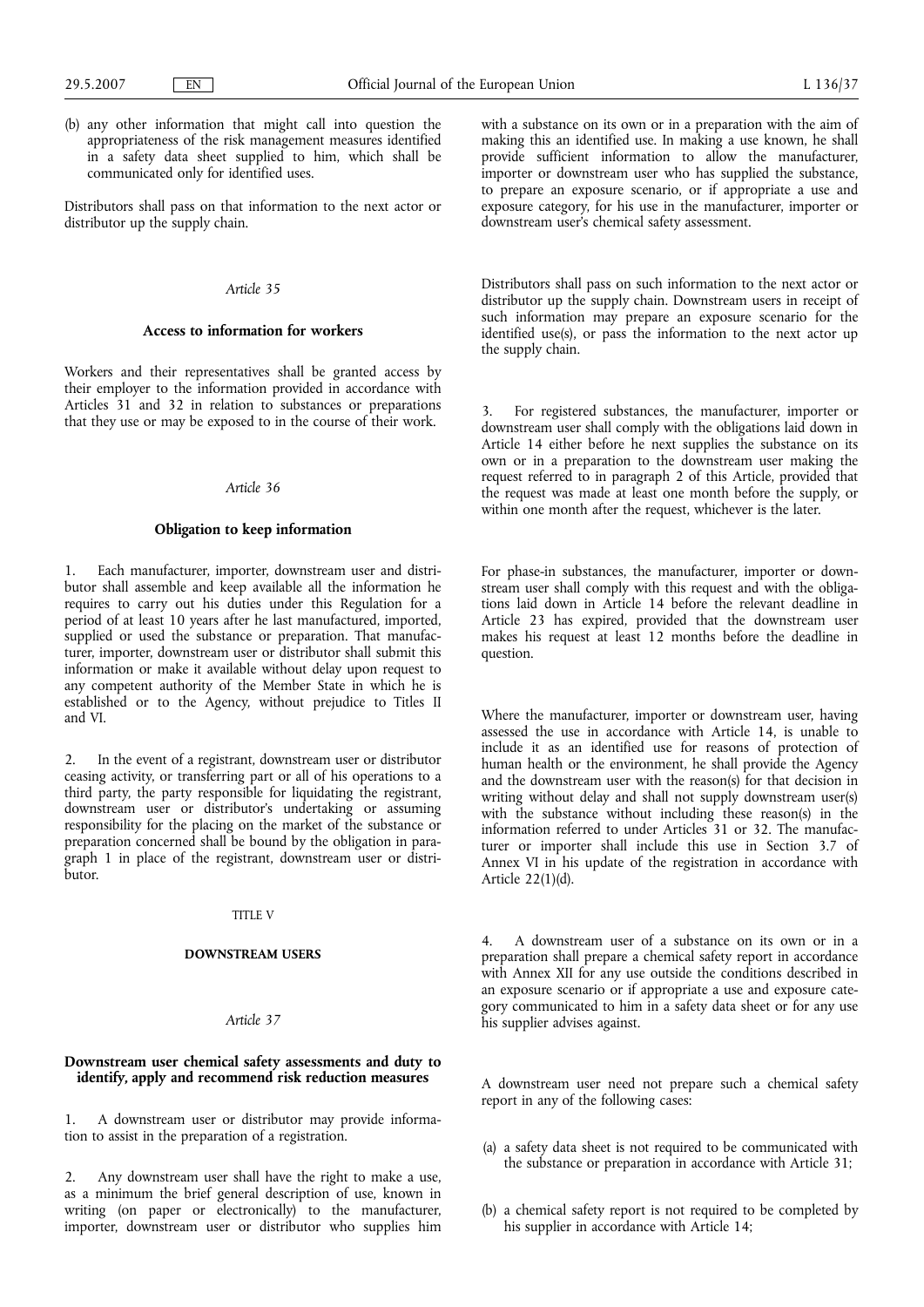(b) any other information that might call into question the appropriateness of the risk management measures identified in a safety data sheet supplied to him, which shall be communicated only for identified uses.

Distributors shall pass on that information to the next actor or distributor up the supply chain.

*Article 35*

**Access to information for workers**

Workers and their representatives shall be granted access by their employer to the information provided in accordance with Articles 31 and 32 in relation to substances or preparations that they use or may be exposed to in the course of their work.

*Article 36*

**Obligation to keep information**

1. Each manufacturer, importer, downstream user and distributor shall assemble and keep available all the information he requires to carry out his duties under this Regulation for a period of at least 10 years after he last manufactured, imported, supplied or used the substance or preparation. That manufacturer, importer, downstream user or distributor shall submit this information or make it available without delay upon request to any competent authority of the Member State in which he is established or to the Agency, without prejudice to Titles II and VI.

2. In the event of a registrant, downstream user or distributor ceasing activity, or transferring part or all of his operations to a third party, the party responsible for liquidating the registrant, downstream user or distributor's undertaking or assuming responsibility for the placing on the market of the substance or preparation concerned shall be bound by the obligation in paragraph 1 in place of the registrant, downstream user or distributor.

TITLE V

**DOWNSTREAM USERS**

*Article 37*

**Downstream user chemical safety assessments and duty to identify, apply and recommend risk reduction measures**

1. A downstream user or distributor may provide information to assist in the preparation of a registration.

2. Any downstream user shall have the right to make a use, as a minimum the brief general description of use, known in writing (on paper or electronically) to the manufacturer, importer, downstream user or distributor who supplies him with a substance on its own or in a preparation with the aim of making this an identified use. In making a use known, he shall provide sufficient information to allow the manufacturer, importer or downstream user who has supplied the substance, to prepare an exposure scenario, or if appropriate a use and exposure category, for his use in the manufacturer, importer or downstream user's chemical safety assessment.

Distributors shall pass on such information to the next actor or distributor up the supply chain. Downstream users in receipt of such information may prepare an exposure scenario for the identified use(s), or pass the information to the next actor up the supply chain.

3. For registered substances, the manufacturer, importer or downstream user shall comply with the obligations laid down in Article 14 either before he next supplies the substance on its own or in a preparation to the downstream user making the request referred to in paragraph 2 of this Article, provided that the request was made at least one month before the supply, or within one month after the request, whichever is the later.

For phase-in substances, the manufacturer, importer or downstream user shall comply with this request and with the obligations laid down in Article 14 before the relevant deadline in Article 23 has expired, provided that the downstream user makes his request at least 12 months before the deadline in question.

Where the manufacturer, importer or downstream user, having assessed the use in accordance with Article 14, is unable to include it as an identified use for reasons of protection of human health or the environment, he shall provide the Agency and the downstream user with the reason(s) for that decision in writing without delay and shall not supply downstream user(s) with the substance without including these reason(s) in the information referred to under Articles 31 or 32. The manufacturer or importer shall include this use in Section 3.7 of Annex VI in his update of the registration in accordance with Article 22(1)(d).

4. A downstream user of a substance on its own or in a preparation shall prepare a chemical safety report in accordance with Annex XII for any use outside the conditions described in an exposure scenario or if appropriate a use and exposure category communicated to him in a safety data sheet or for any use his supplier advises against.

A downstream user need not prepare such a chemical safety report in any of the following cases:

(a) a safety data sheet is not required to be communicated with the substance or preparation in accordance with Article 31;

(b) a chemical safety report is not required to be completed by his supplier in accordance with Article 14;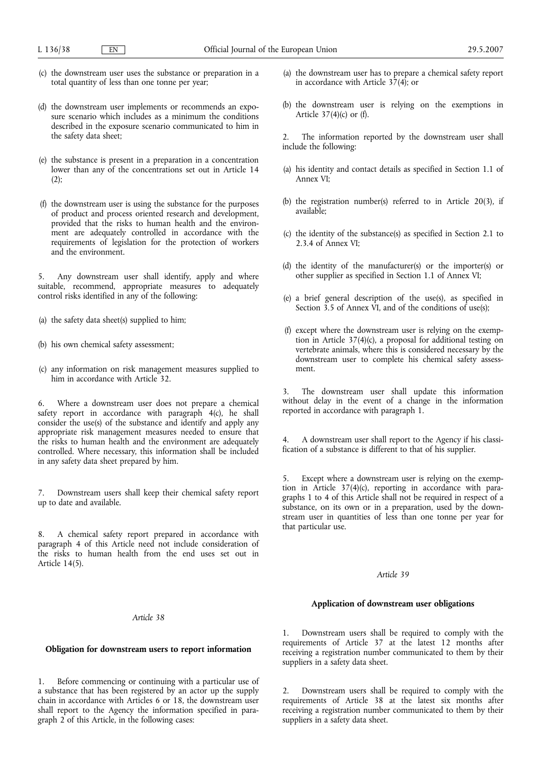(c) the downstream user uses the substance or preparation in a total quantity of less than one tonne per year;

(d) the downstream user implements or recommends an exposure scenario which includes as a minimum the conditions described in the exposure scenario communicated to him in the safety data sheet;

(e) the substance is present in a preparation in a concentration lower than any of the concentrations set out in Article 14 (2);

(f) the downstream user is using the substance for the purposes of product and process oriented research and development, provided that the risks to human health and the environment are adequately controlled in accordance with the requirements of legislation for the protection of workers and the environment.

5. Any downstream user shall identify, apply and where suitable, recommend, appropriate measures to adequately control risks identified in any of the following:

(a) the safety data sheet(s) supplied to him;

(b) his own chemical safety assessment;

(c) any information on risk management measures supplied to him in accordance with Article 32.

6. Where a downstream user does not prepare a chemical safety report in accordance with paragraph 4(c), he shall consider the use(s) of the substance and identify and apply any appropriate risk management measures needed to ensure that the risks to human health and the environment are adequately controlled. Where necessary, this information shall be included in any safety data sheet prepared by him.

7. Downstream users shall keep their chemical safety report up to date and available.

8. A chemical safety report prepared in accordance with paragraph 4 of this Article need not include consideration of the risks to human health from the end uses set out in Article 14(5).

*Article 38*

**Obligation for downstream users to report information**

1. Before commencing or continuing with a particular use of a substance that has been registered by an actor up the supply chain in accordance with Articles 6 or 18, the downstream user shall report to the Agency the information specified in paragraph 2 of this Article, in the following cases:

(a) the downstream user has to prepare a chemical safety report in accordance with Article 37(4); or

(b) the downstream user is relying on the exemptions in Article 37(4)(c) or (f).

2. The information reported by the downstream user shall include the following:

(a) his identity and contact details as specified in Section 1.1 of Annex VI;

(b) the registration number(s) referred to in Article 20(3), if available;

(c) the identity of the substance(s) as specified in Section 2.1 to 2.3.4 of Annex VI;

(d) the identity of the manufacturer(s) or the importer(s) or other supplier as specified in Section 1.1 of Annex VI;

(e) a brief general description of the use(s), as specified in Section 3.5 of Annex VI, and of the conditions of use(s);

(f) except where the downstream user is relying on the exemption in Article 37(4)(c), a proposal for additional testing on vertebrate animals, where this is considered necessary by the downstream user to complete his chemical safety assessment.

3. The downstream user shall update this information without delay in the event of a change in the information reported in accordance with paragraph 1.

4. A downstream user shall report to the Agency if his classification of a substance is different to that of his supplier.

5. Except where a downstream user is relying on the exemption in Article 37(4)(c), reporting in accordance with paragraphs 1 to 4 of this Article shall not be required in respect of a substance, on its own or in a preparation, used by the downstream user in quantities of less than one tonne per year for that particular use.

*Article 39*

**Application of downstream user obligations**

1. Downstream users shall be required to comply with the requirements of Article 37 at the latest 12 months after receiving a registration number communicated to them by their suppliers in a safety data sheet.

2. Downstream users shall be required to comply with the requirements of Article 38 at the latest six months after receiving a registration number communicated to them by their suppliers in a safety data sheet.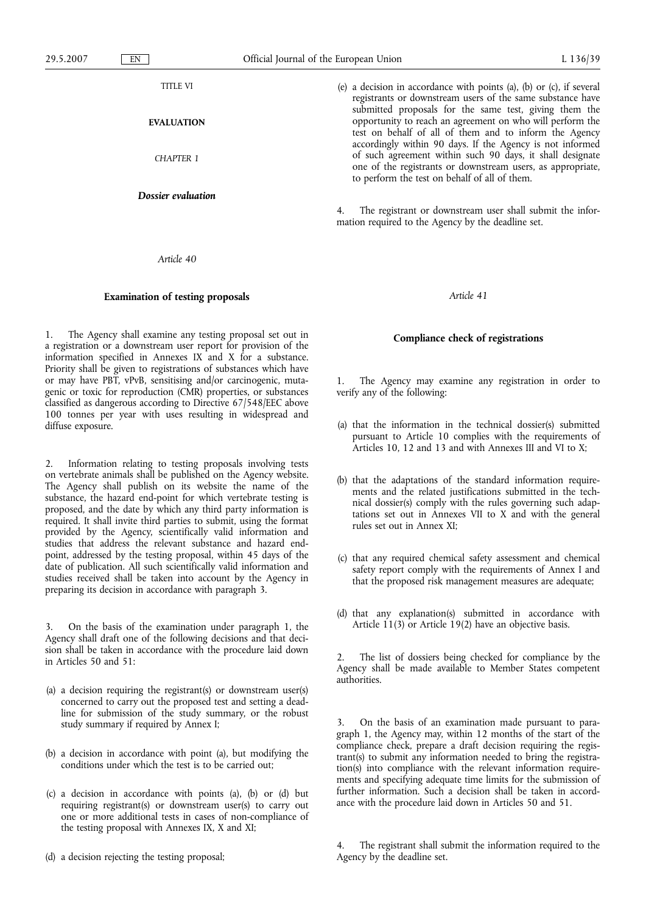# TITLE VI

# EVALUATION

## CHAPTER 1

## *Dossier evaluation*

### *Article 40*

### Examination of testing proposals

1. The Agency shall examine any testing proposal set out in a registration or a downstream user report for provision of the information specified in Annexes IX and X for a substance. Priority shall be given to registrations of substances which have or may have PBT, vPvB, sensitising and/or carcinogenic, mutagenic or toxic for reproduction (CMR) properties, or substances classified as dangerous according to Directive 67/548/EEC above 100 tonnes per year with uses resulting in widespread and diffuse exposure.

2. Information relating to testing proposals involving tests on vertebrate animals shall be published on the Agency website. The Agency shall publish on its website the name of the substance, the hazard end-point for which vertebrate testing is proposed, and the date by which any third party information is required. It shall invite third parties to submit, using the format provided by the Agency, scientifically valid information and studies that address the relevant substance and hazard end-point, addressed by the testing proposal, within 45 days of the date of publication. All such scientifically valid information and studies received shall be taken into account by the Agency in preparing its decision in accordance with paragraph 3.

3. On the basis of the examination under paragraph 1, the Agency shall draft one of the following decisions and that decision shall be taken in accordance with the procedure laid down in Articles 50 and 51:

(a) a decision requiring the registrant(s) or downstream user(s) concerned to carry out the proposed test and setting a deadline for submission of the study summary, or the robust study summary if required by Annex I;

(b) a decision in accordance with point (a), but modifying the conditions under which the test is to be carried out;

(c) a decision in accordance with points (a), (b) or (d) but requiring registrant(s) or downstream user(s) to carry out one or more additional tests in cases of non-compliance of the testing proposal with Annexes IX, X and XI;

(d) a decision rejecting the testing proposal;

(e) a decision in accordance with points (a), (b) or (c), if several registrants or downstream users of the same substance have submitted proposals for the same test, giving them the opportunity to reach an agreement on who will perform the test on behalf of all of them and to inform the Agency accordingly within 90 days. If the Agency is not informed of such agreement within such 90 days, it shall designate one of the registrants or downstream users, as appropriate, to perform the test on behalf of all of them.

4. The registrant or downstream user shall submit the information required to the Agency by the deadline set.

### *Article 41*

### Compliance check of registrations

1. The Agency may examine any registration in order to verify any of the following:

(a) that the information in the technical dossier(s) submitted pursuant to Article 10 complies with the requirements of Articles 10, 12 and 13 and with Annexes III and VI to X;

(b) that the adaptations of the standard information requirements and the related justifications submitted in the technical dossier(s) comply with the rules governing such adaptations set out in Annexes VII to X and with the general rules set out in Annex XI;

(c) that any required chemical safety assessment and chemical safety report comply with the requirements of Annex I and that the proposed risk management measures are adequate;

(d) that any explanation(s) submitted in accordance with Article 11(3) or Article 19(2) have an objective basis.

2. The list of dossiers being checked for compliance by the Agency shall be made available to Member States competent authorities.

3. On the basis of an examination made pursuant to paragraph 1, the Agency may, within 12 months of the start of the compliance check, prepare a draft decision requiring the registrant(s) to submit any information needed to bring the registration(s) into compliance with the relevant information requirements and specifying adequate time limits for the submission of further information. Such a decision shall be taken in accordance with the procedure laid down in Articles 50 and 51.

4. The registrant shall submit the information required to the Agency by the deadline set.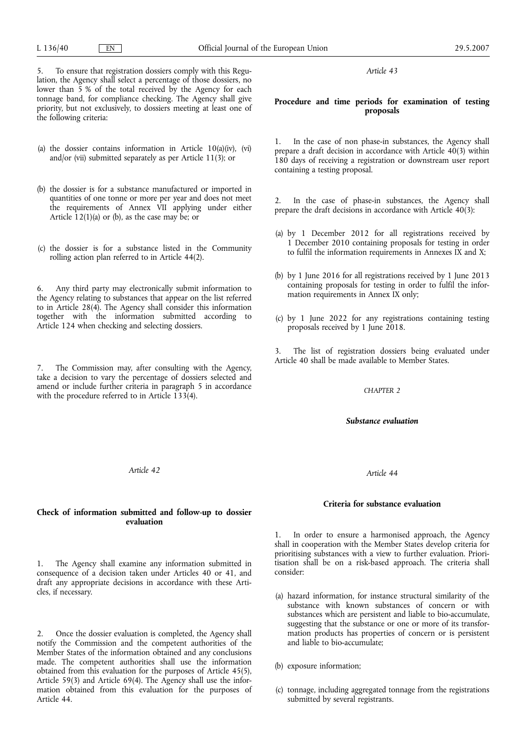5. To ensure that registration dossiers comply with this Regulation, the Agency shall select a percentage of those dossiers, no lower than 5 % of the total received by the Agency for each tonnage band, for compliance checking. The Agency shall give priority, but not exclusively, to dossiers meeting at least one of the following criteria:

(a) the dossier contains information in Article 10(a)(iv), (vi) and/or (vii) submitted separately as per Article 11(3); or

(b) the dossier is for a substance manufactured or imported in quantities of one tonne or more per year and does not meet the requirements of Annex VII applying under either Article 12(1)(a) or (b), as the case may be; or

(c) the dossier is for a substance listed in the Community rolling action plan referred to in Article 44(2).

6. Any third party may electronically submit information to the Agency relating to substances that appear on the list referred to in Article 28(4). The Agency shall consider this information together with the information submitted according to Article 124 when checking and selecting dossiers.

7. The Commission may, after consulting with the Agency, take a decision to vary the percentage of dossiers selected and amend or include further criteria in paragraph 5 in accordance with the procedure referred to in Article 133(4).

*Article 42*

**Check of information submitted and follow-up to dossier evaluation**

1. The Agency shall examine any information submitted in consequence of a decision taken under Articles 40 or 41, and draft any appropriate decisions in accordance with these Articles, if necessary.

2. Once the dossier evaluation is completed, the Agency shall notify the Commission and the competent authorities of the Member States of the information obtained and any conclusions made. The competent authorities shall use the information obtained from this evaluation for the purposes of Article 45(5), Article 59(3) and Article 69(4). The Agency shall use the information obtained from this evaluation for the purposes of Article 44.

*Article 43*

**Procedure and time periods for examination of testing proposals**

1. In the case of non phase-in substances, the Agency shall prepare a draft decision in accordance with Article 40(3) within 180 days of receiving a registration or downstream user report containing a testing proposal.

2. In the case of phase-in substances, the Agency shall prepare the draft decisions in accordance with Article 40(3):

(a) by 1 December 2012 for all registrations received by 1 December 2010 containing proposals for testing in order to fulfil the information requirements in Annexes IX and X;

(b) by 1 June 2016 for all registrations received by 1 June 2013 containing proposals for testing in order to fulfil the information requirements in Annex IX only;

(c) by 1 June 2022 for any registrations containing testing proposals received by 1 June 2018.

3. The list of registration dossiers being evaluated under Article 40 shall be made available to Member States.

CHAPTER 2

***Substance evaluation***

*Article 44*

**Criteria for substance evaluation**

1. In order to ensure a harmonised approach, the Agency shall in cooperation with the Member States develop criteria for prioritising substances with a view to further evaluation. Prioritisation shall be on a risk-based approach. The criteria shall consider:

(a) hazard information, for instance structural similarity of the substance with known substances of concern or with substances which are persistent and liable to bio-accumulate, suggesting that the substance or one or more of its transformation products has properties of concern or is persistent and liable to bio-accumulate;

(b) exposure information;

(c) tonnage, including aggregated tonnage from the registrations submitted by several registrants.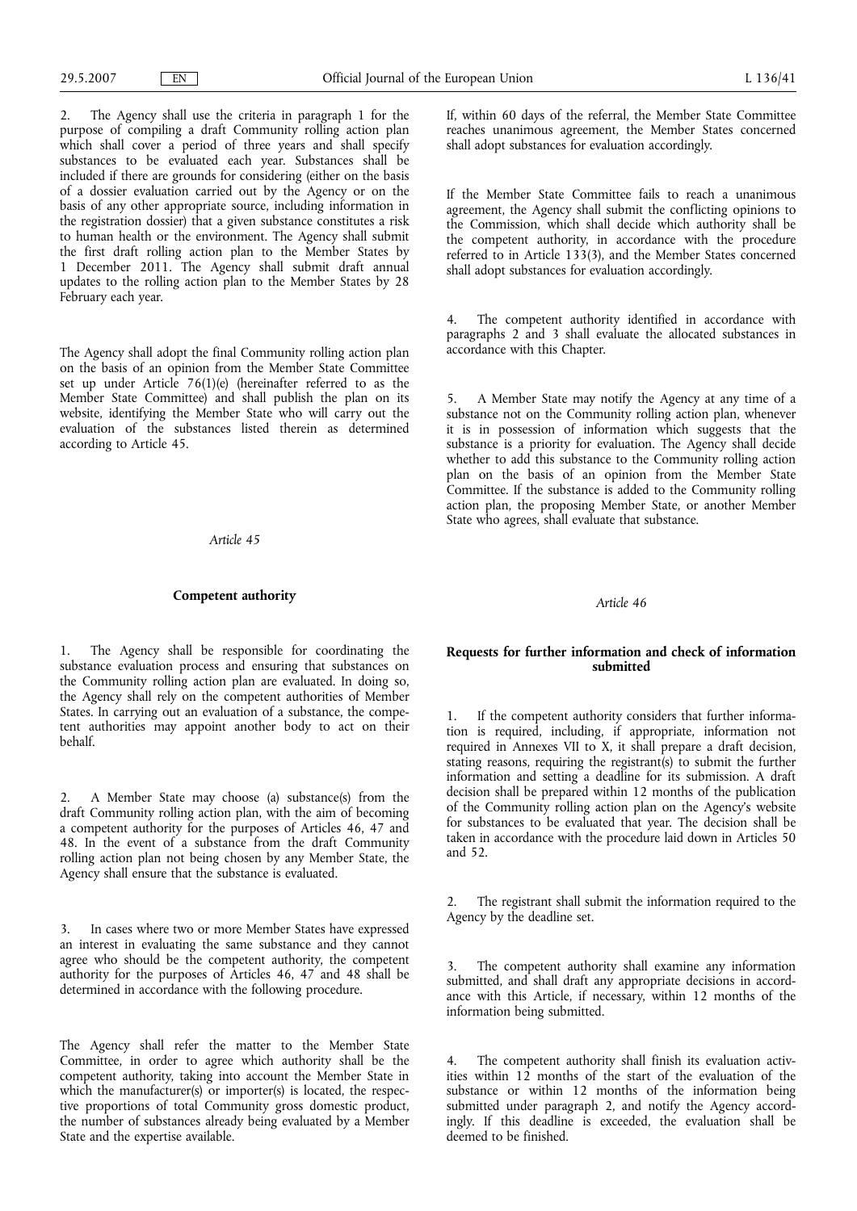2. The Agency shall use the criteria in paragraph 1 for the purpose of compiling a draft Community rolling action plan which shall cover a period of three years and shall specify substances to be evaluated each year. Substances shall be included if there are grounds for considering (either on the basis of a dossier evaluation carried out by the Agency or on the basis of any other appropriate source, including information in the registration dossier) that a given substance constitutes a risk to human health or the environment. The Agency shall submit the first draft rolling action plan to the Member States by 1 December 2011. The Agency shall submit draft annual updates to the rolling action plan to the Member States by 28 February each year.

The Agency shall adopt the final Community rolling action plan on the basis of an opinion from the Member State Committee set up under Article 76(1)(e) (hereinafter referred to as the Member State Committee) and shall publish the plan on its website, identifying the Member State who will carry out the evaluation of the substances listed therein as determined according to Article 45.

*Article 45*

**Competent authority**

1. The Agency shall be responsible for coordinating the substance evaluation process and ensuring that substances on the Community rolling action plan are evaluated. In doing so, the Agency shall rely on the competent authorities of Member States. In carrying out an evaluation of a substance, the competent authorities may appoint another body to act on their behalf.

2. A Member State may choose (a) substance(s) from the draft Community rolling action plan, with the aim of becoming a competent authority for the purposes of Articles 46, 47 and 48. In the event of a substance from the draft Community rolling action plan not being chosen by any Member State, the Agency shall ensure that the substance is evaluated.

3. In cases where two or more Member States have expressed an interest in evaluating the same substance and they cannot agree who should be the competent authority, the competent authority for the purposes of Articles 46, 47 and 48 shall be determined in accordance with the following procedure.

The Agency shall refer the matter to the Member State Committee, in order to agree which authority shall be the competent authority, taking into account the Member State in which the manufacturer(s) or importer(s) is located, the respective proportions of total Community gross domestic product, the number of substances already being evaluated by a Member State and the expertise available.

If, within 60 days of the referral, the Member State Committee reaches unanimous agreement, the Member States concerned shall adopt substances for evaluation accordingly.

If the Member State Committee fails to reach a unanimous agreement, the Agency shall submit the conflicting opinions to the Commission, which shall decide which authority shall be the competent authority, in accordance with the procedure referred to in Article 133(3), and the Member States concerned shall adopt substances for evaluation accordingly.

4. The competent authority identified in accordance with paragraphs 2 and 3 shall evaluate the allocated substances in accordance with this Chapter.

5. A Member State may notify the Agency at any time of a substance not on the Community rolling action plan, whenever it is in possession of information which suggests that the substance is a priority for evaluation. The Agency shall decide whether to add this substance to the Community rolling action plan on the basis of an opinion from the Member State Committee. If the substance is added to the Community rolling action plan, the proposing Member State, or another Member State who agrees, shall evaluate that substance.

*Article 46*

**Requests for further information and check of information submitted**

1. If the competent authority considers that further information is required, including, if appropriate, information not required in Annexes VII to X, it shall prepare a draft decision, stating reasons, requiring the registrant(s) to submit the further information and setting a deadline for its submission. A draft decision shall be prepared within 12 months of the publication of the Community rolling action plan on the Agency's website for substances to be evaluated that year. The decision shall be taken in accordance with the procedure laid down in Articles 50 and 52.

2. The registrant shall submit the information required to the Agency by the deadline set.

3. The competent authority shall examine any information submitted, and shall draft any appropriate decisions in accordance with this Article, if necessary, within 12 months of the information being submitted.

4. The competent authority shall finish its evaluation activities within 12 months of the start of the evaluation of the substance or within 12 months of the information being submitted under paragraph 2, and notify the Agency accordingly. If this deadline is exceeded, the evaluation shall be deemed to be finished.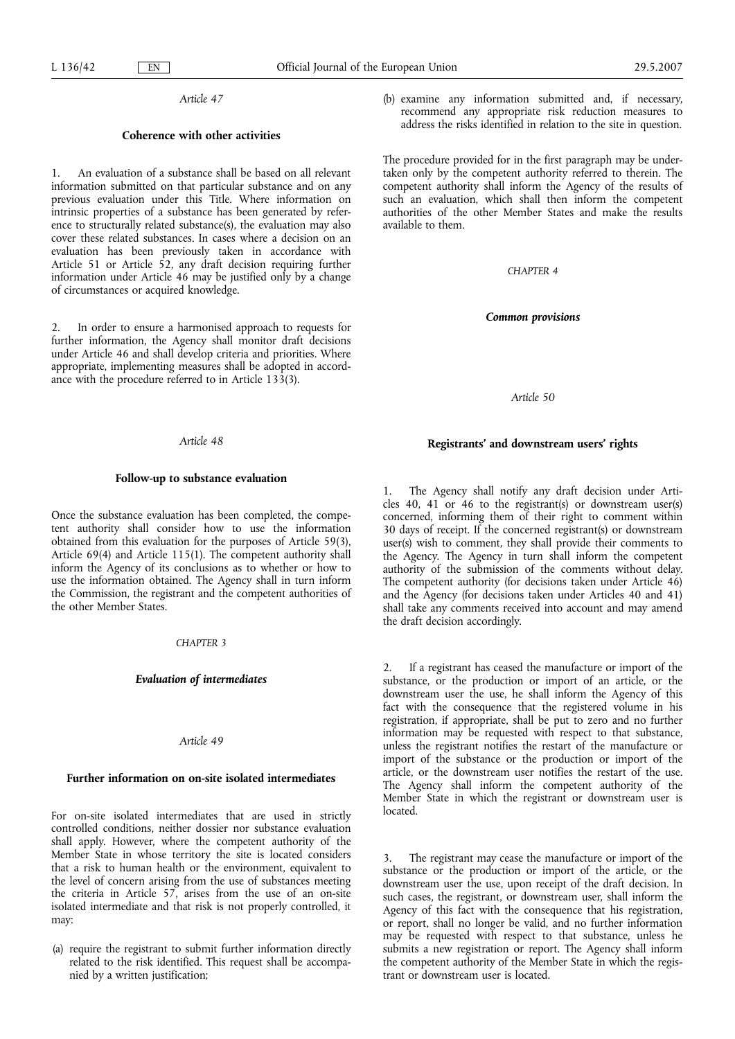*Article 47*

**Coherence with other activities**

1. An evaluation of a substance shall be based on all relevant information submitted on that particular substance and on any previous evaluation under this Title. Where information on intrinsic properties of a substance has been generated by reference to structurally related substance(s), the evaluation may also cover these related substances. In cases where a decision on an evaluation has been previously taken in accordance with Article 51 or Article 52, any draft decision requiring further information under Article 46 may be justified only by a change of circumstances or acquired knowledge.

2. In order to ensure a harmonised approach to requests for further information, the Agency shall monitor draft decisions under Article 46 and shall develop criteria and priorities. Where appropriate, implementing measures shall be adopted in accordance with the procedure referred to in Article 133(3).

*Article 48*

**Follow-up to substance evaluation**

Once the substance evaluation has been completed, the competent authority shall consider how to use the information obtained from this evaluation for the purposes of Article 59(3), Article 69(4) and Article 115(1). The competent authority shall inform the Agency of its conclusions as to whether or how to use the information obtained. The Agency shall in turn inform the Commission, the registrant and the competent authorities of the other Member States.

*CHAPTER 3*

***Evaluation of intermediates***

*Article 49*

**Further information on on-site isolated intermediates**

For on-site isolated intermediates that are used in strictly controlled conditions, neither dossier nor substance evaluation shall apply. However, where the competent authority of the Member State in whose territory the site is located considers that a risk to human health or the environment, equivalent to the level of concern arising from the use of substances meeting the criteria in Article 57, arises from the use of an on-site isolated intermediate and that risk is not properly controlled, it may:

(a) require the registrant to submit further information directly related to the risk identified. This request shall be accompanied by a written justification;

(b) examine any information submitted and, if necessary, recommend any appropriate risk reduction measures to address the risks identified in relation to the site in question.

The procedure provided for in the first paragraph may be undertaken only by the competent authority referred to therein. The competent authority shall inform the Agency of the results of such an evaluation, which shall then inform the competent authorities of the other Member States and make the results available to them.

*CHAPTER 4*

***Common provisions***

*Article 50*

**Registrants' and downstream users' rights**

1. The Agency shall notify any draft decision under Articles 40, 41 or 46 to the registrant(s) or downstream user(s) concerned, informing them of their right to comment within 30 days of receipt. If the concerned registrant(s) or downstream user(s) wish to comment, they shall provide their comments to the Agency. The Agency in turn shall inform the competent authority of the submission of the comments without delay. The competent authority (for decisions taken under Article 46) and the Agency (for decisions taken under Articles 40 and 41) shall take any comments received into account and may amend the draft decision accordingly.

2. If a registrant has ceased the manufacture or import of the substance, or the production or import of an article, or the downstream user the use, he shall inform the Agency of this fact with the consequence that the registered volume in his registration, if appropriate, shall be put to zero and no further information may be requested with respect to that substance, unless the registrant notifies the restart of the manufacture or import of the substance or the production or import of the article, or the downstream user notifies the restart of the use. The Agency shall inform the competent authority of the Member State in which the registrant or downstream user is located.

3. The registrant may cease the manufacture or import of the substance or the production or import of the article, or the downstream user the use, upon receipt of the draft decision. In such cases, the registrant, or downstream user, shall inform the Agency of this fact with the consequence that his registration, or report, shall no longer be valid, and no further information may be requested with respect to that substance, unless he submits a new registration or report. The Agency shall inform the competent authority of the Member State in which the registrant or downstream user is located.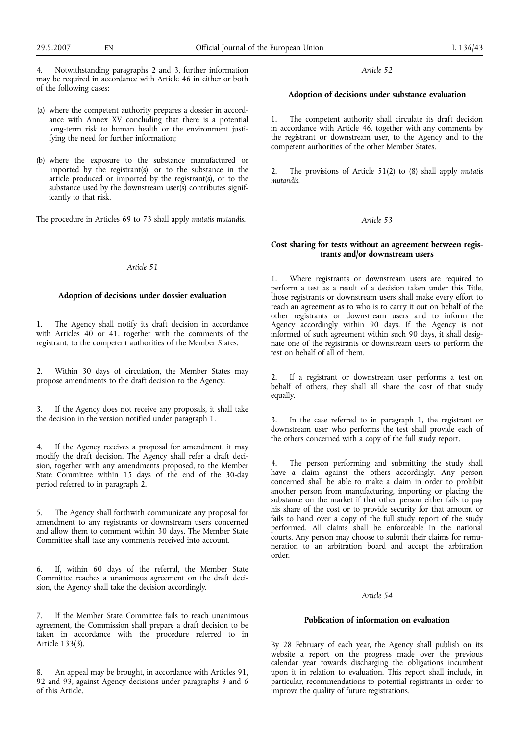4. Notwithstanding paragraphs 2 and 3, further information may be required in accordance with Article 46 in either or both of the following cases:

(a) where the competent authority prepares a dossier in accordance with Annex XV concluding that there is a potential long-term risk to human health or the environment justifying the need for further information;

(b) where the exposure to the substance manufactured or imported by the registrant(s), or to the substance in the article produced or imported by the registrant(s), or to the substance used by the downstream user(s) contributes significantly to that risk.

The procedure in Articles 69 to 73 shall apply *mutatis mutandis*.

*Article 51*

**Adoption of decisions under dossier evaluation**

1. The Agency shall notify its draft decision in accordance with Articles 40 or 41, together with the comments of the registrant, to the competent authorities of the Member States.

2. Within 30 days of circulation, the Member States may propose amendments to the draft decision to the Agency.

3. If the Agency does not receive any proposals, it shall take the decision in the version notified under paragraph 1.

4. If the Agency receives a proposal for amendment, it may modify the draft decision. The Agency shall refer a draft decision, together with any amendments proposed, to the Member State Committee within 15 days of the end of the 30-day period referred to in paragraph 2.

5. The Agency shall forthwith communicate any proposal for amendment to any registrants or downstream users concerned and allow them to comment within 30 days. The Member State Committee shall take any comments received into account.

6. If, within 60 days of the referral, the Member State Committee reaches a unanimous agreement on the draft decision, the Agency shall take the decision accordingly.

7. If the Member State Committee fails to reach unanimous agreement, the Commission shall prepare a draft decision to be taken in accordance with the procedure referred to in Article 133(3).

8. An appeal may be brought, in accordance with Articles 91, 92 and 93, against Agency decisions under paragraphs 3 and 6 of this Article.

*Article 52*

**Adoption of decisions under substance evaluation**

1. The competent authority shall circulate its draft decision in accordance with Article 46, together with any comments by the registrant or downstream user, to the Agency and to the competent authorities of the other Member States.

2. The provisions of Article 51(2) to (8) shall apply *mutatis mutandis*.

*Article 53*

**Cost sharing for tests without an agreement between registrants and/or downstream users**

1. Where registrants or downstream users are required to perform a test as a result of a decision taken under this Title, those registrants or downstream users shall make every effort to reach an agreement as to who is to carry it out on behalf of the other registrants or downstream users and to inform the Agency accordingly within 90 days. If the Agency is not informed of such agreement within such 90 days, it shall designate one of the registrants or downstream users to perform the test on behalf of all of them.

2. If a registrant or downstream user performs a test on behalf of others, they shall all share the cost of that study equally.

3. In the case referred to in paragraph 1, the registrant or downstream user who performs the test shall provide each of the others concerned with a copy of the full study report.

4. The person performing and submitting the study shall have a claim against the others accordingly. Any person concerned shall be able to make a claim in order to prohibit another person from manufacturing, importing or placing the substance on the market if that other person either fails to pay his share of the cost or to provide security for that amount or fails to hand over a copy of the full study report of the study performed. All claims shall be enforceable in the national courts. Any person may choose to submit their claims for remuneration to an arbitration board and accept the arbitration order.

*Article 54*

**Publication of information on evaluation**

By 28 February of each year, the Agency shall publish on its website a report on the progress made over the previous calendar year towards discharging the obligations incumbent upon it in relation to evaluation. This report shall include, in particular, recommendations to potential registrants in order to improve the quality of future registrations.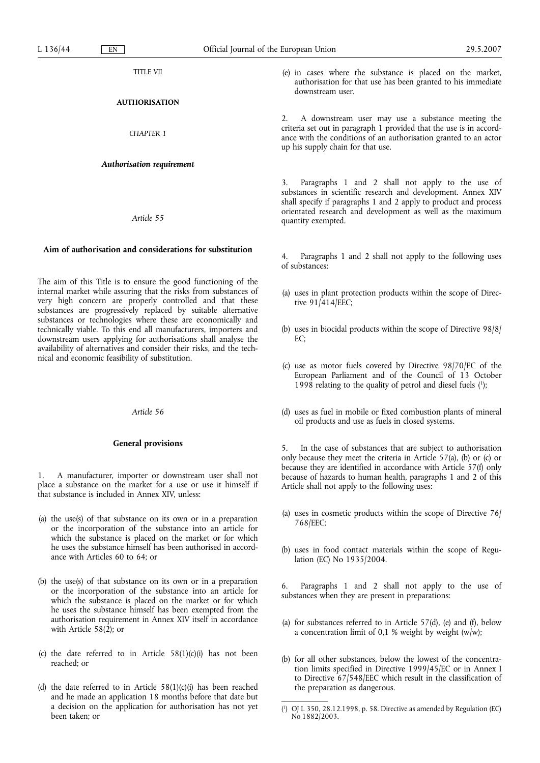TITLE VII

**AUTHORISATION**

*CHAPTER 1*

***Authorisation requirement***

*Article 55*

**Aim of authorisation and considerations for substitution**

The aim of this Title is to ensure the good functioning of the internal market while assuring that the risks from substances of very high concern are properly controlled and that these substances are progressively replaced by suitable alternative substances or technologies where these are economically and technically viable. To this end all manufacturers, importers and downstream users applying for authorisations shall analyse the availability of alternatives and consider their risks, and the technical and economic feasibility of substitution.

*Article 56*

**General provisions**

1. A manufacturer, importer or downstream user shall not place a substance on the market for a use or use it himself if that substance is included in Annex XIV, unless:

(a) the use(s) of that substance on its own or in a preparation or the incorporation of the substance into an article for which the substance is placed on the market or for which he uses the substance himself has been authorised in accordance with Articles 60 to 64; or

(b) the use(s) of that substance on its own or in a preparation or the incorporation of the substance into an article for which the substance is placed on the market or for which he uses the substance himself has been exempted from the authorisation requirement in Annex XIV itself in accordance with Article 58(2); or

(c) the date referred to in Article 58(1)(c)(i) has not been reached; or

(d) the date referred to in Article 58(1)(c)(i) has been reached and he made an application 18 months before that date but a decision on the application for authorisation has not yet been taken; or

(e) in cases where the substance is placed on the market, authorisation for that use has been granted to his immediate downstream user.

2. A downstream user may use a substance meeting the criteria set out in paragraph 1 provided that the use is in accordance with the conditions of an authorisation granted to an actor up his supply chain for that use.

3. Paragraphs 1 and 2 shall not apply to the use of substances in scientific research and development. Annex XIV shall specify if paragraphs 1 and 2 apply to product and process orientated research and development as well as the maximum quantity exempted.

4. Paragraphs 1 and 2 shall not apply to the following uses of substances:

(a) uses in plant protection products within the scope of Directive 91/414/EEC;

(b) uses in biocidal products within the scope of Directive 98/8/EC;

(c) use as motor fuels covered by Directive 98/70/EC of the European Parliament and of the Council of 13 October 1998 relating to the quality of petrol and diesel fuels [1];

(d) uses as fuel in mobile or fixed combustion plants of mineral oil products and use as fuels in closed systems.

5. In the case of substances that are subject to authorisation only because they meet the criteria in Article 57(a), (b) or (c) or because they are identified in accordance with Article 57(f) only because of hazards to human health, paragraphs 1 and 2 of this Article shall not apply to the following uses:

(a) uses in cosmetic products within the scope of Directive 76/768/EEC;

(b) uses in food contact materials within the scope of Regulation (EC) No 1935/2004.

6. Paragraphs 1 and 2 shall not apply to the use of substances when they are present in preparations:

(a) for substances referred to in Article 57(d), (e) and (f), below a concentration limit of 0,1 % weight by weight (w/w);

(b) for all other substances, below the lowest of the concentration limits specified in Directive 1999/45/EC or in Annex I to Directive 67/548/EEC which result in the classification of the preparation as dangerous.

[1] OJ L 350, 28.12.1998, p. 58. Directive as amended by Regulation (EC) No 1882/2003.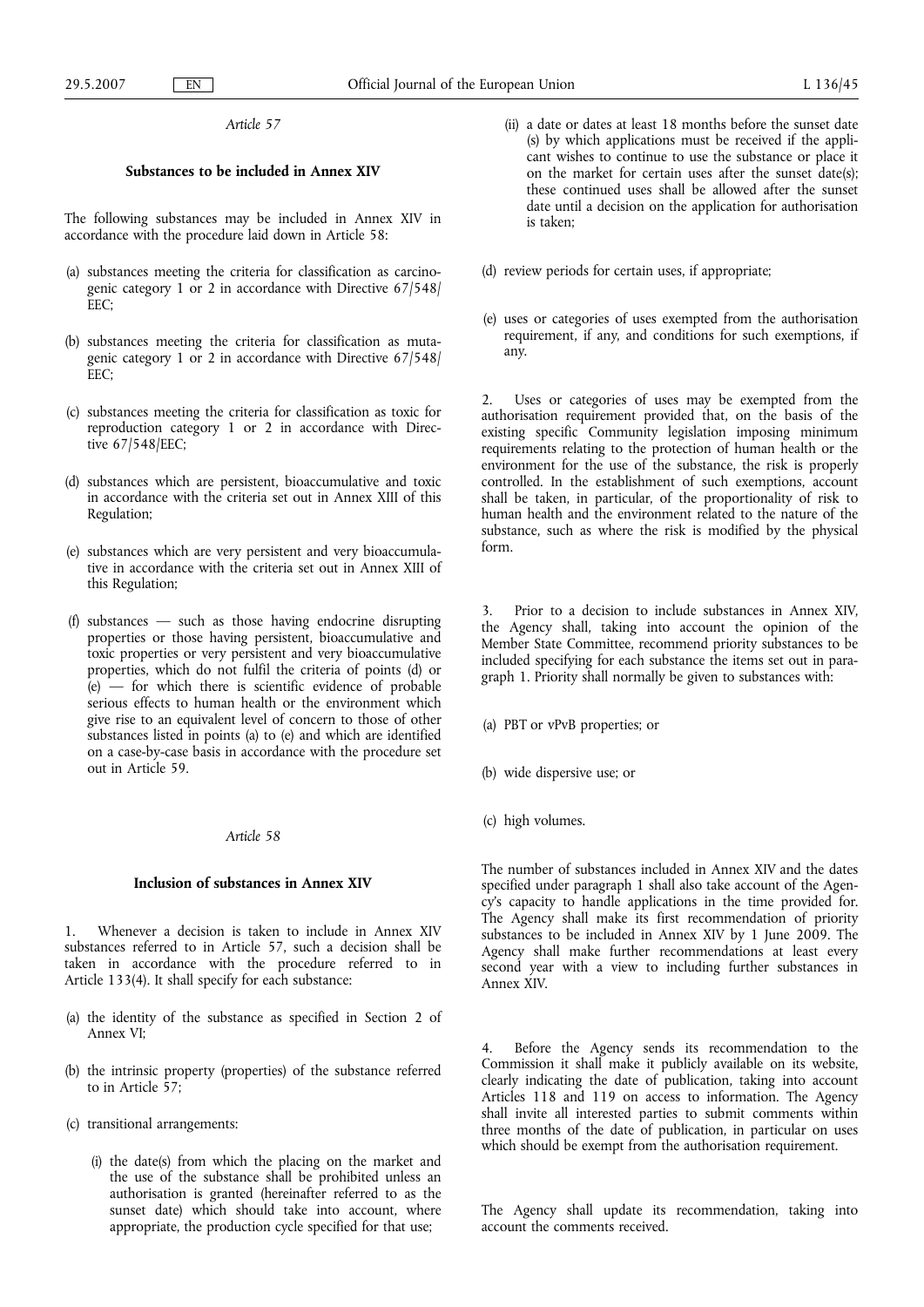*Article 57*

**Substances to be included in Annex XIV**

The following substances may be included in Annex XIV in accordance with the procedure laid down in Article 58:

(a) substances meeting the criteria for classification as carcinogenic category 1 or 2 in accordance with Directive 67/548/EEC;

(b) substances meeting the criteria for classification as mutagenic category 1 or 2 in accordance with Directive 67/548/EEC;

(c) substances meeting the criteria for classification as toxic for reproduction category 1 or 2 in accordance with Directive 67/548/EEC;

(d) substances which are persistent, bioaccumulative and toxic in accordance with the criteria set out in Annex XIII of this Regulation;

(e) substances which are very persistent and very bioaccumulative in accordance with the criteria set out in Annex XIII of this Regulation;

(f) substances — such as those having endocrine disrupting properties or those having persistent, bioaccumulative and toxic properties or very persistent and very bioaccumulative properties, which do not fulfil the criteria of points (d) or (e) — for which there is scientific evidence of probable serious effects to human health or the environment which give rise to an equivalent level of concern to those of other substances listed in points (a) to (e) and which are identified on a case-by-case basis in accordance with the procedure set out in Article 59.

*Article 58*

**Inclusion of substances in Annex XIV**

1. Whenever a decision is taken to include in Annex XIV substances referred to in Article 57, such a decision shall be taken in accordance with the procedure referred to in Article 133(4). It shall specify for each substance:

(a) the identity of the substance as specified in Section 2 of Annex VI;

(b) the intrinsic property (properties) of the substance referred to in Article 57;

(c) transitional arrangements:

(i) the date(s) from which the placing on the market and the use of the substance shall be prohibited unless an authorisation is granted (hereinafter referred to as the sunset date) which should take into account, where appropriate, the production cycle specified for that use;

(ii) a date or dates at least 18 months before the sunset date (s) by which applications must be received if the applicant wishes to continue to use the substance or place it on the market for certain uses after the sunset date(s); these continued uses shall be allowed after the sunset date until a decision on the application for authorisation is taken;

(d) review periods for certain uses, if appropriate;

(e) uses or categories of uses exempted from the authorisation requirement, if any, and conditions for such exemptions, if any.

2. Uses or categories of uses may be exempted from the authorisation requirement provided that, on the basis of the existing specific Community legislation imposing minimum requirements relating to the protection of human health or the environment for the use of the substance, the risk is properly controlled. In the establishment of such exemptions, account shall be taken, in particular, of the proportionality of risk to human health and the environment related to the nature of the substance, such as where the risk is modified by the physical form.

3. Prior to a decision to include substances in Annex XIV, the Agency shall, taking into account the opinion of the Member State Committee, recommend priority substances to be included specifying for each substance the items set out in paragraph 1. Priority shall normally be given to substances with:

(a) PBT or vPvB properties; or

(b) wide dispersive use; or

(c) high volumes.

The number of substances included in Annex XIV and the dates specified under paragraph 1 shall also take account of the Agency's capacity to handle applications in the time provided for. The Agency shall make its first recommendation of priority substances to be included in Annex XIV by 1 June 2009. The Agency shall make further recommendations at least every second year with a view to including further substances in Annex XIV.

4. Before the Agency sends its recommendation to the Commission it shall make it publicly available on its website, clearly indicating the date of publication, taking into account Articles 118 and 119 on access to information. The Agency shall invite all interested parties to submit comments within three months of the date of publication, in particular on uses which should be exempt from the authorisation requirement.

The Agency shall update its recommendation, taking into account the comments received.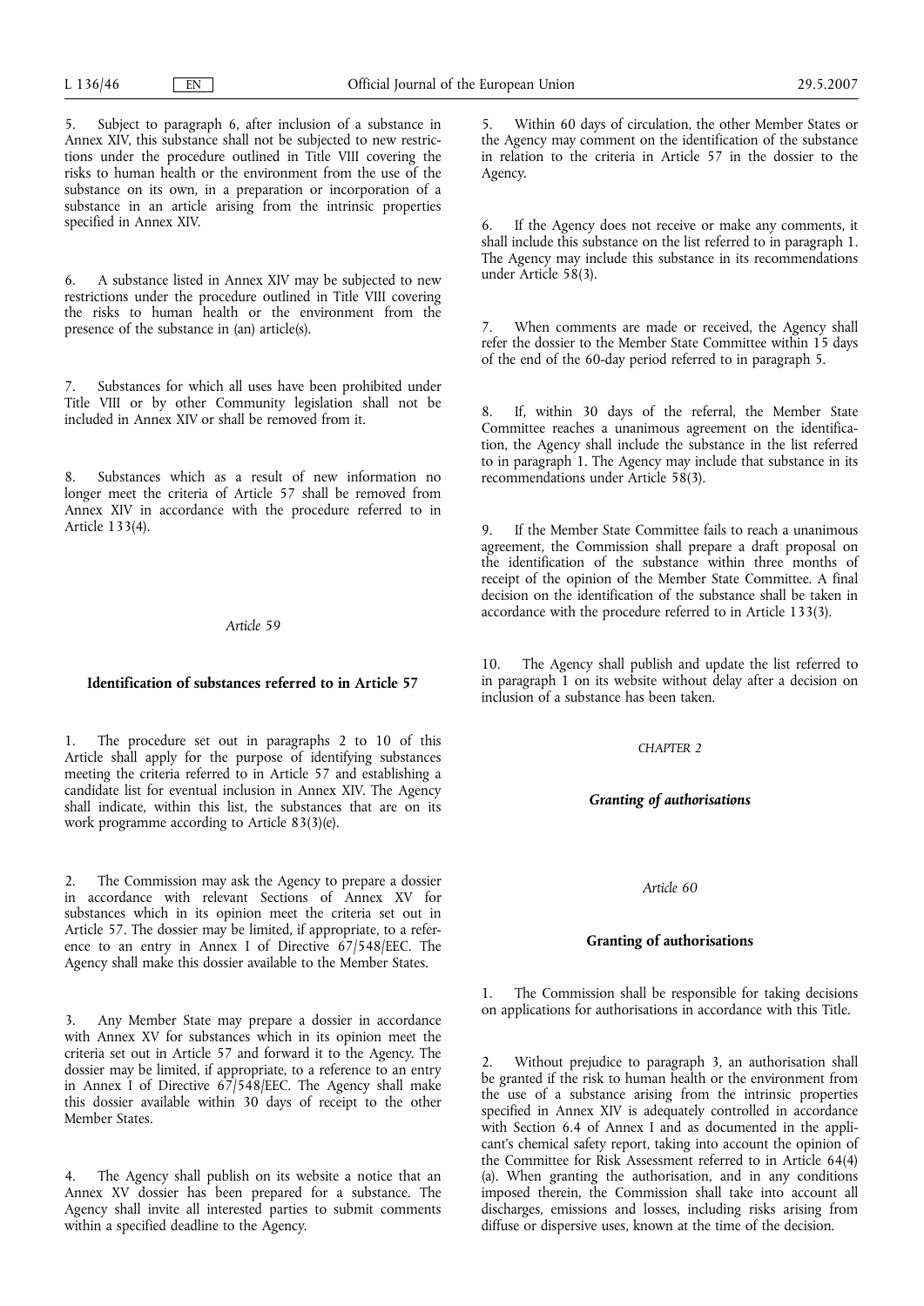5. Subject to paragraph 6, after inclusion of a substance in Annex XIV, this substance shall not be subjected to new restrictions under the procedure outlined in Title VIII covering the risks to human health or the environment from the use of the substance on its own, in a preparation or incorporation of a substance in an article arising from the intrinsic properties specified in Annex XIV.

6. A substance listed in Annex XIV may be subjected to new restrictions under the procedure outlined in Title VIII covering the risks to human health or the environment from the presence of the substance in (an) article(s).

7. Substances for which all uses have been prohibited under Title VIII or by other Community legislation shall not be included in Annex XIV or shall be removed from it.

8. Substances which as a result of new information no longer meet the criteria of Article 57 shall be removed from Annex XIV in accordance with the procedure referred to in Article 133(4).

*Article 59*

**Identification of substances referred to in Article 57**

1. The procedure set out in paragraphs 2 to 10 of this Article shall apply for the purpose of identifying substances meeting the criteria referred to in Article 57 and establishing a candidate list for eventual inclusion in Annex XIV. The Agency shall indicate, within this list, the substances that are on its work programme according to Article 83(3)(e).

2. The Commission may ask the Agency to prepare a dossier in accordance with relevant Sections of Annex XV for substances which in its opinion meet the criteria set out in Article 57. The dossier may be limited, if appropriate, to a reference to an entry in Annex I of Directive 67/548/EEC. The Agency shall make this dossier available to the Member States.

3. Any Member State may prepare a dossier in accordance with Annex XV for substances which in its opinion meet the criteria set out in Article 57 and forward it to the Agency. The dossier may be limited, if appropriate, to a reference to an entry in Annex I of Directive 67/548/EEC. The Agency shall make this dossier available within 30 days of receipt to the other Member States.

4. The Agency shall publish on its website a notice that an Annex XV dossier has been prepared for a substance. The Agency shall invite all interested parties to submit comments within a specified deadline to the Agency.

5. Within 60 days of circulation, the other Member States or the Agency may comment on the identification of the substance in relation to the criteria in Article 57 in the dossier to the Agency.

6. If the Agency does not receive or make any comments, it shall include this substance on the list referred to in paragraph 1. The Agency may include this substance in its recommendations under Article 58(3).

7. When comments are made or received, the Agency shall refer the dossier to the Member State Committee within 15 days of the end of the 60-day period referred to in paragraph 5.

8. If, within 30 days of the referral, the Member State Committee reaches a unanimous agreement on the identification, the Agency shall include the substance in the list referred to in paragraph 1. The Agency may include that substance in its recommendations under Article 58(3).

9. If the Member State Committee fails to reach a unanimous agreement, the Commission shall prepare a draft proposal on the identification of the substance within three months of receipt of the opinion of the Member State Committee. A final decision on the identification of the substance shall be taken in accordance with the procedure referred to in Article 133(3).

10. The Agency shall publish and update the list referred to in paragraph 1 on its website without delay after a decision on inclusion of a substance has been taken.

CHAPTER 2

***Granting of authorisations***

*Article 60*

**Granting of authorisations**

1. The Commission shall be responsible for taking decisions on applications for authorisations in accordance with this Title.

2. Without prejudice to paragraph 3, an authorisation shall be granted if the risk to human health or the environment from the use of a substance arising from the intrinsic properties specified in Annex XIV is adequately controlled in accordance with Section 6.4 of Annex I and as documented in the applicant's chemical safety report, taking into account the opinion of the Committee for Risk Assessment referred to in Article 64(4)(a). When granting the authorisation, and in any conditions imposed therein, the Commission shall take into account all discharges, emissions and losses, including risks arising from diffuse or dispersive uses, known at the time of the decision.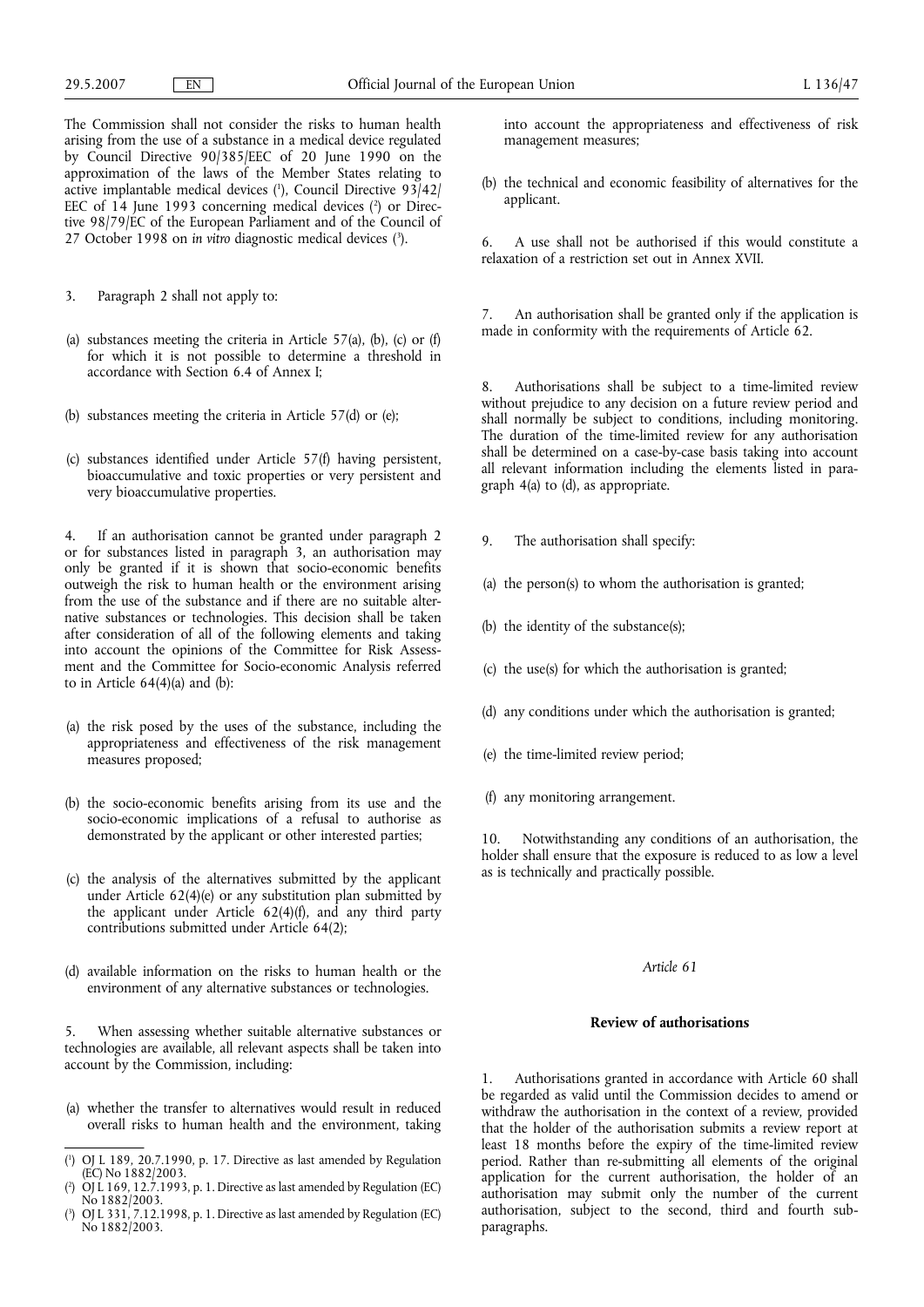The Commission shall not consider the risks to human health arising from the use of a substance in a medical device regulated by Council Directive 90/385/EEC of 20 June 1990 on the approximation of the laws of the Member States relating to active implantable medical devices ([1]), Council Directive 93/42/EEC of 14 June 1993 concerning medical devices ([2]) or Directive 98/79/EC of the European Parliament and of the Council of 27 October 1998 on *in vitro* diagnostic medical devices ([3]).

3. Paragraph 2 shall not apply to:

(a) substances meeting the criteria in Article 57(a), (b), (c) or (f) for which it is not possible to determine a threshold in accordance with Section 6.4 of Annex I;

(b) substances meeting the criteria in Article 57(d) or (e);

(c) substances identified under Article 57(f) having persistent, bioaccumulative and toxic properties or very persistent and very bioaccumulative properties.

4. If an authorisation cannot be granted under paragraph 2 or for substances listed in paragraph 3, an authorisation may only be granted if it is shown that socio-economic benefits outweigh the risk to human health or the environment arising from the use of the substance and if there are no suitable alternative substances or technologies. This decision shall be taken after consideration of all of the following elements and taking into account the opinions of the Committee for Risk Assessment and the Committee for Socio-economic Analysis referred to in Article 64(4)(a) and (b):

(a) the risk posed by the uses of the substance, including the appropriateness and effectiveness of the risk management measures proposed;

(b) the socio-economic benefits arising from its use and the socio-economic implications of a refusal to authorise as demonstrated by the applicant or other interested parties;

(c) the analysis of the alternatives submitted by the applicant under Article 62(4)(e) or any substitution plan submitted by the applicant under Article 62(4)(f), and any third party contributions submitted under Article 64(2);

(d) available information on the risks to human health or the environment of any alternative substances or technologies.

5. When assessing whether suitable alternative substances or technologies are available, all relevant aspects shall be taken into account by the Commission, including:

(a) whether the transfer to alternatives would result in reduced overall risks to human health and the environment, taking into account the appropriateness and effectiveness of risk management measures;

(b) the technical and economic feasibility of alternatives for the applicant.

6. A use shall not be authorised if this would constitute a relaxation of a restriction set out in Annex XVII.

7. An authorisation shall be granted only if the application is made in conformity with the requirements of Article 62.

8. Authorisations shall be subject to a time-limited review without prejudice to any decision on a future review period and shall normally be subject to conditions, including monitoring. The duration of the time-limited review for any authorisation shall be determined on a case-by-case basis taking into account all relevant information including the elements listed in paragraph 4(a) to (d), as appropriate.

9. The authorisation shall specify:

(a) the person(s) to whom the authorisation is granted;

(b) the identity of the substance(s);

(c) the use(s) for which the authorisation is granted;

(d) any conditions under which the authorisation is granted;

(e) the time-limited review period;

(f) any monitoring arrangement.

10. Notwithstanding any conditions of an authorisation, the holder shall ensure that the exposure is reduced to as low a level as is technically and practically possible.

*Article 61*

**Review of authorisations**

1. Authorisations granted in accordance with Article 60 shall be regarded as valid until the Commission decides to amend or withdraw the authorisation in the context of a review, provided that the holder of the authorisation submits a review report at least 18 months before the expiry of the time-limited review period. Rather than re-submitting all elements of the original application for the current authorisation, the holder of an authorisation may submit only the number of the current authorisation, subject to the second, third and fourth subparagraphs.

---

([1]) OJ L 189, 20.7.1990, p. 17. Directive as last amended by Regulation (EC) No 1882/2003.

([2]) OJ L 169, 12.7.1993, p. 1. Directive as last amended by Regulation (EC) No 1882/2003.

([3]) OJ L 331, 7.12.1998, p. 1. Directive as last amended by Regulation (EC) No 1882/2003.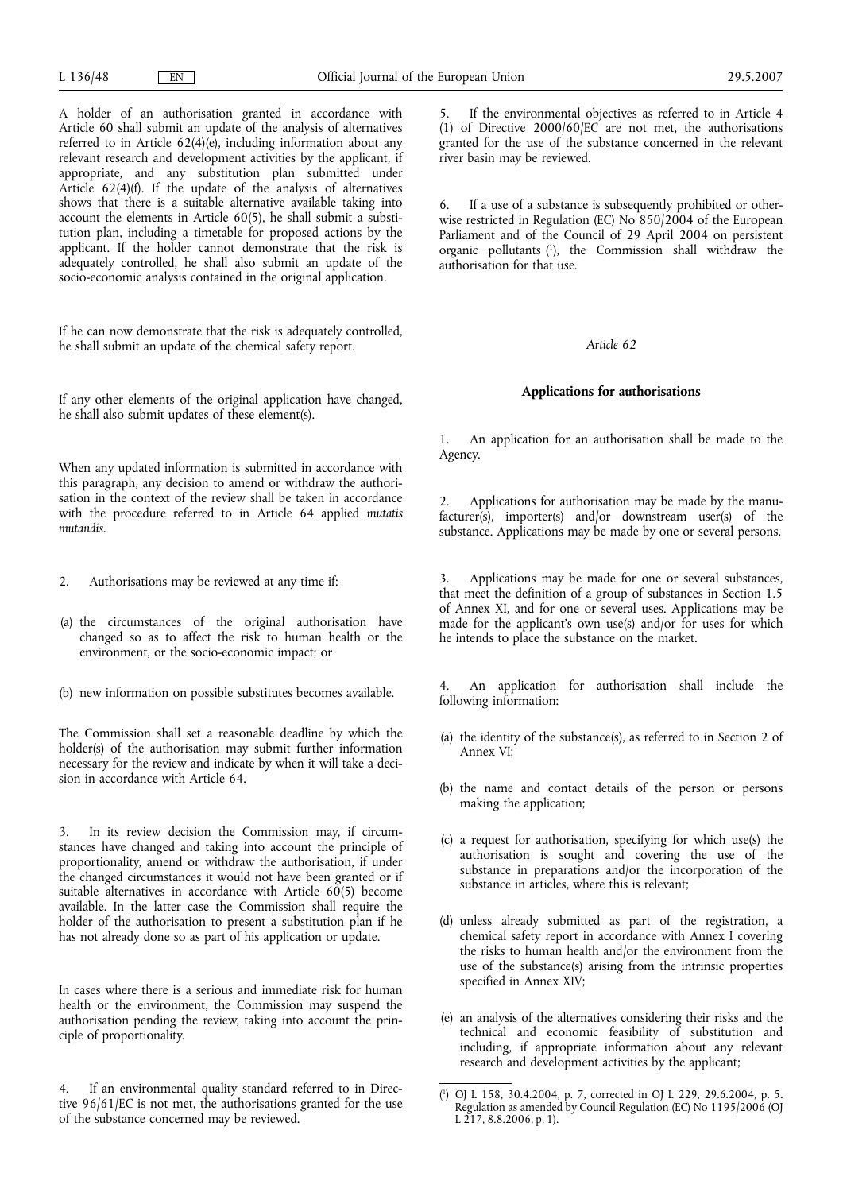A holder of an authorisation granted in accordance with Article 60 shall submit an update of the analysis of alternatives referred to in Article 62(4)(e), including information about any relevant research and development activities by the applicant, if appropriate, and any substitution plan submitted under Article 62(4)(f). If the update of the analysis of alternatives shows that there is a suitable alternative available taking into account the elements in Article 60(5), he shall submit a substitution plan, including a timetable for proposed actions by the applicant. If the holder cannot demonstrate that the risk is adequately controlled, he shall also submit an update of the socio-economic analysis contained in the original application.

If he can now demonstrate that the risk is adequately controlled, he shall submit an update of the chemical safety report.

If any other elements of the original application have changed, he shall also submit updates of these element(s).

When any updated information is submitted in accordance with this paragraph, any decision to amend or withdraw the authorisation in the context of the review shall be taken in accordance with the procedure referred to in Article 64 applied *mutatis mutandis*.

2. Authorisations may be reviewed at any time if:

(a) the circumstances of the original authorisation have changed so as to affect the risk to human health or the environment, or the socio-economic impact; or

(b) new information on possible substitutes becomes available.

The Commission shall set a reasonable deadline by which the holder(s) of the authorisation may submit further information necessary for the review and indicate by when it will take a decision in accordance with Article 64.

3. In its review decision the Commission may, if circumstances have changed and taking into account the principle of proportionality, amend or withdraw the authorisation, if under the changed circumstances it would not have been granted or if suitable alternatives in accordance with Article 60(5) become available. In the latter case the Commission shall require the holder of the authorisation to present a substitution plan if he has not already done so as part of his application or update.

In cases where there is a serious and immediate risk for human health or the environment, the Commission may suspend the authorisation pending the review, taking into account the principle of proportionality.

4. If an environmental quality standard referred to in Directive 96/61/EC is not met, the authorisations granted for the use of the substance concerned may be reviewed.

5. If the environmental objectives as referred to in Article 4 (1) of Directive 2000/60/EC are not met, the authorisations granted for the use of the substance concerned in the relevant river basin may be reviewed.

6. If a use of a substance is subsequently prohibited or otherwise restricted in Regulation (EC) No 850/2004 of the European Parliament and of the Council of 29 April 2004 on persistent organic pollutants [1], the Commission shall withdraw the authorisation for that use.

*Article 62*

**Applications for authorisations**

1. An application for an authorisation shall be made to the Agency.

2. Applications for authorisation may be made by the manufacturer(s), importer(s) and/or downstream user(s) of the substance. Applications may be made by one or several persons.

3. Applications may be made for one or several substances, that meet the definition of a group of substances in Section 1.5 of Annex XI, and for one or several uses. Applications may be made for the applicant's own use(s) and/or for uses for which he intends to place the substance on the market.

4. An application for authorisation shall include the following information:

(a) the identity of the substance(s), as referred to in Section 2 of Annex VI;

(b) the name and contact details of the person or persons making the application;

(c) a request for authorisation, specifying for which use(s) the authorisation is sought and covering the use of the substance in preparations and/or the incorporation of the substance in articles, where this is relevant;

(d) unless already submitted as part of the registration, a chemical safety report in accordance with Annex I covering the risks to human health and/or the environment from the use of the substance(s) arising from the intrinsic properties specified in Annex XIV;

(e) an analysis of the alternatives considering their risks and the technical and economic feasibility of substitution and including, if appropriate information about any relevant research and development activities by the applicant;

[1] OJ L 158, 30.4.2004, p. 7, corrected in OJ L 229, 29.6.2004, p. 5. Regulation as amended by Council Regulation (EC) No 1195/2006 (OJ L 217, 8.8.2006, p. 1).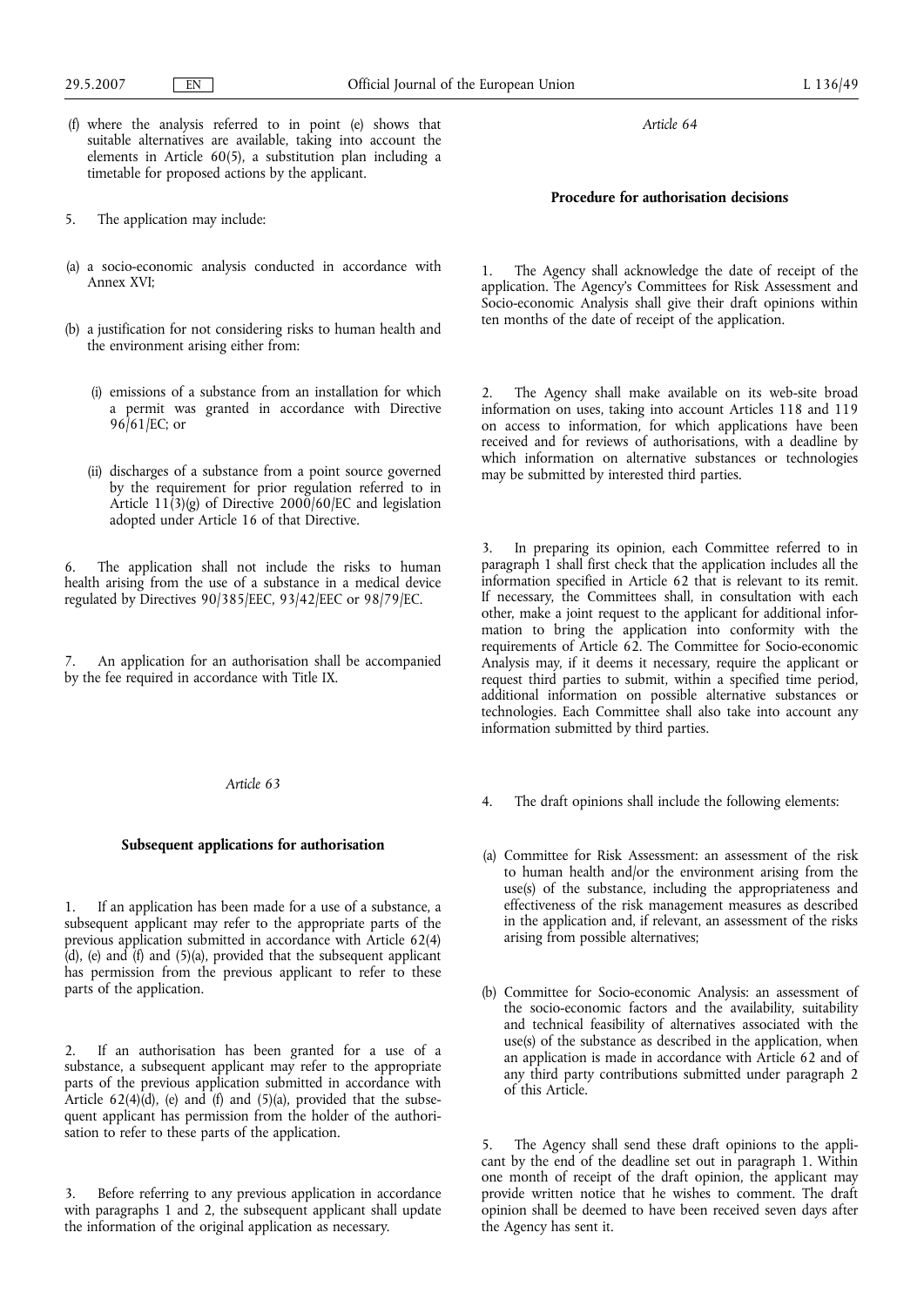(f) where the analysis referred to in point (e) shows that suitable alternatives are available, taking into account the elements in Article 60(5), a substitution plan including a timetable for proposed actions by the applicant.

5. The application may include:

(a) a socio-economic analysis conducted in accordance with Annex XVI;

(b) a justification for not considering risks to human health and the environment arising either from:

   (i) emissions of a substance from an installation for which a permit was granted in accordance with Directive 96/61/EC; or

   (ii) discharges of a substance from a point source governed by the requirement for prior regulation referred to in Article 11(3)(g) of Directive 2000/60/EC and legislation adopted under Article 16 of that Directive.

6. The application shall not include the risks to human health arising from the use of a substance in a medical device regulated by Directives 90/385/EEC, 93/42/EEC or 98/79/EC.

7. An application for an authorisation shall be accompanied by the fee required in accordance with Title IX.

*Article 63*

**Subsequent applications for authorisation**

1. If an application has been made for a use of a substance, a subsequent applicant may refer to the appropriate parts of the previous application submitted in accordance with Article 62(4)(d), (e) and (f) and (5)(a), provided that the subsequent applicant has permission from the previous applicant to refer to these parts of the application.

2. If an authorisation has been granted for a use of a substance, a subsequent applicant may refer to the appropriate parts of the previous application submitted in accordance with Article 62(4)(d), (e) and (f) and (5)(a), provided that the subsequent applicant has permission from the holder of the authorisation to refer to these parts of the application.

3. Before referring to any previous application in accordance with paragraphs 1 and 2, the subsequent applicant shall update the information of the original application as necessary.

*Article 64*

**Procedure for authorisation decisions**

1. The Agency shall acknowledge the date of receipt of the application. The Agency's Committees for Risk Assessment and Socio-economic Analysis shall give their draft opinions within ten months of the date of receipt of the application.

2. The Agency shall make available on its web-site broad information on uses, taking into account Articles 118 and 119 on access to information, for which applications have been received and for reviews of authorisations, with a deadline by which information on alternative substances or technologies may be submitted by interested third parties.

3. In preparing its opinion, each Committee referred to in paragraph 1 shall first check that the application includes all the information specified in Article 62 that is relevant to its remit. If necessary, the Committees shall, in consultation with each other, make a joint request to the applicant for additional information to bring the application into conformity with the requirements of Article 62. The Committee for Socio-economic Analysis may, if it deems it necessary, require the applicant or request third parties to submit, within a specified time period, additional information on possible alternative substances or technologies. Each Committee shall also take into account any information submitted by third parties.

4. The draft opinions shall include the following elements:

(a) Committee for Risk Assessment: an assessment of the risk to human health and/or the environment arising from the use(s) of the substance, including the appropriateness and effectiveness of the risk management measures as described in the application and, if relevant, an assessment of the risks arising from possible alternatives;

(b) Committee for Socio-economic Analysis: an assessment of the socio-economic factors and the availability, suitability and technical feasibility of alternatives associated with the use(s) of the substance as described in the application, when an application is made in accordance with Article 62 and of any third party contributions submitted under paragraph 2 of this Article.

5. The Agency shall send these draft opinions to the applicant by the end of the deadline set out in paragraph 1. Within one month of receipt of the draft opinion, the applicant may provide written notice that he wishes to comment. The draft opinion shall be deemed to have been received seven days after the Agency has sent it.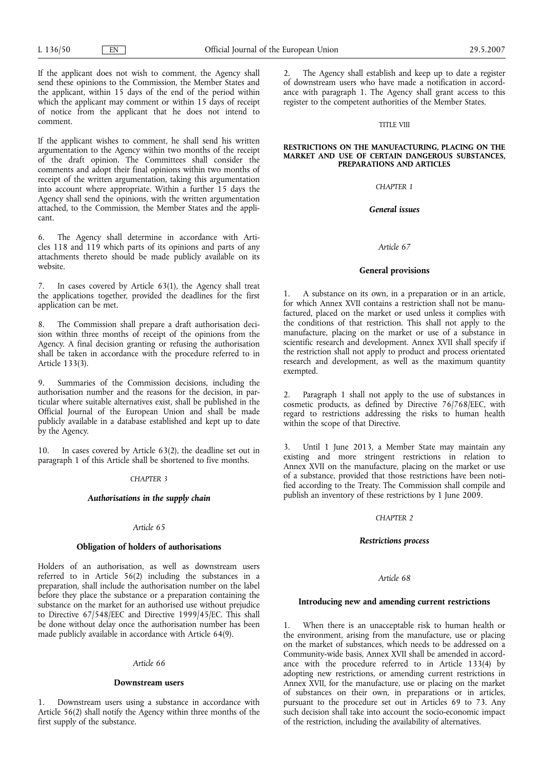If the applicant does not wish to comment, the Agency shall send these opinions to the Commission, the Member States and the applicant, within 15 days of the end of the period within which the applicant may comment or within 15 days of receipt of notice from the applicant that he does not intend to comment.

If the applicant wishes to comment, he shall send his written argumentation to the Agency within two months of the receipt of the draft opinion. The Committees shall consider the comments and adopt their final opinions within two months of receipt of the written argumentation, taking this argumentation into account where appropriate. Within a further 15 days the Agency shall send the opinions, with the written argumentation attached, to the Commission, the Member States and the applicant.

6. The Agency shall determine in accordance with Articles 118 and 119 which parts of its opinions and parts of any attachments thereto should be made publicly available on its website.

7. In cases covered by Article 63(1), the Agency shall treat the applications together, provided the deadlines for the first application can be met.

8. The Commission shall prepare a draft authorisation decision within three months of receipt of the opinions from the Agency. A final decision granting or refusing the authorisation shall be taken in accordance with the procedure referred to in Article 133(3).

9. Summaries of the Commission decisions, including the authorisation number and the reasons for the decision, in particular where suitable alternatives exist, shall be published in the Official Journal of the European Union and shall be made publicly available in a database established and kept up to date by the Agency.

10. In cases covered by Article 63(2), the deadline set out in paragraph 1 of this Article shall be shortened to five months.

*CHAPTER 3*

***Authorisations in the supply chain***

*Article 65*

**Obligation of holders of authorisations**

Holders of an authorisation, as well as downstream users referred to in Article 56(2) including the substances in a preparation, shall include the authorisation number on the label before they place the substance or a preparation containing the substance on the market for an authorised use without prejudice to Directive 67/548/EEC and Directive 1999/45/EC. This shall be done without delay once the authorisation number has been made publicly available in accordance with Article 64(9).

*Article 66*

**Downstream users**

1. Downstream users using a substance in accordance with Article 56(2) shall notify the Agency within three months of the first supply of the substance.

2. The Agency shall establish and keep up to date a register of downstream users who have made a notification in accordance with paragraph 1. The Agency shall grant access to this register to the competent authorities of the Member States.

TITLE VIII

**RESTRICTIONS ON THE MANUFACTURING, PLACING ON THE MARKET AND USE OF CERTAIN DANGEROUS SUBSTANCES, PREPARATIONS AND ARTICLES**

*CHAPTER 1*

***General issues***

*Article 67*

**General provisions**

1. A substance on its own, in a preparation or in an article, for which Annex XVII contains a restriction shall not be manufactured, placed on the market or used unless it complies with the conditions of that restriction. This shall not apply to the manufacture, placing on the market or use of a substance in scientific research and development. Annex XVII shall specify if the restriction shall not apply to product and process orientated research and development, as well as the maximum quantity exempted.

2. Paragraph 1 shall not apply to the use of substances in cosmetic products, as defined by Directive 76/768/EEC, with regard to restrictions addressing the risks to human health within the scope of that Directive.

3. Until 1 June 2013, a Member State may maintain any existing and more stringent restrictions in relation to Annex XVII on the manufacture, placing on the market or use of a substance, provided that those restrictions have been notified according to the Treaty. The Commission shall compile and publish an inventory of these restrictions by 1 June 2009.

*CHAPTER 2*

***Restrictions process***

*Article 68*

**Introducing new and amending current restrictions**

1. When there is an unacceptable risk to human health or the environment, arising from the manufacture, use or placing on the market of substances, which needs to be addressed on a Community-wide basis, Annex XVII shall be amended in accordance with the procedure referred to in Article 133(4) by adopting new restrictions, or amending current restrictions in Annex XVII, for the manufacture, use or placing on the market of substances on their own, in preparations or in articles, pursuant to the procedure set out in Articles 69 to 73. Any such decision shall take into account the socio-economic impact of the restriction, including the availability of alternatives.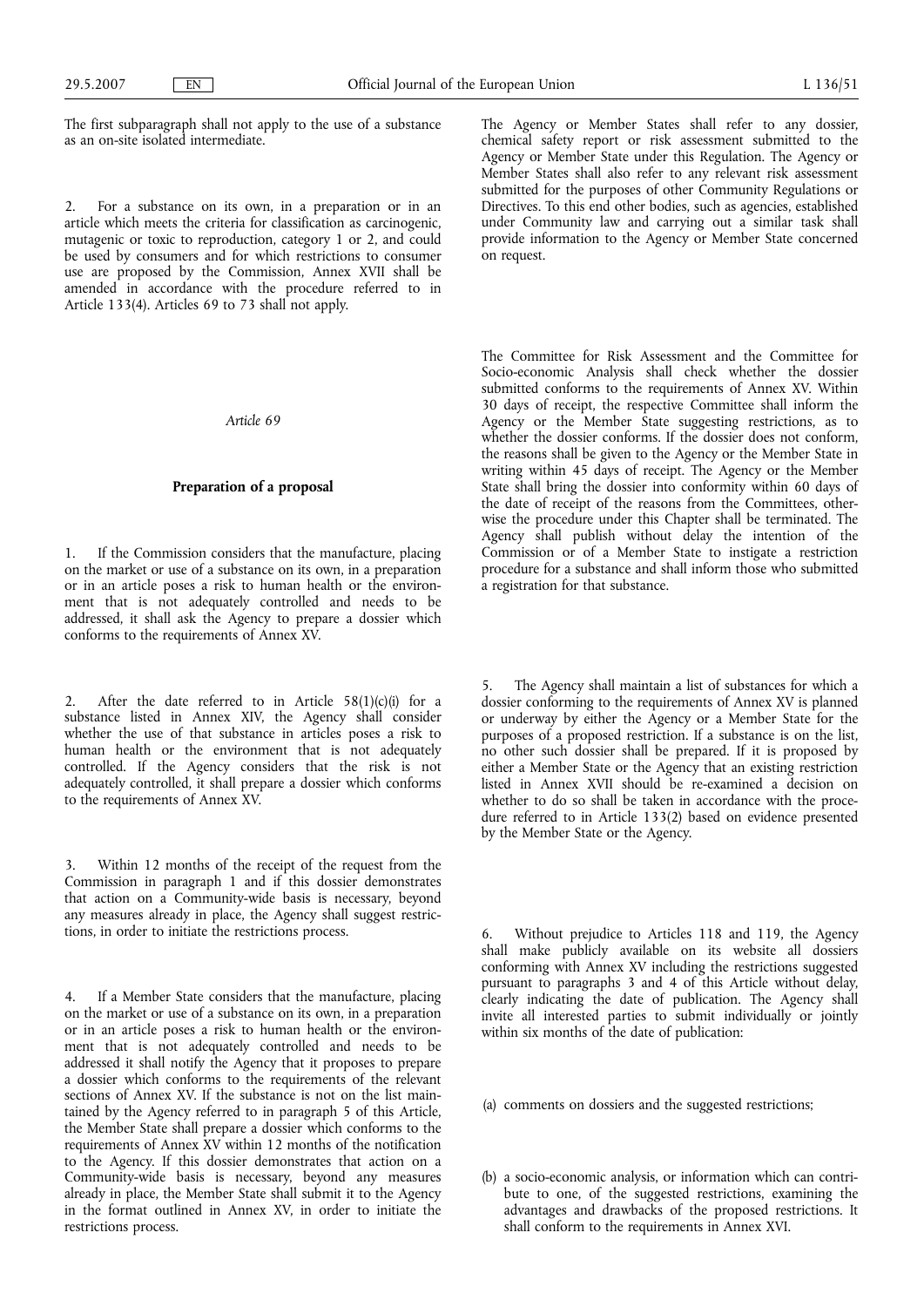The first subparagraph shall not apply to the use of a substance as an on-site isolated intermediate.

2. For a substance on its own, in a preparation or in an article which meets the criteria for classification as carcinogenic, mutagenic or toxic to reproduction, category 1 or 2, and could be used by consumers and for which restrictions to consumer use are proposed by the Commission, Annex XVII shall be amended in accordance with the procedure referred to in Article 133(4). Articles 69 to 73 shall not apply.

*Article 69*

**Preparation of a proposal**

1. If the Commission considers that the manufacture, placing on the market or use of a substance on its own, in a preparation or in an article poses a risk to human health or the environment that is not adequately controlled and needs to be addressed, it shall ask the Agency to prepare a dossier which conforms to the requirements of Annex XV.

2. After the date referred to in Article 58(1)(c)(i) for a substance listed in Annex XIV, the Agency shall consider whether the use of that substance in articles poses a risk to human health or the environment that is not adequately controlled. If the Agency considers that the risk is not adequately controlled, it shall prepare a dossier which conforms to the requirements of Annex XV.

3. Within 12 months of the receipt of the request from the Commission in paragraph 1 and if this dossier demonstrates that action on a Community-wide basis is necessary, beyond any measures already in place, the Agency shall suggest restrictions, in order to initiate the restrictions process.

4. If a Member State considers that the manufacture, placing on the market or use of a substance on its own, in a preparation or in an article poses a risk to human health or the environment that is not adequately controlled and needs to be addressed it shall notify the Agency that it proposes to prepare a dossier which conforms to the requirements of the relevant sections of Annex XV. If the substance is not on the list maintained by the Agency referred to in paragraph 5 of this Article, the Member State shall prepare a dossier which conforms to the requirements of Annex XV within 12 months of the notification to the Agency. If this dossier demonstrates that action on a Community-wide basis is necessary, beyond any measures already in place, the Member State shall submit it to the Agency in the format outlined in Annex XV, in order to initiate the restrictions process.

The Agency or Member States shall refer to any dossier, chemical safety report or risk assessment submitted to the Agency or Member State under this Regulation. The Agency or Member States shall also refer to any relevant risk assessment submitted for the purposes of other Community Regulations or Directives. To this end other bodies, such as agencies, established under Community law and carrying out a similar task shall provide information to the Agency or Member State concerned on request.

The Committee for Risk Assessment and the Committee for Socio-economic Analysis shall check whether the dossier submitted conforms to the requirements of Annex XV. Within 30 days of receipt, the respective Committee shall inform the Agency or the Member State suggesting restrictions, as to whether the dossier conforms. If the dossier does not conform, the reasons shall be given to the Agency or the Member State in writing within 45 days of receipt. The Agency or the Member State shall bring the dossier into conformity within 60 days of the date of receipt of the reasons from the Committees, otherwise the procedure under this Chapter shall be terminated. The Agency shall publish without delay the intention of the Commission or of a Member State to instigate a restriction procedure for a substance and shall inform those who submitted a registration for that substance.

5. The Agency shall maintain a list of substances for which a dossier conforming to the requirements of Annex XV is planned or underway by either the Agency or a Member State for the purposes of a proposed restriction. If a substance is on the list, no other such dossier shall be prepared. If it is proposed by either a Member State or the Agency that an existing restriction listed in Annex XVII should be re-examined a decision on whether to do so shall be taken in accordance with the procedure referred to in Article 133(2) based on evidence presented by the Member State or the Agency.

6. Without prejudice to Articles 118 and 119, the Agency shall make publicly available on its website all dossiers conforming with Annex XV including the restrictions suggested pursuant to paragraphs 3 and 4 of this Article without delay, clearly indicating the date of publication. The Agency shall invite all interested parties to submit individually or jointly within six months of the date of publication:

(a) comments on dossiers and the suggested restrictions;

(b) a socio-economic analysis, or information which can contribute to one, of the suggested restrictions, examining the advantages and drawbacks of the proposed restrictions. It shall conform to the requirements in Annex XVI.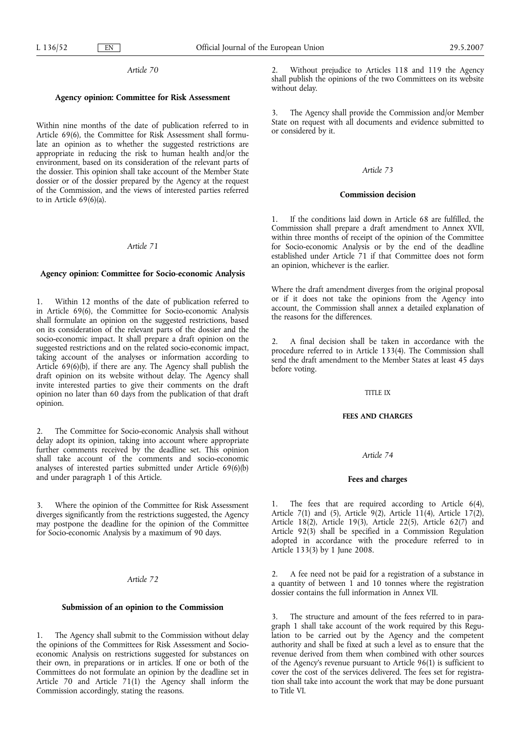*Article 70*

**Agency opinion: Committee for Risk Assessment**

Within nine months of the date of publication referred to in Article 69(6), the Committee for Risk Assessment shall formulate an opinion as to whether the suggested restrictions are appropriate in reducing the risk to human health and/or the environment, based on its consideration of the relevant parts of the dossier. This opinion shall take account of the Member State dossier or of the dossier prepared by the Agency at the request of the Commission, and the views of interested parties referred to in Article 69(6)(a).

*Article 71*

**Agency opinion: Committee for Socio-economic Analysis**

1. Within 12 months of the date of publication referred to in Article 69(6), the Committee for Socio-economic Analysis shall formulate an opinion on the suggested restrictions, based on its consideration of the relevant parts of the dossier and the socio-economic impact. It shall prepare a draft opinion on the suggested restrictions and on the related socio-economic impact, taking account of the analyses or information according to Article 69(6)(b), if there are any. The Agency shall publish the draft opinion on its website without delay. The Agency shall invite interested parties to give their comments on the draft opinion no later than 60 days from the publication of that draft opinion.

2. The Committee for Socio-economic Analysis shall without delay adopt its opinion, taking into account where appropriate further comments received by the deadline set. This opinion shall take account of the comments and socio-economic analyses of interested parties submitted under Article 69(6)(b) and under paragraph 1 of this Article.

3. Where the opinion of the Committee for Risk Assessment diverges significantly from the restrictions suggested, the Agency may postpone the deadline for the opinion of the Committee for Socio-economic Analysis by a maximum of 90 days.

*Article 72*

**Submission of an opinion to the Commission**

1. The Agency shall submit to the Commission without delay the opinions of the Committees for Risk Assessment and Socio-economic Analysis on restrictions suggested for substances on their own, in preparations or in articles. If one or both of the Committees do not formulate an opinion by the deadline set in Article 70 and Article 71(1) the Agency shall inform the Commission accordingly, stating the reasons.

2. Without prejudice to Articles 118 and 119 the Agency shall publish the opinions of the two Committees on its website without delay.

3. The Agency shall provide the Commission and/or Member State on request with all documents and evidence submitted to or considered by it.

*Article 73*

**Commission decision**

1. If the conditions laid down in Article 68 are fulfilled, the Commission shall prepare a draft amendment to Annex XVII, within three months of receipt of the opinion of the Committee for Socio-economic Analysis or by the end of the deadline established under Article 71 if that Committee does not form an opinion, whichever is the earlier.

Where the draft amendment diverges from the original proposal or if it does not take the opinions from the Agency into account, the Commission shall annex a detailed explanation of the reasons for the differences.

2. A final decision shall be taken in accordance with the procedure referred to in Article 133(4). The Commission shall send the draft amendment to the Member States at least 45 days before voting.

TITLE IX

**FEES AND CHARGES**

*Article 74*

**Fees and charges**

1. The fees that are required according to Article 6(4), Article 7(1) and (5), Article 9(2), Article 11(4), Article 17(2), Article 18(2), Article 19(3), Article 22(5), Article 62(7) and Article 92(3) shall be specified in a Commission Regulation adopted in accordance with the procedure referred to in Article 133(3) by 1 June 2008.

2. A fee need not be paid for a registration of a substance in a quantity of between 1 and 10 tonnes where the registration dossier contains the full information in Annex VII.

3. The structure and amount of the fees referred to in paragraph 1 shall take account of the work required by this Regulation to be carried out by the Agency and the competent authority and shall be fixed at such a level as to ensure that the revenue derived from them when combined with other sources of the Agency's revenue pursuant to Article 96(1) is sufficient to cover the cost of the services delivered. The fees set for registration shall take into account the work that may be done pursuant to Title VI.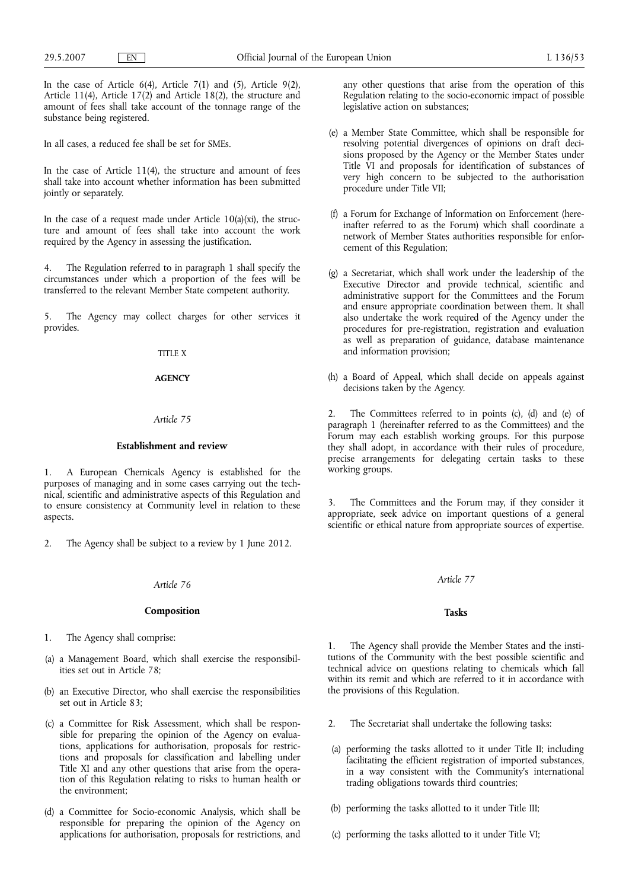In the case of Article 6(4), Article 7(1) and (5), Article 9(2), Article 11(4), Article 17(2) and Article 18(2), the structure and amount of fees shall take account of the tonnage range of the substance being registered.

In all cases, a reduced fee shall be set for SMEs.

In the case of Article 11(4), the structure and amount of fees shall take into account whether information has been submitted jointly or separately.

In the case of a request made under Article 10(a)(xi), the structure and amount of fees shall take into account the work required by the Agency in assessing the justification.

4. The Regulation referred to in paragraph 1 shall specify the circumstances under which a proportion of the fees will be transferred to the relevant Member State competent authority.

5. The Agency may collect charges for other services it provides.

TITLE X

## AGENCY

*Article 75*

### Establishment and review

1. A European Chemicals Agency is established for the purposes of managing and in some cases carrying out the technical, scientific and administrative aspects of this Regulation and to ensure consistency at Community level in relation to these aspects.

2. The Agency shall be subject to a review by 1 June 2012.

*Article 76*

### Composition

1. The Agency shall comprise:

(a) a Management Board, which shall exercise the responsibilities set out in Article 78;

(b) an Executive Director, who shall exercise the responsibilities set out in Article 83;

(c) a Committee for Risk Assessment, which shall be responsible for preparing the opinion of the Agency on evaluations, applications for authorisation, proposals for restrictions and proposals for classification and labelling under Title XI and any other questions that arise from the operation of this Regulation relating to risks to human health or the environment;

(d) a Committee for Socio-economic Analysis, which shall be responsible for preparing the opinion of the Agency on applications for authorisation, proposals for restrictions, and any other questions that arise from the operation of this Regulation relating to the socio-economic impact of possible legislative action on substances;

(e) a Member State Committee, which shall be responsible for resolving potential divergences of opinions on draft decisions proposed by the Agency or the Member States under Title VI and proposals for identification of substances of very high concern to be subjected to the authorisation procedure under Title VII;

(f) a Forum for Exchange of Information on Enforcement (hereinafter referred to as the Forum) which shall coordinate a network of Member States authorities responsible for enforcement of this Regulation;

(g) a Secretariat, which shall work under the leadership of the Executive Director and provide technical, scientific and administrative support for the Committees and the Forum and ensure appropriate coordination between them. It shall also undertake the work required of the Agency under the procedures for pre-registration, registration and evaluation as well as preparation of guidance, database maintenance and information provision;

(h) a Board of Appeal, which shall decide on appeals against decisions taken by the Agency.

2. The Committees referred to in points (c), (d) and (e) of paragraph 1 (hereinafter referred to as the Committees) and the Forum may each establish working groups. For this purpose they shall adopt, in accordance with their rules of procedure, precise arrangements for delegating certain tasks to these working groups.

3. The Committees and the Forum may, if they consider it appropriate, seek advice on important questions of a general scientific or ethical nature from appropriate sources of expertise.

*Article 77*

### Tasks

1. The Agency shall provide the Member States and the institutions of the Community with the best possible scientific and technical advice on questions relating to chemicals which fall within its remit and which are referred to it in accordance with the provisions of this Regulation.

2. The Secretariat shall undertake the following tasks:

(a) performing the tasks allotted to it under Title II; including facilitating the efficient registration of imported substances, in a way consistent with the Community's international trading obligations towards third countries;

(b) performing the tasks allotted to it under Title III;

(c) performing the tasks allotted to it under Title VI;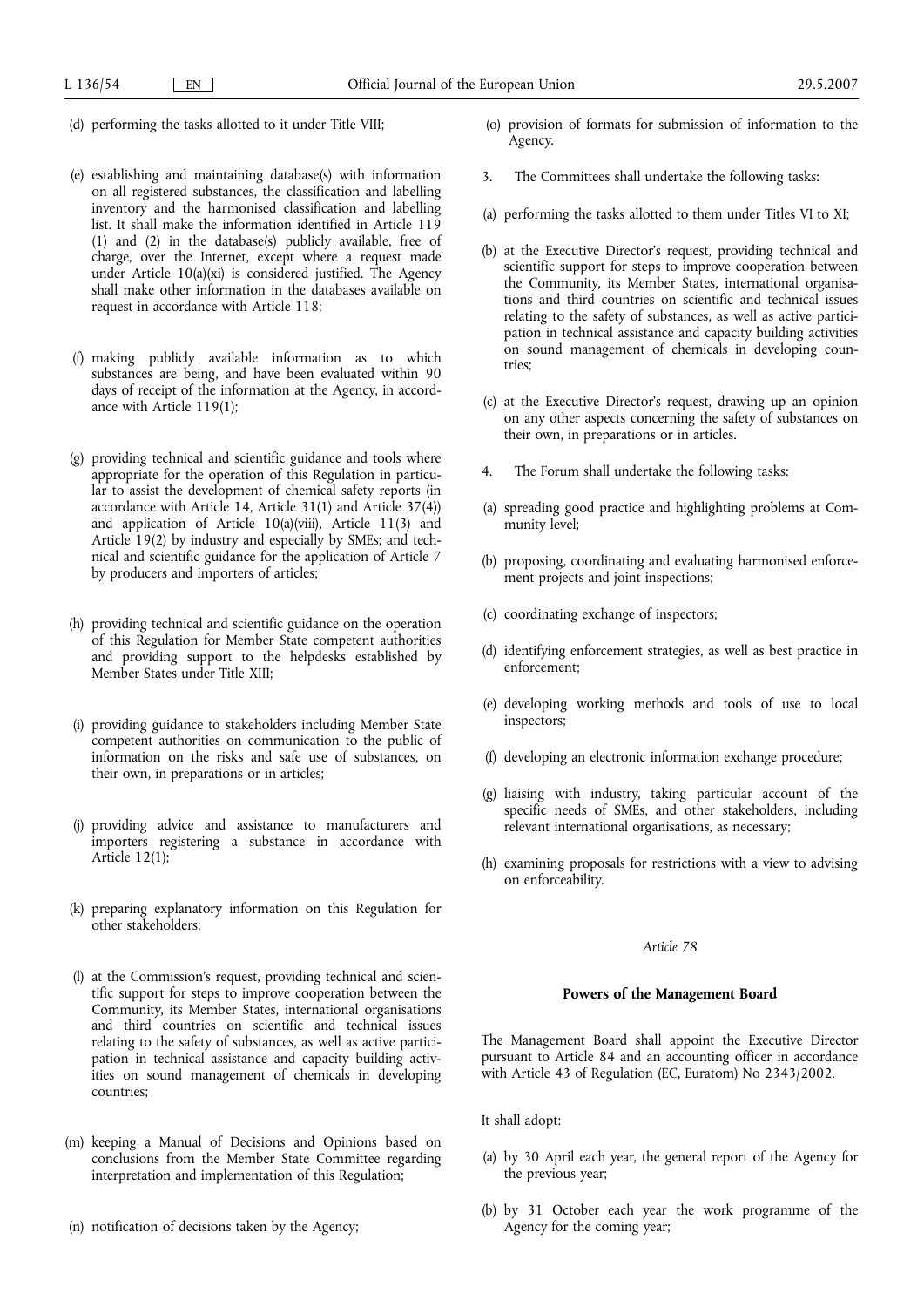(d) performing the tasks allotted to it under Title VIII;

(e) establishing and maintaining database(s) with information on all registered substances, the classification and labelling inventory and the harmonised classification and labelling list. It shall make the information identified in Article 119 (1) and (2) in the database(s) publicly available, free of charge, over the Internet, except where a request made under Article 10(a)(xi) is considered justified. The Agency shall make other information in the databases available on request in accordance with Article 118;

(f) making publicly available information as to which substances are being, and have been evaluated within 90 days of receipt of the information at the Agency, in accordance with Article 119(1);

(g) providing technical and scientific guidance and tools where appropriate for the operation of this Regulation in particular to assist the development of chemical safety reports (in accordance with Article 14, Article 31(1) and Article 37(4)) and application of Article 10(a)(viii), Article 11(3) and Article 19(2) by industry and especially by SMEs; and technical and scientific guidance for the application of Article 7 by producers and importers of articles;

(h) providing technical and scientific guidance on the operation of this Regulation for Member State competent authorities and providing support to the helpdesks established by Member States under Title XIII;

(i) providing guidance to stakeholders including Member State competent authorities on communication to the public of information on the risks and safe use of substances, on their own, in preparations or in articles;

(j) providing advice and assistance to manufacturers and importers registering a substance in accordance with Article 12(1);

(k) preparing explanatory information on this Regulation for other stakeholders;

(l) at the Commission's request, providing technical and scientific support for steps to improve cooperation between the Community, its Member States, international organisations and third countries on scientific and technical issues relating to the safety of substances, as well as active participation in technical assistance and capacity building activities on sound management of chemicals in developing countries;

(m) keeping a Manual of Decisions and Opinions based on conclusions from the Member State Committee regarding interpretation and implementation of this Regulation;

(n) notification of decisions taken by the Agency;

(o) provision of formats for submission of information to the Agency.

3. The Committees shall undertake the following tasks:

(a) performing the tasks allotted to them under Titles VI to XI;

(b) at the Executive Director's request, providing technical and scientific support for steps to improve cooperation between the Community, its Member States, international organisations and third countries on scientific and technical issues relating to the safety of substances, as well as active participation in technical assistance and capacity building activities on sound management of chemicals in developing countries;

(c) at the Executive Director's request, drawing up an opinion on any other aspects concerning the safety of substances on their own, in preparations or in articles.

4. The Forum shall undertake the following tasks:

(a) spreading good practice and highlighting problems at Community level;

(b) proposing, coordinating and evaluating harmonised enforcement projects and joint inspections;

(c) coordinating exchange of inspectors;

(d) identifying enforcement strategies, as well as best practice in enforcement;

(e) developing working methods and tools of use to local inspectors;

(f) developing an electronic information exchange procedure;

(g) liaising with industry, taking particular account of the specific needs of SMEs, and other stakeholders, including relevant international organisations, as necessary;

(h) examining proposals for restrictions with a view to advising on enforceability.

*Article 78*

**Powers of the Management Board**

The Management Board shall appoint the Executive Director pursuant to Article 84 and an accounting officer in accordance with Article 43 of Regulation (EC, Euratom) No 2343/2002.

It shall adopt:

(a) by 30 April each year, the general report of the Agency for the previous year;

(b) by 31 October each year the work programme of the Agency for the coming year;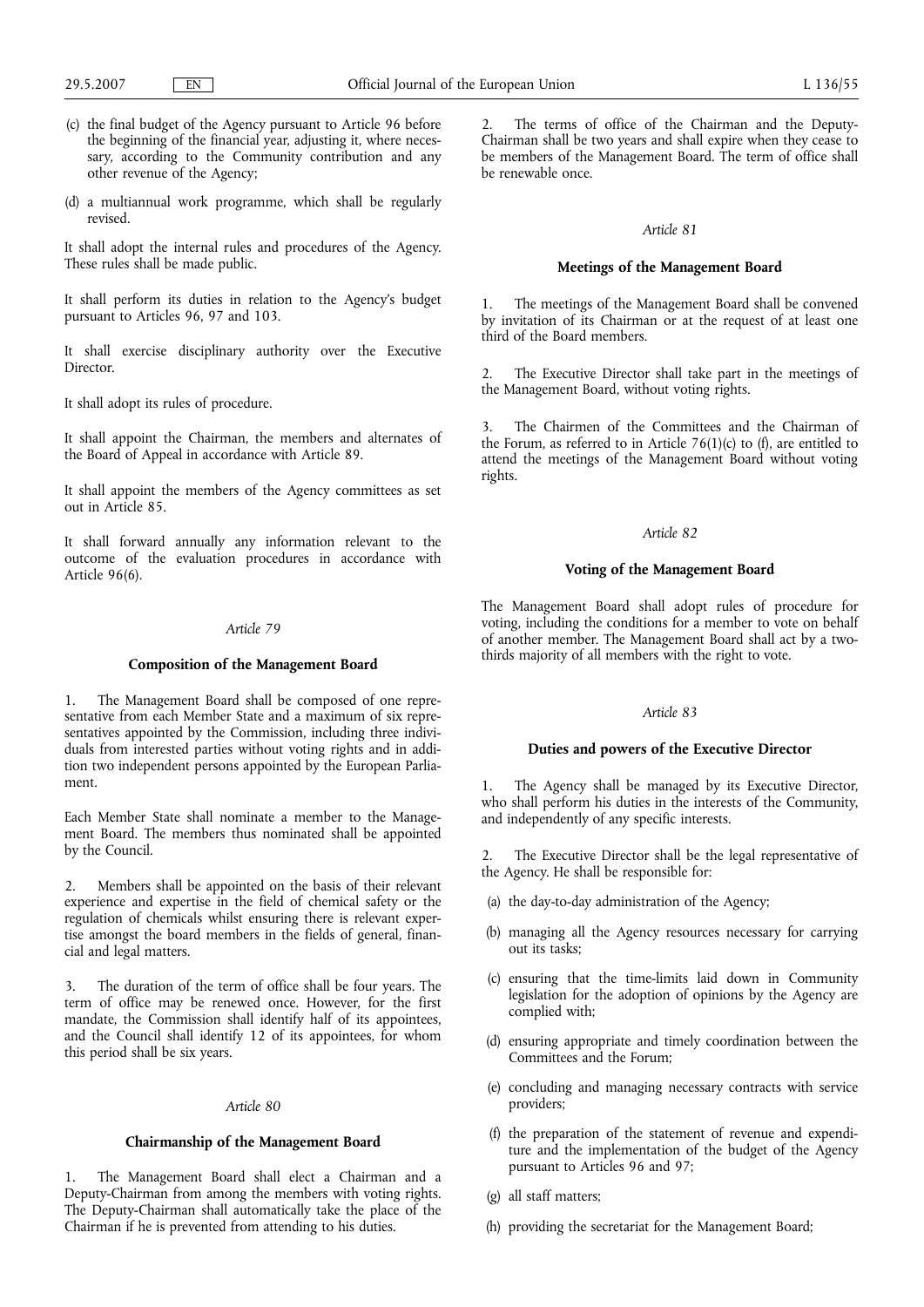(c) the final budget of the Agency pursuant to Article 96 before the beginning of the financial year, adjusting it, where necessary, according to the Community contribution and any other revenue of the Agency;

(d) a multiannual work programme, which shall be regularly revised.

It shall adopt the internal rules and procedures of the Agency. These rules shall be made public.

It shall perform its duties in relation to the Agency's budget pursuant to Articles 96, 97 and 103.

It shall exercise disciplinary authority over the Executive Director.

It shall adopt its rules of procedure.

It shall appoint the Chairman, the members and alternates of the Board of Appeal in accordance with Article 89.

It shall appoint the members of the Agency committees as set out in Article 85.

It shall forward annually any information relevant to the outcome of the evaluation procedures in accordance with Article 96(6).

*Article 79*

**Composition of the Management Board**

1. The Management Board shall be composed of one representative from each Member State and a maximum of six representatives appointed by the Commission, including three individuals from interested parties without voting rights and in addition two independent persons appointed by the European Parliament.

Each Member State shall nominate a member to the Management Board. The members thus nominated shall be appointed by the Council.

2. Members shall be appointed on the basis of their relevant experience and expertise in the field of chemical safety or the regulation of chemicals whilst ensuring there is relevant expertise amongst the board members in the fields of general, financial and legal matters.

3. The duration of the term of office shall be four years. The term of office may be renewed once. However, for the first mandate, the Commission shall identify half of its appointees, and the Council shall identify 12 of its appointees, for whom this period shall be six years.

*Article 80*

**Chairmanship of the Management Board**

1. The Management Board shall elect a Chairman and a Deputy-Chairman from among the members with voting rights. The Deputy-Chairman shall automatically take the place of the Chairman if he is prevented from attending to his duties.

2. The terms of office of the Chairman and the Deputy-Chairman shall be two years and shall expire when they cease to be members of the Management Board. The term of office shall be renewable once.

*Article 81*

**Meetings of the Management Board**

1. The meetings of the Management Board shall be convened by invitation of its Chairman or at the request of at least one third of the Board members.

2. The Executive Director shall take part in the meetings of the Management Board, without voting rights.

3. The Chairmen of the Committees and the Chairman of the Forum, as referred to in Article 76(1)(c) to (f), are entitled to attend the meetings of the Management Board without voting rights.

*Article 82*

**Voting of the Management Board**

The Management Board shall adopt rules of procedure for voting, including the conditions for a member to vote on behalf of another member. The Management Board shall act by a two-thirds majority of all members with the right to vote.

*Article 83*

**Duties and powers of the Executive Director**

1. The Agency shall be managed by its Executive Director, who shall perform his duties in the interests of the Community, and independently of any specific interests.

2. The Executive Director shall be the legal representative of the Agency. He shall be responsible for:

(a) the day-to-day administration of the Agency;

(b) managing all the Agency resources necessary for carrying out its tasks;

(c) ensuring that the time-limits laid down in Community legislation for the adoption of opinions by the Agency are complied with;

(d) ensuring appropriate and timely coordination between the Committees and the Forum;

(e) concluding and managing necessary contracts with service providers;

(f) the preparation of the statement of revenue and expenditure and the implementation of the budget of the Agency pursuant to Articles 96 and 97;

(g) all staff matters;

(h) providing the secretariat for the Management Board;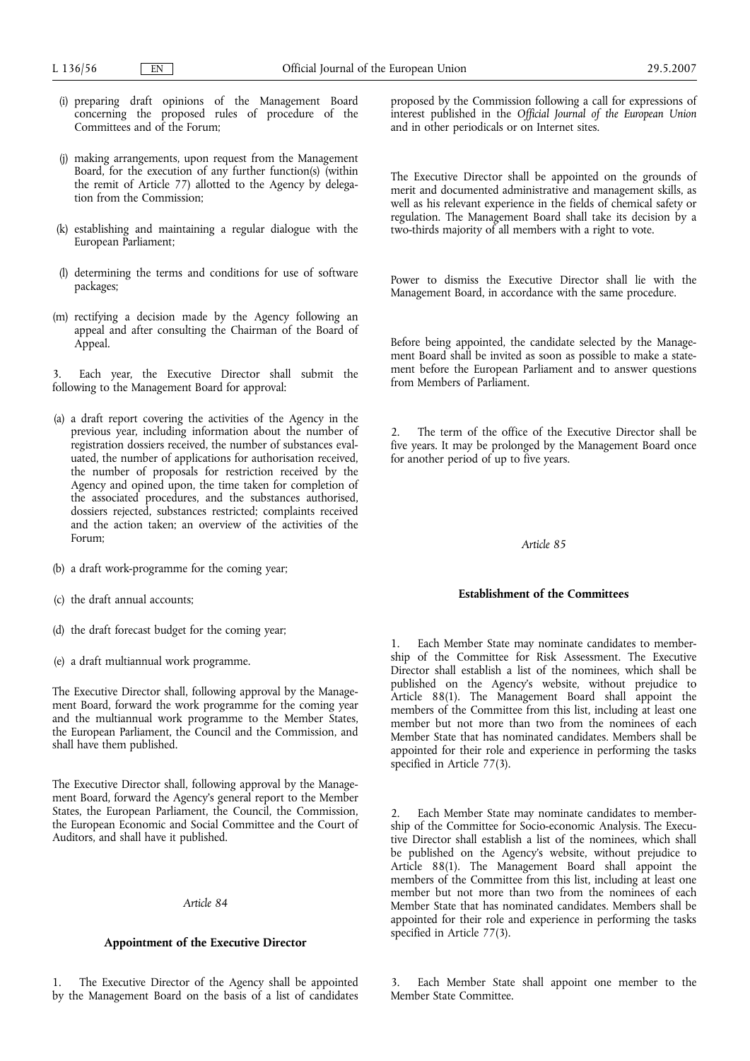(i) preparing draft opinions of the Management Board concerning the proposed rules of procedure of the Committees and of the Forum;

(j) making arrangements, upon request from the Management Board, for the execution of any further function(s) (within the remit of Article 77) allotted to the Agency by delegation from the Commission;

(k) establishing and maintaining a regular dialogue with the European Parliament;

(l) determining the terms and conditions for use of software packages;

(m) rectifying a decision made by the Agency following an appeal and after consulting the Chairman of the Board of Appeal.

3. Each year, the Executive Director shall submit the following to the Management Board for approval:

(a) a draft report covering the activities of the Agency in the previous year, including information about the number of registration dossiers received, the number of substances evaluated, the number of applications for authorisation received, the number of proposals for restriction received by the Agency and opined upon, the time taken for completion of the associated procedures, and the substances authorised, dossiers rejected, substances restricted; complaints received and the action taken; an overview of the activities of the Forum;

(b) a draft work-programme for the coming year;

(c) the draft annual accounts;

(d) the draft forecast budget for the coming year;

(e) a draft multiannual work programme.

The Executive Director shall, following approval by the Management Board, forward the work programme for the coming year and the multiannual work programme to the Member States, the European Parliament, the Council and the Commission, and shall have them published.

The Executive Director shall, following approval by the Management Board, forward the Agency's general report to the Member States, the European Parliament, the Council, the Commission, the European Economic and Social Committee and the Court of Auditors, and shall have it published.

*Article 84*

**Appointment of the Executive Director**

1. The Executive Director of the Agency shall be appointed by the Management Board on the basis of a list of candidates proposed by the Commission following a call for expressions of interest published in the *Official Journal of the European Union* and in other periodicals or on Internet sites.

The Executive Director shall be appointed on the grounds of merit and documented administrative and management skills, as well as his relevant experience in the fields of chemical safety or regulation. The Management Board shall take its decision by a two-thirds majority of all members with a right to vote.

Power to dismiss the Executive Director shall lie with the Management Board, in accordance with the same procedure.

Before being appointed, the candidate selected by the Management Board shall be invited as soon as possible to make a statement before the European Parliament and to answer questions from Members of Parliament.

2. The term of the office of the Executive Director shall be five years. It may be prolonged by the Management Board once for another period of up to five years.

*Article 85*

**Establishment of the Committees**

1. Each Member State may nominate candidates to membership of the Committee for Risk Assessment. The Executive Director shall establish a list of the nominees, which shall be published on the Agency's website, without prejudice to Article 88(1). The Management Board shall appoint the members of the Committee from this list, including at least one member but not more than two from the nominees of each Member State that has nominated candidates. Members shall be appointed for their role and experience in performing the tasks specified in Article 77(3).

2. Each Member State may nominate candidates to membership of the Committee for Socio-economic Analysis. The Executive Director shall establish a list of the nominees, which shall be published on the Agency's website, without prejudice to Article 88(1). The Management Board shall appoint the members of the Committee from this list, including at least one member but not more than two from the nominees of each Member State that has nominated candidates. Members shall be appointed for their role and experience in performing the tasks specified in Article 77(3).

3. Each Member State shall appoint one member to the Member State Committee.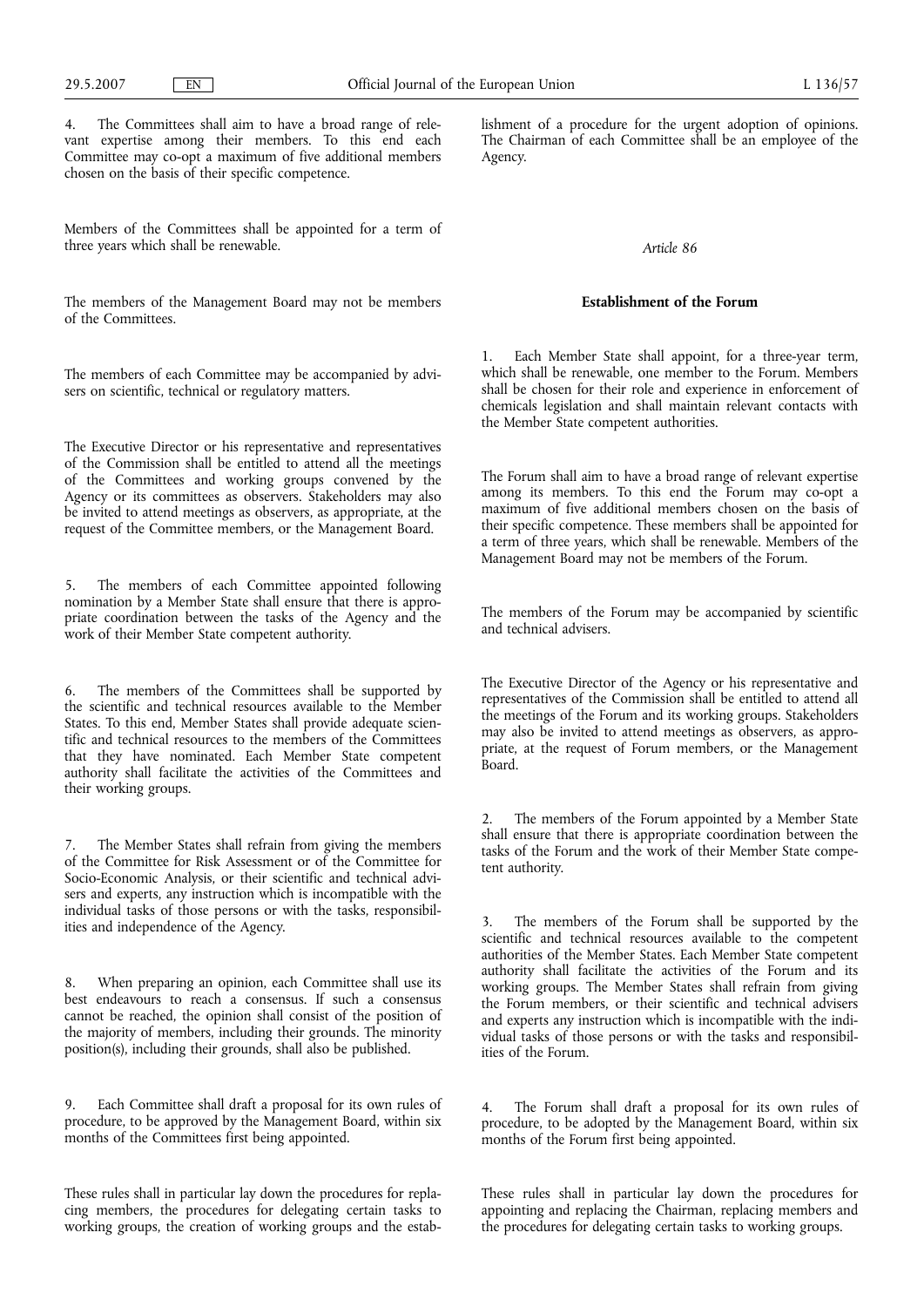4. The Committees shall aim to have a broad range of relevant expertise among their members. To this end each Committee may co-opt a maximum of five additional members chosen on the basis of their specific competence.

Members of the Committees shall be appointed for a term of three years which shall be renewable.

The members of the Management Board may not be members of the Committees.

The members of each Committee may be accompanied by advisers on scientific, technical or regulatory matters.

The Executive Director or his representative and representatives of the Commission shall be entitled to attend all the meetings of the Committees and working groups convened by the Agency or its committees as observers. Stakeholders may also be invited to attend meetings as observers, as appropriate, at the request of the Committee members, or the Management Board.

5. The members of each Committee appointed following nomination by a Member State shall ensure that there is appropriate coordination between the tasks of the Agency and the work of their Member State competent authority.

6. The members of the Committees shall be supported by the scientific and technical resources available to the Member States. To this end, Member States shall provide adequate scientific and technical resources to the members of the Committees that they have nominated. Each Member State competent authority shall facilitate the activities of the Committees and their working groups.

7. The Member States shall refrain from giving the members of the Committee for Risk Assessment or of the Committee for Socio-Economic Analysis, or their scientific and technical advisers and experts, any instruction which is incompatible with the individual tasks of those persons or with the tasks, responsibilities and independence of the Agency.

8. When preparing an opinion, each Committee shall use its best endeavours to reach a consensus. If such a consensus cannot be reached, the opinion shall consist of the position of the majority of members, including their grounds. The minority position(s), including their grounds, shall also be published.

9. Each Committee shall draft a proposal for its own rules of procedure, to be approved by the Management Board, within six months of the Committees first being appointed.

These rules shall in particular lay down the procedures for replacing members, the procedures for delegating certain tasks to working groups, the creation of working groups and the establishment of a procedure for the urgent adoption of opinions. The Chairman of each Committee shall be an employee of the Agency.

*Article 86*

**Establishment of the Forum**

1. Each Member State shall appoint, for a three-year term, which shall be renewable, one member to the Forum. Members shall be chosen for their role and experience in enforcement of chemicals legislation and shall maintain relevant contacts with the Member State competent authorities.

The Forum shall aim to have a broad range of relevant expertise among its members. To this end the Forum may co-opt a maximum of five additional members chosen on the basis of their specific competence. These members shall be appointed for a term of three years, which shall be renewable. Members of the Management Board may not be members of the Forum.

The members of the Forum may be accompanied by scientific and technical advisers.

The Executive Director of the Agency or his representative and representatives of the Commission shall be entitled to attend all the meetings of the Forum and its working groups. Stakeholders may also be invited to attend meetings as observers, as appropriate, at the request of Forum members, or the Management Board.

2. The members of the Forum appointed by a Member State shall ensure that there is appropriate coordination between the tasks of the Forum and the work of their Member State competent authority.

3. The members of the Forum shall be supported by the scientific and technical resources available to the competent authorities of the Member States. Each Member State competent authority shall facilitate the activities of the Forum and its working groups. The Member States shall refrain from giving the Forum members, or their scientific and technical advisers and experts any instruction which is incompatible with the individual tasks of those persons or with the tasks and responsibilities of the Forum.

4. The Forum shall draft a proposal for its own rules of procedure, to be adopted by the Management Board, within six months of the Forum first being appointed.

These rules shall in particular lay down the procedures for appointing and replacing the Chairman, replacing members and the procedures for delegating certain tasks to working groups.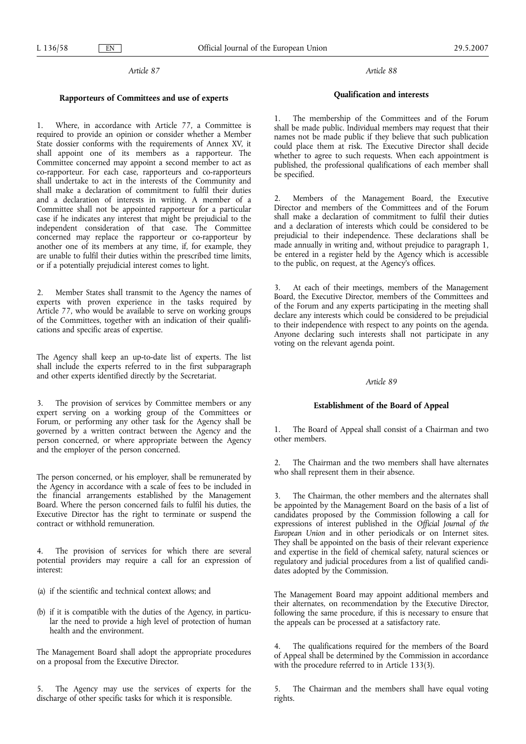*Article 87*

**Rapporteurs of Committees and use of experts**

1. Where, in accordance with Article 77, a Committee is required to provide an opinion or consider whether a Member State dossier conforms with the requirements of Annex XV, it shall appoint one of its members as a rapporteur. The Committee concerned may appoint a second member to act as co-rapporteur. For each case, rapporteurs and co-rapporteurs shall undertake to act in the interests of the Community and shall make a declaration of commitment to fulfil their duties and a declaration of interests in writing. A member of a Committee shall not be appointed rapporteur for a particular case if he indicates any interest that might be prejudicial to the independent consideration of that case. The Committee concerned may replace the rapporteur or co-rapporteur by another one of its members at any time, if, for example, they are unable to fulfil their duties within the prescribed time limits, or if a potentially prejudicial interest comes to light.

2. Member States shall transmit to the Agency the names of experts with proven experience in the tasks required by Article 77, who would be available to serve on working groups of the Committees, together with an indication of their qualifications and specific areas of expertise.

The Agency shall keep an up-to-date list of experts. The list shall include the experts referred to in the first subparagraph and other experts identified directly by the Secretariat.

3. The provision of services by Committee members or any expert serving on a working group of the Committees or Forum, or performing any other task for the Agency shall be governed by a written contract between the Agency and the person concerned, or where appropriate between the Agency and the employer of the person concerned.

The person concerned, or his employer, shall be remunerated by the Agency in accordance with a scale of fees to be included in the financial arrangements established by the Management Board. Where the person concerned fails to fulfil his duties, the Executive Director has the right to terminate or suspend the contract or withhold remuneration.

4. The provision of services for which there are several potential providers may require a call for an expression of interest:

(a) if the scientific and technical context allows; and

(b) if it is compatible with the duties of the Agency, in particular the need to provide a high level of protection of human health and the environment.

The Management Board shall adopt the appropriate procedures on a proposal from the Executive Director.

5. The Agency may use the services of experts for the discharge of other specific tasks for which it is responsible.

*Article 88*

**Qualification and interests**

1. The membership of the Committees and of the Forum shall be made public. Individual members may request that their names not be made public if they believe that such publication could place them at risk. The Executive Director shall decide whether to agree to such requests. When each appointment is published, the professional qualifications of each member shall be specified.

2. Members of the Management Board, the Executive Director and members of the Committees and of the Forum shall make a declaration of commitment to fulfil their duties and a declaration of interests which could be considered to be prejudicial to their independence. These declarations shall be made annually in writing and, without prejudice to paragraph 1, be entered in a register held by the Agency which is accessible to the public, on request, at the Agency's offices.

3. At each of their meetings, members of the Management Board, the Executive Director, members of the Committees and of the Forum and any experts participating in the meeting shall declare any interests which could be considered to be prejudicial to their independence with respect to any points on the agenda. Anyone declaring such interests shall not participate in any voting on the relevant agenda point.

*Article 89*

**Establishment of the Board of Appeal**

1. The Board of Appeal shall consist of a Chairman and two other members.

2. The Chairman and the two members shall have alternates who shall represent them in their absence.

3. The Chairman, the other members and the alternates shall be appointed by the Management Board on the basis of a list of candidates proposed by the Commission following a call for expressions of interest published in the *Official Journal of the European Union* and in other periodicals or on Internet sites. They shall be appointed on the basis of their relevant experience and expertise in the field of chemical safety, natural sciences or regulatory and judicial procedures from a list of qualified candidates adopted by the Commission.

The Management Board may appoint additional members and their alternates, on recommendation by the Executive Director, following the same procedure, if this is necessary to ensure that the appeals can be processed at a satisfactory rate.

4. The qualifications required for the members of the Board of Appeal shall be determined by the Commission in accordance with the procedure referred to in Article 133(3).

5. The Chairman and the members shall have equal voting rights.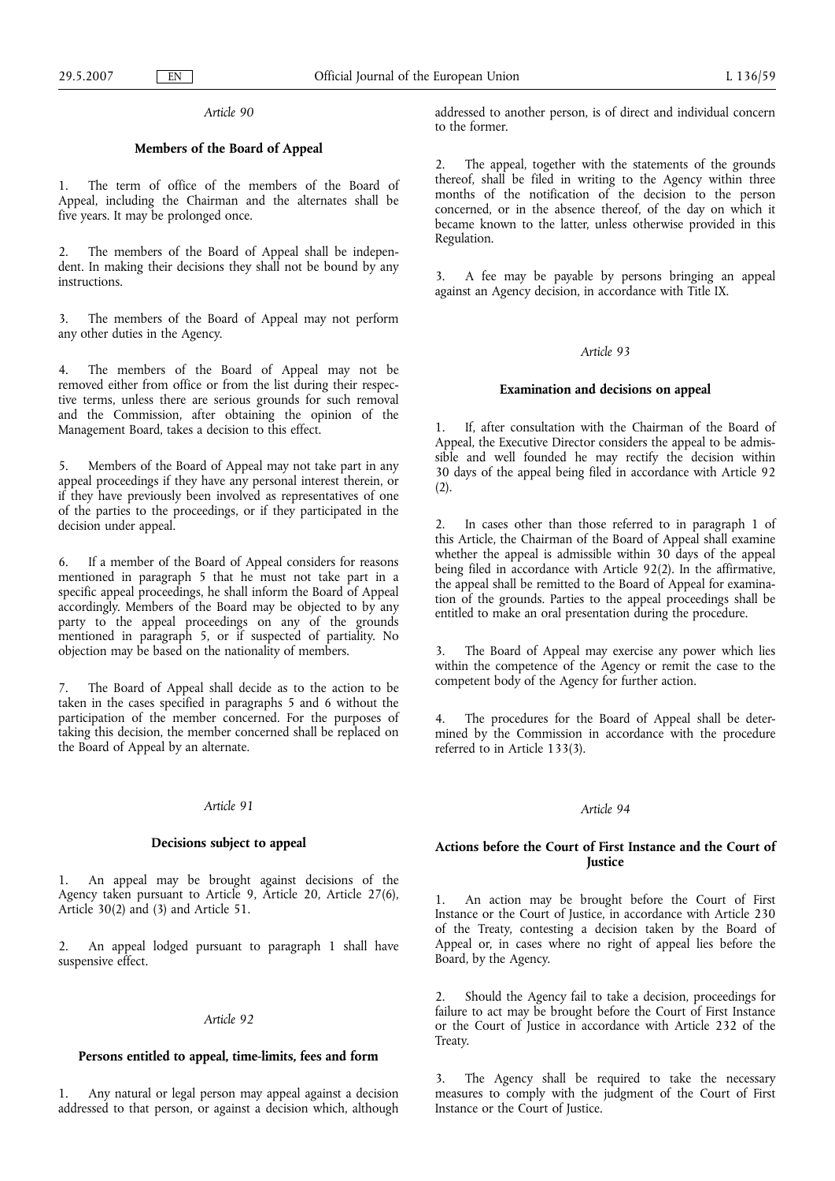*Article 90*

**Members of the Board of Appeal**

1. The term of office of the members of the Board of Appeal, including the Chairman and the alternates shall be five years. It may be prolonged once.

2. The members of the Board of Appeal shall be independent. In making their decisions they shall not be bound by any instructions.

3. The members of the Board of Appeal may not perform any other duties in the Agency.

4. The members of the Board of Appeal may not be removed either from office or from the list during their respective terms, unless there are serious grounds for such removal and the Commission, after obtaining the opinion of the Management Board, takes a decision to this effect.

5. Members of the Board of Appeal may not take part in any appeal proceedings if they have any personal interest therein, or if they have previously been involved as representatives of one of the parties to the proceedings, or if they participated in the decision under appeal.

6. If a member of the Board of Appeal considers for reasons mentioned in paragraph 5 that he must not take part in a specific appeal proceedings, he shall inform the Board of Appeal accordingly. Members of the Board may be objected to by any party to the appeal proceedings on any of the grounds mentioned in paragraph 5, or if suspected of partiality. No objection may be based on the nationality of members.

7. The Board of Appeal shall decide as to the action to be taken in the cases specified in paragraphs 5 and 6 without the participation of the member concerned. For the purposes of taking this decision, the member concerned shall be replaced on the Board of Appeal by an alternate.

*Article 91*

**Decisions subject to appeal**

1. An appeal may be brought against decisions of the Agency taken pursuant to Article 9, Article 20, Article 27(6), Article 30(2) and (3) and Article 51.

2. An appeal lodged pursuant to paragraph 1 shall have suspensive effect.

*Article 92*

**Persons entitled to appeal, time-limits, fees and form**

1. Any natural or legal person may appeal against a decision addressed to that person, or against a decision which, although addressed to another person, is of direct and individual concern to the former.

2. The appeal, together with the statements of the grounds thereof, shall be filed in writing to the Agency within three months of the notification of the decision to the person concerned, or in the absence thereof, of the day on which it became known to the latter, unless otherwise provided in this Regulation.

3. A fee may be payable by persons bringing an appeal against an Agency decision, in accordance with Title IX.

*Article 93*

**Examination and decisions on appeal**

1. If, after consultation with the Chairman of the Board of Appeal, the Executive Director considers the appeal to be admissible and well founded he may rectify the decision within 30 days of the appeal being filed in accordance with Article 92 (2).

2. In cases other than those referred to in paragraph 1 of this Article, the Chairman of the Board of Appeal shall examine whether the appeal is admissible within 30 days of the appeal being filed in accordance with Article 92(2). In the affirmative, the appeal shall be remitted to the Board of Appeal for examination of the grounds. Parties to the appeal proceedings shall be entitled to make an oral presentation during the procedure.

3. The Board of Appeal may exercise any power which lies within the competence of the Agency or remit the case to the competent body of the Agency for further action.

4. The procedures for the Board of Appeal shall be determined by the Commission in accordance with the procedure referred to in Article 133(3).

*Article 94*

**Actions before the Court of First Instance and the Court of Justice**

1. An action may be brought before the Court of First Instance or the Court of Justice, in accordance with Article 230 of the Treaty, contesting a decision taken by the Board of Appeal or, in cases where no right of appeal lies before the Board, by the Agency.

2. Should the Agency fail to take a decision, proceedings for failure to act may be brought before the Court of First Instance or the Court of Justice in accordance with Article 232 of the Treaty.

3. The Agency shall be required to take the necessary measures to comply with the judgment of the Court of First Instance or the Court of Justice.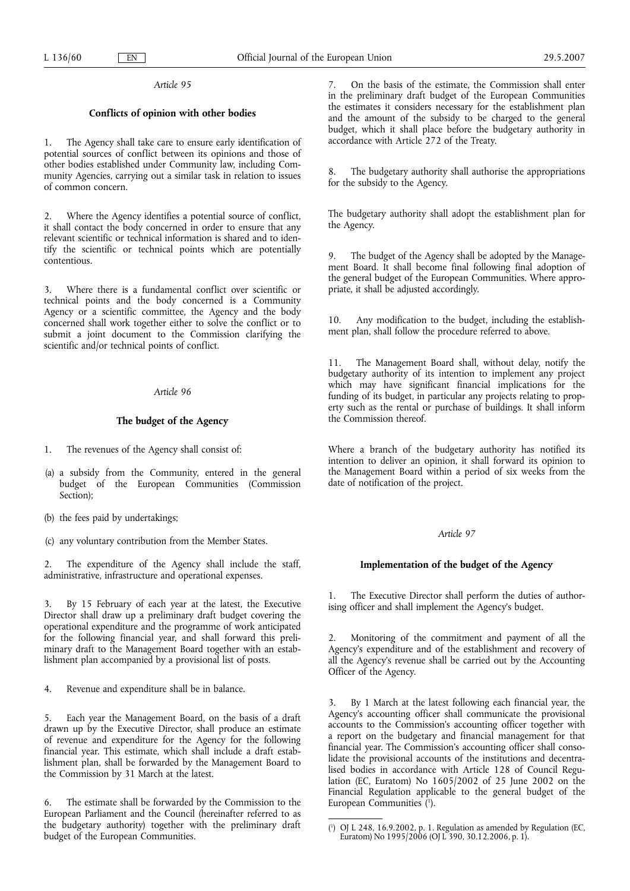*Article 95*

**Conflicts of opinion with other bodies**

1. The Agency shall take care to ensure early identification of potential sources of conflict between its opinions and those of other bodies established under Community law, including Community Agencies, carrying out a similar task in relation to issues of common concern.

2. Where the Agency identifies a potential source of conflict, it shall contact the body concerned in order to ensure that any relevant scientific or technical information is shared and to identify the scientific or technical points which are potentially contentious.

3. Where there is a fundamental conflict over scientific or technical points and the body concerned is a Community Agency or a scientific committee, the Agency and the body concerned shall work together either to solve the conflict or to submit a joint document to the Commission clarifying the scientific and/or technical points of conflict.

*Article 96*

**The budget of the Agency**

1. The revenues of the Agency shall consist of:

(a) a subsidy from the Community, entered in the general budget of the European Communities (Commission Section);

(b) the fees paid by undertakings;

(c) any voluntary contribution from the Member States.

2. The expenditure of the Agency shall include the staff, administrative, infrastructure and operational expenses.

3. By 15 February of each year at the latest, the Executive Director shall draw up a preliminary draft budget covering the operational expenditure and the programme of work anticipated for the following financial year, and shall forward this preliminary draft to the Management Board together with an establishment plan accompanied by a provisional list of posts.

4. Revenue and expenditure shall be in balance.

5. Each year the Management Board, on the basis of a draft drawn up by the Executive Director, shall produce an estimate of revenue and expenditure for the Agency for the following financial year. This estimate, which shall include a draft establishment plan, shall be forwarded by the Management Board to the Commission by 31 March at the latest.

6. The estimate shall be forwarded by the Commission to the European Parliament and the Council (hereinafter referred to as the budgetary authority) together with the preliminary draft budget of the European Communities.

7. On the basis of the estimate, the Commission shall enter in the preliminary draft budget of the European Communities the estimates it considers necessary for the establishment plan and the amount of the subsidy to be charged to the general budget, which it shall place before the budgetary authority in accordance with Article 272 of the Treaty.

8. The budgetary authority shall authorise the appropriations for the subsidy to the Agency.

The budgetary authority shall adopt the establishment plan for the Agency.

9. The budget of the Agency shall be adopted by the Management Board. It shall become final following final adoption of the general budget of the European Communities. Where appropriate, it shall be adjusted accordingly.

10. Any modification to the budget, including the establishment plan, shall follow the procedure referred to above.

11. The Management Board shall, without delay, notify the budgetary authority of its intention to implement any project which may have significant financial implications for the funding of its budget, in particular any projects relating to property such as the rental or purchase of buildings. It shall inform the Commission thereof.

Where a branch of the budgetary authority has notified its intention to deliver an opinion, it shall forward its opinion to the Management Board within a period of six weeks from the date of notification of the project.

*Article 97*

**Implementation of the budget of the Agency**

1. The Executive Director shall perform the duties of authorising officer and shall implement the Agency's budget.

2. Monitoring of the commitment and payment of all the Agency's expenditure and of the establishment and recovery of all the Agency's revenue shall be carried out by the Accounting Officer of the Agency.

3. By 1 March at the latest following each financial year, the Agency's accounting officer shall communicate the provisional accounts to the Commission's accounting officer together with a report on the budgetary and financial management for that financial year. The Commission's accounting officer shall consolidate the provisional accounts of the institutions and decentralised bodies in accordance with Article 128 of Council Regulation (EC, Euratom) No 1605/2002 of 25 June 2002 on the Financial Regulation applicable to the general budget of the European Communities [1].

---

[1] OJ L 248, 16.9.2002, p. 1. Regulation as amended by Regulation (EC, Euratom) No 1995/2006 (OJ L 390, 30.12.2006, p. 1).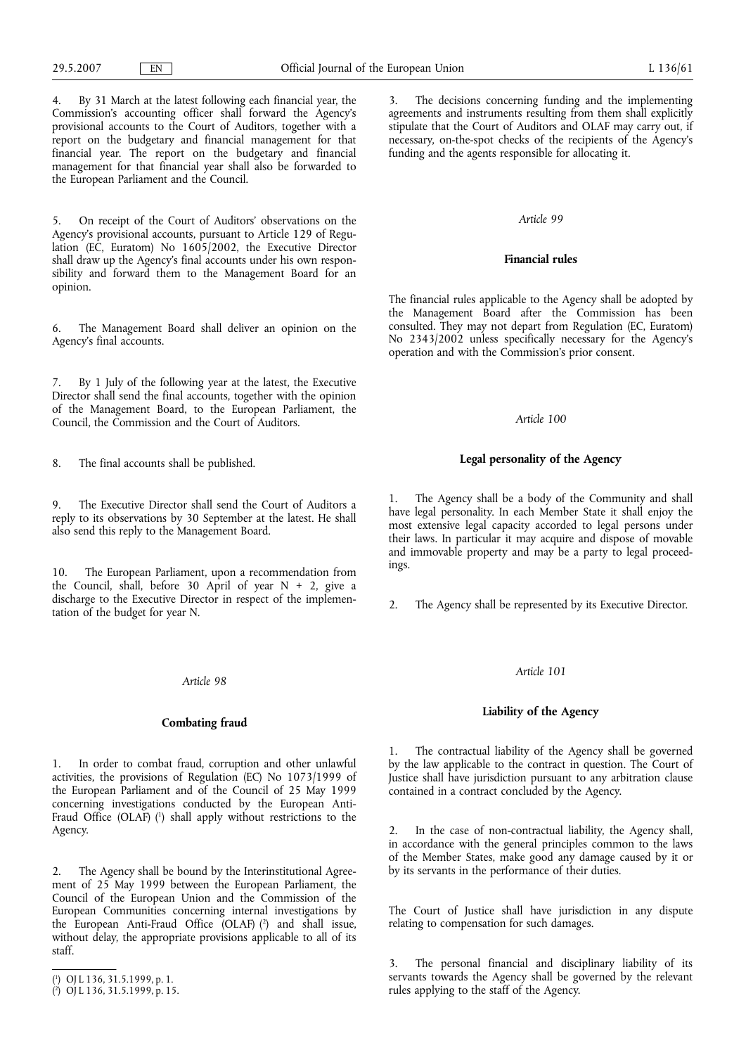4. By 31 March at the latest following each financial year, the Commission's accounting officer shall forward the Agency's provisional accounts to the Court of Auditors, together with a report on the budgetary and financial management for that financial year. The report on the budgetary and financial management for that financial year shall also be forwarded to the European Parliament and the Council.

5. On receipt of the Court of Auditors' observations on the Agency's provisional accounts, pursuant to Article 129 of Regulation (EC, Euratom) No 1605/2002, the Executive Director shall draw up the Agency's final accounts under his own responsibility and forward them to the Management Board for an opinion.

6. The Management Board shall deliver an opinion on the Agency's final accounts.

7. By 1 July of the following year at the latest, the Executive Director shall send the final accounts, together with the opinion of the Management Board, to the European Parliament, the Council, the Commission and the Court of Auditors.

8. The final accounts shall be published.

9. The Executive Director shall send the Court of Auditors a reply to its observations by 30 September at the latest. He shall also send this reply to the Management Board.

10. The European Parliament, upon a recommendation from the Council, shall, before 30 April of year N + 2, give a discharge to the Executive Director in respect of the implementation of the budget for year N.

*Article 98*

**Combating fraud**

1. In order to combat fraud, corruption and other unlawful activities, the provisions of Regulation (EC) No 1073/1999 of the European Parliament and of the Council of 25 May 1999 concerning investigations conducted by the European Anti-Fraud Office (OLAF) [1] shall apply without restrictions to the Agency.

2. The Agency shall be bound by the Interinstitutional Agreement of 25 May 1999 between the European Parliament, the Council of the European Union and the Commission of the European Communities concerning internal investigations by the European Anti-Fraud Office (OLAF) [2] and shall issue, without delay, the appropriate provisions applicable to all of its staff.

3. The decisions concerning funding and the implementing agreements and instruments resulting from them shall explicitly stipulate that the Court of Auditors and OLAF may carry out, if necessary, on-the-spot checks of the recipients of the Agency's funding and the agents responsible for allocating it.

*Article 99*

**Financial rules**

The financial rules applicable to the Agency shall be adopted by the Management Board after the Commission has been consulted. They may not depart from Regulation (EC, Euratom) No 2343/2002 unless specifically necessary for the Agency's operation and with the Commission's prior consent.

*Article 100*

**Legal personality of the Agency**

1. The Agency shall be a body of the Community and shall have legal personality. In each Member State it shall enjoy the most extensive legal capacity accorded to legal persons under their laws. In particular it may acquire and dispose of movable and immovable property and may be a party to legal proceedings.

2. The Agency shall be represented by its Executive Director.

*Article 101*

**Liability of the Agency**

1. The contractual liability of the Agency shall be governed by the law applicable to the contract in question. The Court of Justice shall have jurisdiction pursuant to any arbitration clause contained in a contract concluded by the Agency.

2. In the case of non-contractual liability, the Agency shall, in accordance with the general principles common to the laws of the Member States, make good any damage caused by it or by its servants in the performance of their duties.

The Court of Justice shall have jurisdiction in any dispute relating to compensation for such damages.

3. The personal financial and disciplinary liability of its servants towards the Agency shall be governed by the relevant rules applying to the staff of the Agency.

---

[1] OJ L 136, 31.5.1999, p. 1.

[2] OJ L 136, 31.5.1999, p. 15.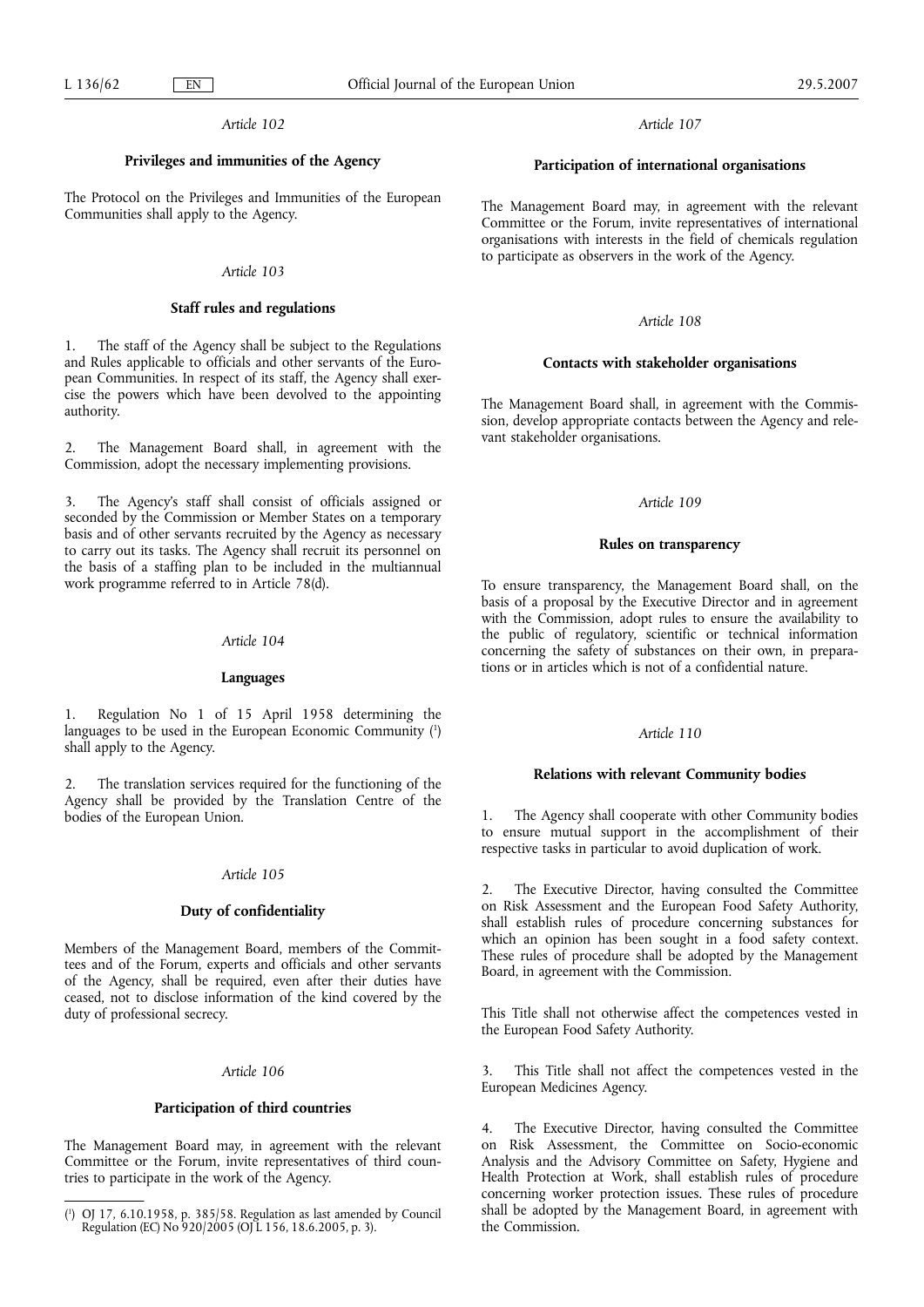*Article 102*

**Privileges and immunities of the Agency**

The Protocol on the Privileges and Immunities of the European Communities shall apply to the Agency.

*Article 103*

**Staff rules and regulations**

1. The staff of the Agency shall be subject to the Regulations and Rules applicable to officials and other servants of the European Communities. In respect of its staff, the Agency shall exercise the powers which have been devolved to the appointing authority.

2. The Management Board shall, in agreement with the Commission, adopt the necessary implementing provisions.

3. The Agency's staff shall consist of officials assigned or seconded by the Commission or Member States on a temporary basis and of other servants recruited by the Agency as necessary to carry out its tasks. The Agency shall recruit its personnel on the basis of a staffing plan to be included in the multiannual work programme referred to in Article 78(d).

*Article 104*

**Languages**

1. Regulation No 1 of 15 April 1958 determining the languages to be used in the European Economic Community [1] shall apply to the Agency.

2. The translation services required for the functioning of the Agency shall be provided by the Translation Centre of the bodies of the European Union.

*Article 105*

**Duty of confidentiality**

Members of the Management Board, members of the Committees and of the Forum, experts and officials and other servants of the Agency, shall be required, even after their duties have ceased, not to disclose information of the kind covered by the duty of professional secrecy.

*Article 106*

**Participation of third countries**

The Management Board may, in agreement with the relevant Committee or the Forum, invite representatives of third countries to participate in the work of the Agency.

*Article 107*

**Participation of international organisations**

The Management Board may, in agreement with the relevant Committee or the Forum, invite representatives of international organisations with interests in the field of chemicals regulation to participate as observers in the work of the Agency.

*Article 108*

**Contacts with stakeholder organisations**

The Management Board shall, in agreement with the Commission, develop appropriate contacts between the Agency and relevant stakeholder organisations.

*Article 109*

**Rules on transparency**

To ensure transparency, the Management Board shall, on the basis of a proposal by the Executive Director and in agreement with the Commission, adopt rules to ensure the availability to the public of regulatory, scientific or technical information concerning the safety of substances on their own, in preparations or in articles which is not of a confidential nature.

*Article 110*

**Relations with relevant Community bodies**

1. The Agency shall cooperate with other Community bodies to ensure mutual support in the accomplishment of their respective tasks in particular to avoid duplication of work.

2. The Executive Director, having consulted the Committee on Risk Assessment and the European Food Safety Authority, shall establish rules of procedure concerning substances for which an opinion has been sought in a food safety context. These rules of procedure shall be adopted by the Management Board, in agreement with the Commission.

This Title shall not otherwise affect the competences vested in the European Food Safety Authority.

3. This Title shall not affect the competences vested in the European Medicines Agency.

4. The Executive Director, having consulted the Committee on Risk Assessment, the Committee on Socio-economic Analysis and the Advisory Committee on Safety, Hygiene and Health Protection at Work, shall establish rules of procedure concerning worker protection issues. These rules of procedure shall be adopted by the Management Board, in agreement with the Commission.

---

[1] OJ 17, 6.10.1958, p. 385/58. Regulation as last amended by Council Regulation (EC) No 920/2005 (OJ L 156, 18.6.2005, p. 3).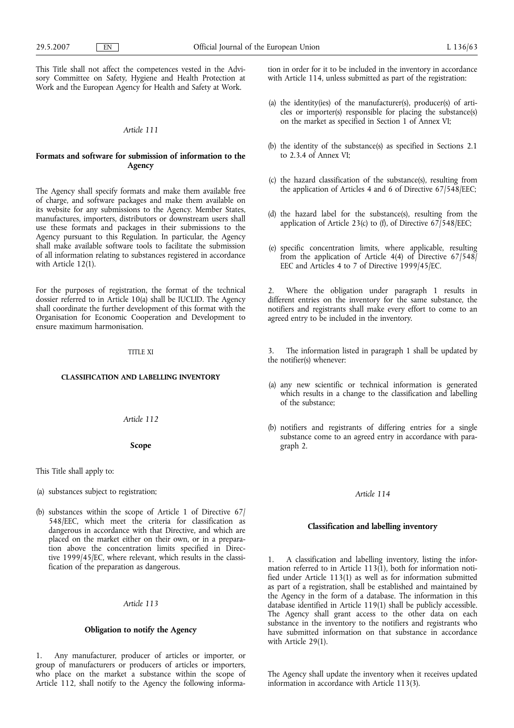This Title shall not affect the competences vested in the Advisory Committee on Safety, Hygiene and Health Protection at Work and the European Agency for Health and Safety at Work.

*Article 111*

**Formats and software for submission of information to the Agency**

The Agency shall specify formats and make them available free of charge, and software packages and make them available on its website for any submissions to the Agency. Member States, manufactures, importers, distributors or downstream users shall use these formats and packages in their submissions to the Agency pursuant to this Regulation. In particular, the Agency shall make available software tools to facilitate the submission of all information relating to substances registered in accordance with Article 12(1).

For the purposes of registration, the format of the technical dossier referred to in Article 10(a) shall be IUCLID. The Agency shall coordinate the further development of this format with the Organisation for Economic Cooperation and Development to ensure maximum harmonisation.

TITLE XI

**CLASSIFICATION AND LABELLING INVENTORY**

*Article 112*

**Scope**

This Title shall apply to:

(a) substances subject to registration;

(b) substances within the scope of Article 1 of Directive 67/548/EEC, which meet the criteria for classification as dangerous in accordance with that Directive, and which are placed on the market either on their own, or in a preparation above the concentration limits specified in Directive 1999/45/EC, where relevant, which results in the classification of the preparation as dangerous.

*Article 113*

**Obligation to notify the Agency**

1. Any manufacturer, producer of articles or importer, or group of manufacturers or producers of articles or importers, who place on the market a substance within the scope of Article 112, shall notify to the Agency the following information in order for it to be included in the inventory in accordance with Article 114, unless submitted as part of the registration:

(a) the identity(ies) of the manufacturer(s), producer(s) of articles or importer(s) responsible for placing the substance(s) on the market as specified in Section 1 of Annex VI;

(b) the identity of the substance(s) as specified in Sections 2.1 to 2.3.4 of Annex VI;

(c) the hazard classification of the substance(s), resulting from the application of Articles 4 and 6 of Directive 67/548/EEC;

(d) the hazard label for the substance(s), resulting from the application of Article 23(c) to (f), of Directive 67/548/EEC;

(e) specific concentration limits, where applicable, resulting from the application of Article 4(4) of Directive 67/548/EEC and Articles 4 to 7 of Directive 1999/45/EC.

2. Where the obligation under paragraph 1 results in different entries on the inventory for the same substance, the notifiers and registrants shall make every effort to come to an agreed entry to be included in the inventory.

3. The information listed in paragraph 1 shall be updated by the notifier(s) whenever:

(a) any new scientific or technical information is generated which results in a change to the classification and labelling of the substance;

(b) notifiers and registrants of differing entries for a single substance come to an agreed entry in accordance with paragraph 2.

*Article 114*

**Classification and labelling inventory**

1. A classification and labelling inventory, listing the information referred to in Article 113(1), both for information notified under Article 113(1) as well as for information submitted as part of a registration, shall be established and maintained by the Agency in the form of a database. The information in this database identified in Article 119(1) shall be publicly accessible. The Agency shall grant access to the other data on each substance in the inventory to the notifiers and registrants who have submitted information on that substance in accordance with Article 29(1).

The Agency shall update the inventory when it receives updated information in accordance with Article 113(3).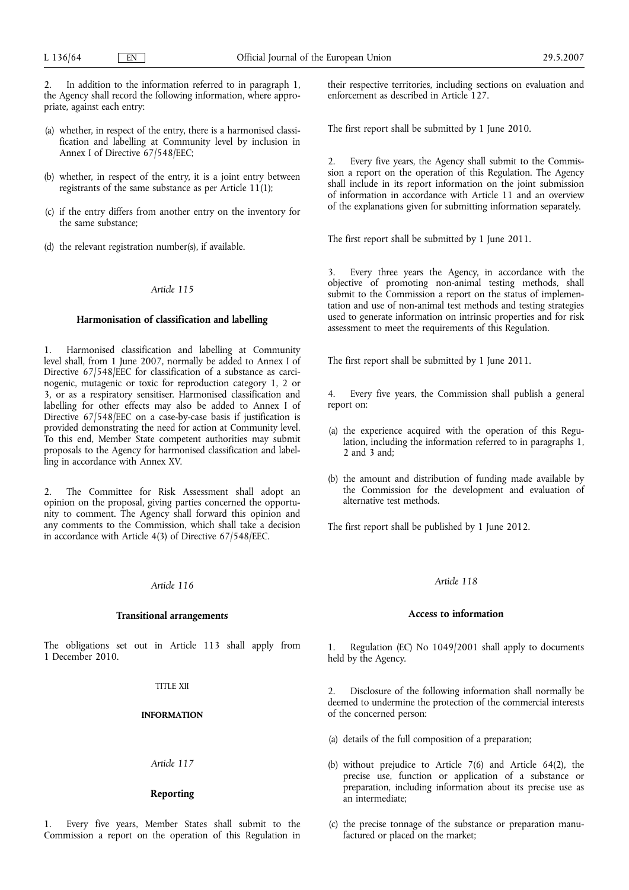2. In addition to the information referred to in paragraph 1, the Agency shall record the following information, where appropriate, against each entry:

(a) whether, in respect of the entry, there is a harmonised classification and labelling at Community level by inclusion in Annex I of Directive 67/548/EEC;

(b) whether, in respect of the entry, it is a joint entry between registrants of the same substance as per Article 11(1);

(c) if the entry differs from another entry on the inventory for the same substance;

(d) the relevant registration number(s), if available.

*Article 115*

**Harmonisation of classification and labelling**

1. Harmonised classification and labelling at Community level shall, from 1 June 2007, normally be added to Annex I of Directive 67/548/EEC for classification of a substance as carcinogenic, mutagenic or toxic for reproduction category 1, 2 or 3, or as a respiratory sensitiser. Harmonised classification and labelling for other effects may also be added to Annex I of Directive 67/548/EEC on a case-by-case basis if justification is provided demonstrating the need for action at Community level. To this end, Member State competent authorities may submit proposals to the Agency for harmonised classification and labelling in accordance with Annex XV.

2. The Committee for Risk Assessment shall adopt an opinion on the proposal, giving parties concerned the opportunity to comment. The Agency shall forward this opinion and any comments to the Commission, which shall take a decision in accordance with Article 4(3) of Directive 67/548/EEC.

*Article 116*

**Transitional arrangements**

The obligations set out in Article 113 shall apply from 1 December 2010.

TITLE XII

**INFORMATION**

*Article 117*

**Reporting**

1. Every five years, Member States shall submit to the Commission a report on the operation of this Regulation in their respective territories, including sections on evaluation and enforcement as described in Article 127.

The first report shall be submitted by 1 June 2010.

2. Every five years, the Agency shall submit to the Commission a report on the operation of this Regulation. The Agency shall include in its report information on the joint submission of information in accordance with Article 11 and an overview of the explanations given for submitting information separately.

The first report shall be submitted by 1 June 2011.

3. Every three years the Agency, in accordance with the objective of promoting non-animal testing methods, shall submit to the Commission a report on the status of implementation and use of non-animal test methods and testing strategies used to generate information on intrinsic properties and for risk assessment to meet the requirements of this Regulation.

The first report shall be submitted by 1 June 2011.

4. Every five years, the Commission shall publish a general report on:

(a) the experience acquired with the operation of this Regulation, including the information referred to in paragraphs 1, 2 and 3 and;

(b) the amount and distribution of funding made available by the Commission for the development and evaluation of alternative test methods.

The first report shall be published by 1 June 2012.

*Article 118*

**Access to information**

1. Regulation (EC) No 1049/2001 shall apply to documents held by the Agency.

2. Disclosure of the following information shall normally be deemed to undermine the protection of the commercial interests of the concerned person:

(a) details of the full composition of a preparation;

(b) without prejudice to Article 7(6) and Article 64(2), the precise use, function or application of a substance or preparation, including information about its precise use as an intermediate;

(c) the precise tonnage of the substance or preparation manufactured or placed on the market;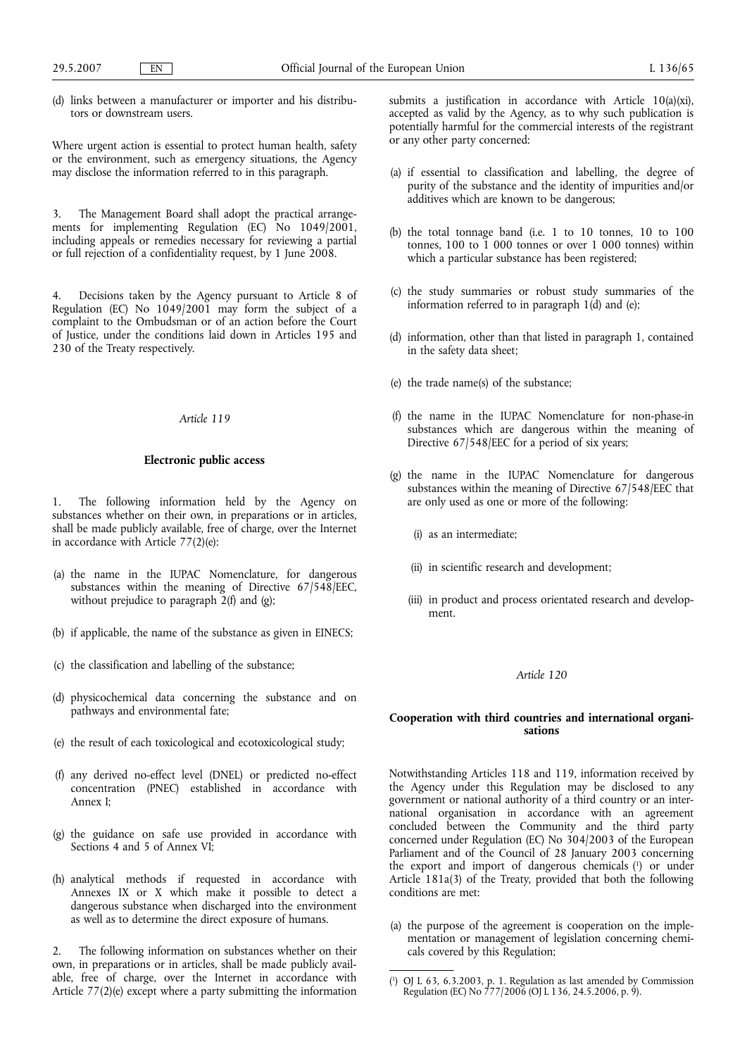(d) links between a manufacturer or importer and his distributors or downstream users.

Where urgent action is essential to protect human health, safety or the environment, such as emergency situations, the Agency may disclose the information referred to in this paragraph.

3. The Management Board shall adopt the practical arrangements for implementing Regulation (EC) No 1049/2001, including appeals or remedies necessary for reviewing a partial or full rejection of a confidentiality request, by 1 June 2008.

4. Decisions taken by the Agency pursuant to Article 8 of Regulation (EC) No 1049/2001 may form the subject of a complaint to the Ombudsman or of an action before the Court of Justice, under the conditions laid down in Articles 195 and 230 of the Treaty respectively.

*Article 119*

**Electronic public access**

1. The following information held by the Agency on substances whether on their own, in preparations or in articles, shall be made publicly available, free of charge, over the Internet in accordance with Article 77(2)(e):

(a) the name in the IUPAC Nomenclature, for dangerous substances within the meaning of Directive 67/548/EEC, without prejudice to paragraph 2(f) and (g);

(b) if applicable, the name of the substance as given in EINECS;

(c) the classification and labelling of the substance;

(d) physicochemical data concerning the substance and on pathways and environmental fate;

(e) the result of each toxicological and ecotoxicological study;

(f) any derived no-effect level (DNEL) or predicted no-effect concentration (PNEC) established in accordance with Annex I;

(g) the guidance on safe use provided in accordance with Sections 4 and 5 of Annex VI;

(h) analytical methods if requested in accordance with Annexes IX or X which make it possible to detect a dangerous substance when discharged into the environment as well as to determine the direct exposure of humans.

2. The following information on substances whether on their own, in preparations or in articles, shall be made publicly available, free of charge, over the Internet in accordance with Article 77(2)(e) except where a party submitting the information submits a justification in accordance with Article 10(a)(xi), accepted as valid by the Agency, as to why such publication is potentially harmful for the commercial interests of the registrant or any other party concerned:

(a) if essential to classification and labelling, the degree of purity of the substance and the identity of impurities and/or additives which are known to be dangerous;

(b) the total tonnage band (i.e. 1 to 10 tonnes, 10 to 100 tonnes, 100 to 1 000 tonnes or over 1 000 tonnes) within which a particular substance has been registered;

(c) the study summaries or robust study summaries of the information referred to in paragraph 1(d) and (e);

(d) information, other than that listed in paragraph 1, contained in the safety data sheet;

(e) the trade name(s) of the substance;

(f) the name in the IUPAC Nomenclature for non-phase-in substances which are dangerous within the meaning of Directive 67/548/EEC for a period of six years;

(g) the name in the IUPAC Nomenclature for dangerous substances within the meaning of Directive 67/548/EEC that are only used as one or more of the following:

(i) as an intermediate;

(ii) in scientific research and development;

(iii) in product and process orientated research and development.

*Article 120*

**Cooperation with third countries and international organisations**

Notwithstanding Articles 118 and 119, information received by the Agency under this Regulation may be disclosed to any government or national authority of a third country or an international organisation in accordance with an agreement concluded between the Community and the third party concerned under Regulation (EC) No 304/2003 of the European Parliament and of the Council of 28 January 2003 concerning the export and import of dangerous chemicals [1] or under Article 181a(3) of the Treaty, provided that both the following conditions are met:

(a) the purpose of the agreement is cooperation on the implementation or management of legislation concerning chemicals covered by this Regulation;

[1] OJ L 63, 6.3.2003, p. 1. Regulation as last amended by Commission Regulation (EC) No 777/2006 (OJ L 136, 24.5.2006, p. 9).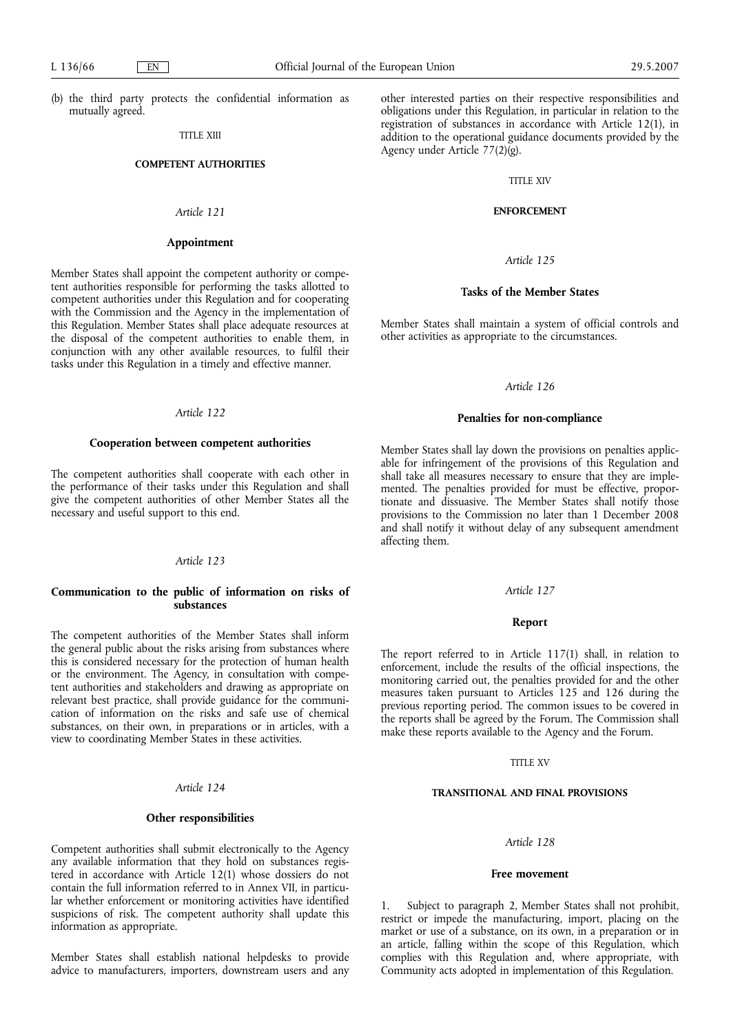(b) the third party protects the confidential information as mutually agreed.

TITLE XIII

**COMPETENT AUTHORITIES**

*Article 121*

**Appointment**

Member States shall appoint the competent authority or competent authorities responsible for performing the tasks allotted to competent authorities under this Regulation and for cooperating with the Commission and the Agency in the implementation of this Regulation. Member States shall place adequate resources at the disposal of the competent authorities to enable them, in conjunction with any other available resources, to fulfil their tasks under this Regulation in a timely and effective manner.

*Article 122*

**Cooperation between competent authorities**

The competent authorities shall cooperate with each other in the performance of their tasks under this Regulation and shall give the competent authorities of other Member States all the necessary and useful support to this end.

*Article 123*

**Communication to the public of information on risks of substances**

The competent authorities of the Member States shall inform the general public about the risks arising from substances where this is considered necessary for the protection of human health or the environment. The Agency, in consultation with competent authorities and stakeholders and drawing as appropriate on relevant best practice, shall provide guidance for the communication of information on the risks and safe use of chemical substances, on their own, in preparations or in articles, with a view to coordinating Member States in these activities.

*Article 124*

**Other responsibilities**

Competent authorities shall submit electronically to the Agency any available information that they hold on substances registered in accordance with Article 12(1) whose dossiers do not contain the full information referred to in Annex VII, in particular whether enforcement or monitoring activities have identified suspicions of risk. The competent authority shall update this information as appropriate.

Member States shall establish national helpdesks to provide advice to manufacturers, importers, downstream users and any other interested parties on their respective responsibilities and obligations under this Regulation, in particular in relation to the registration of substances in accordance with Article 12(1), in addition to the operational guidance documents provided by the Agency under Article 77(2)(g).

TITLE XIV

**ENFORCEMENT**

*Article 125*

**Tasks of the Member States**

Member States shall maintain a system of official controls and other activities as appropriate to the circumstances.

*Article 126*

**Penalties for non-compliance**

Member States shall lay down the provisions on penalties applicable for infringement of the provisions of this Regulation and shall take all measures necessary to ensure that they are implemented. The penalties provided for must be effective, proportionate and dissuasive. The Member States shall notify those provisions to the Commission no later than 1 December 2008 and shall notify it without delay of any subsequent amendment affecting them.

*Article 127*

**Report**

The report referred to in Article 117(1) shall, in relation to enforcement, include the results of the official inspections, the monitoring carried out, the penalties provided for and the other measures taken pursuant to Articles 125 and 126 during the previous reporting period. The common issues to be covered in the reports shall be agreed by the Forum. The Commission shall make these reports available to the Agency and the Forum.

TITLE XV

**TRANSITIONAL AND FINAL PROVISIONS**

*Article 128*

**Free movement**

1. Subject to paragraph 2, Member States shall not prohibit, restrict or impede the manufacturing, import, placing on the market or use of a substance, on its own, in a preparation or in an article, falling within the scope of this Regulation, which complies with this Regulation and, where appropriate, with Community acts adopted in implementation of this Regulation.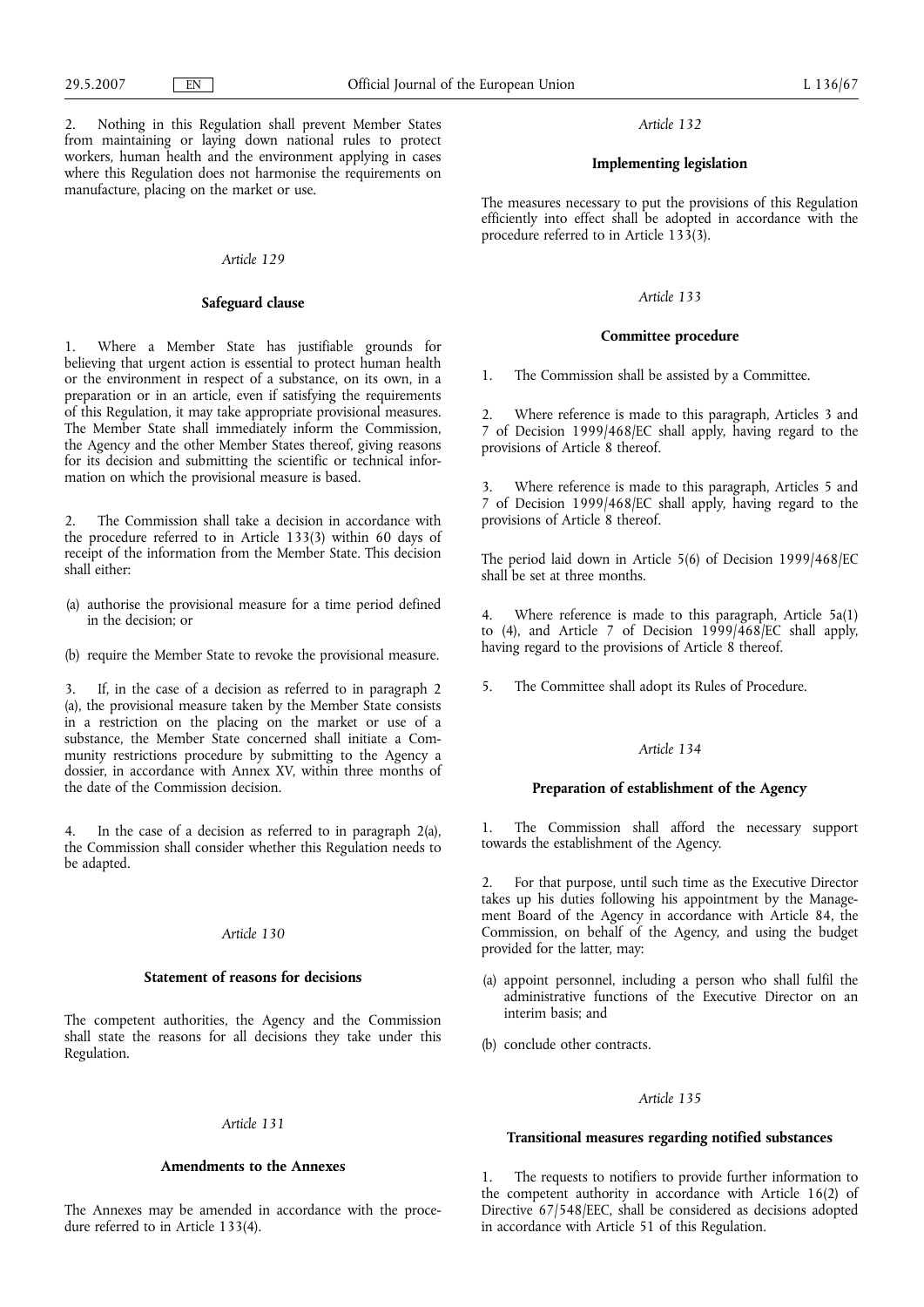2. Nothing in this Regulation shall prevent Member States from maintaining or laying down national rules to protect workers, human health and the environment applying in cases where this Regulation does not harmonise the requirements on manufacture, placing on the market or use.

*Article 129*

**Safeguard clause**

1. Where a Member State has justifiable grounds for believing that urgent action is essential to protect human health or the environment in respect of a substance, on its own, in a preparation or in an article, even if satisfying the requirements of this Regulation, it may take appropriate provisional measures. The Member State shall immediately inform the Commission, the Agency and the other Member States thereof, giving reasons for its decision and submitting the scientific or technical information on which the provisional measure is based.

2. The Commission shall take a decision in accordance with the procedure referred to in Article 133(3) within 60 days of receipt of the information from the Member State. This decision shall either:

(a) authorise the provisional measure for a time period defined in the decision; or

(b) require the Member State to revoke the provisional measure.

3. If, in the case of a decision as referred to in paragraph 2 (a), the provisional measure taken by the Member State consists in a restriction on the placing on the market or use of a substance, the Member State concerned shall initiate a Community restrictions procedure by submitting to the Agency a dossier, in accordance with Annex XV, within three months of the date of the Commission decision.

4. In the case of a decision as referred to in paragraph 2(a), the Commission shall consider whether this Regulation needs to be adapted.

*Article 130*

**Statement of reasons for decisions**

The competent authorities, the Agency and the Commission shall state the reasons for all decisions they take under this Regulation.

*Article 131*

**Amendments to the Annexes**

The Annexes may be amended in accordance with the procedure referred to in Article 133(4).

*Article 132*

**Implementing legislation**

The measures necessary to put the provisions of this Regulation efficiently into effect shall be adopted in accordance with the procedure referred to in Article 133(3).

*Article 133*

**Committee procedure**

1. The Commission shall be assisted by a Committee.

2. Where reference is made to this paragraph, Articles 3 and 7 of Decision 1999/468/EC shall apply, having regard to the provisions of Article 8 thereof.

3. Where reference is made to this paragraph, Articles 5 and 7 of Decision 1999/468/EC shall apply, having regard to the provisions of Article 8 thereof.

The period laid down in Article 5(6) of Decision 1999/468/EC shall be set at three months.

4. Where reference is made to this paragraph, Article 5a(1) to (4), and Article 7 of Decision 1999/468/EC shall apply, having regard to the provisions of Article 8 thereof.

5. The Committee shall adopt its Rules of Procedure.

*Article 134*

**Preparation of establishment of the Agency**

1. The Commission shall afford the necessary support towards the establishment of the Agency.

2. For that purpose, until such time as the Executive Director takes up his duties following his appointment by the Management Board of the Agency in accordance with Article 84, the Commission, on behalf of the Agency, and using the budget provided for the latter, may:

(a) appoint personnel, including a person who shall fulfil the administrative functions of the Executive Director on an interim basis; and

(b) conclude other contracts.

*Article 135*

**Transitional measures regarding notified substances**

1. The requests to notifiers to provide further information to the competent authority in accordance with Article 16(2) of Directive 67/548/EEC, shall be considered as decisions adopted in accordance with Article 51 of this Regulation.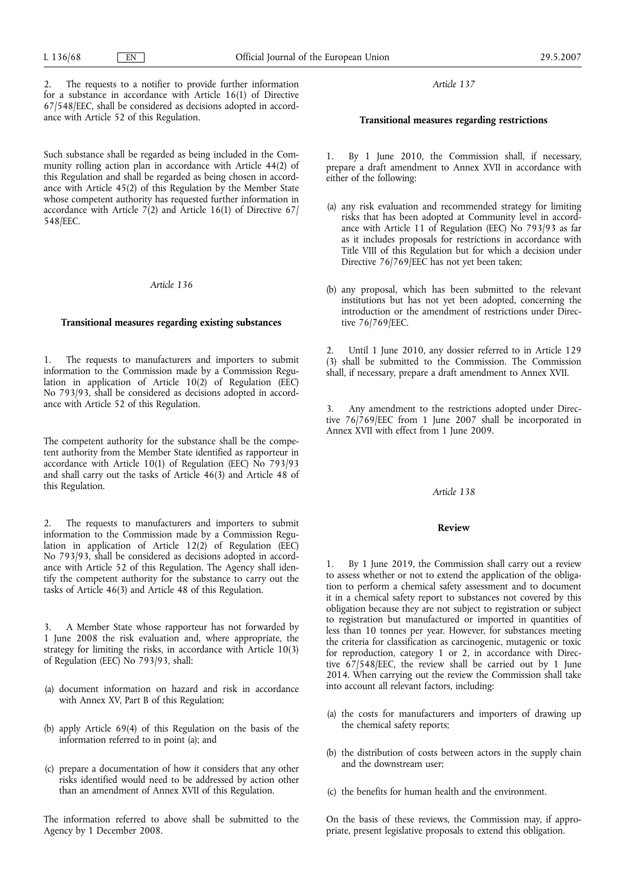2. The requests to a notifier to provide further information for a substance in accordance with Article 16(1) of Directive 67/548/EEC, shall be considered as decisions adopted in accordance with Article 52 of this Regulation.

Such substance shall be regarded as being included in the Community rolling action plan in accordance with Article 44(2) of this Regulation and shall be regarded as being chosen in accordance with Article 45(2) of this Regulation by the Member State whose competent authority has requested further information in accordance with Article 7(2) and Article 16(1) of Directive 67/548/EEC.

*Article 136*

**Transitional measures regarding existing substances**

1. The requests to manufacturers and importers to submit information to the Commission made by a Commission Regulation in application of Article 10(2) of Regulation (EEC) No 793/93, shall be considered as decisions adopted in accordance with Article 52 of this Regulation.

The competent authority for the substance shall be the competent authority from the Member State identified as rapporteur in accordance with Article 10(1) of Regulation (EEC) No 793/93 and shall carry out the tasks of Article 46(3) and Article 48 of this Regulation.

2. The requests to manufacturers and importers to submit information to the Commission made by a Commission Regulation in application of Article 12(2) of Regulation (EEC) No 793/93, shall be considered as decisions adopted in accordance with Article 52 of this Regulation. The Agency shall identify the competent authority for the substance to carry out the tasks of Article 46(3) and Article 48 of this Regulation.

3. A Member State whose rapporteur has not forwarded by 1 June 2008 the risk evaluation and, where appropriate, the strategy for limiting the risks, in accordance with Article 10(3) of Regulation (EEC) No 793/93, shall:

(a) document information on hazard and risk in accordance with Annex XV, Part B of this Regulation;

(b) apply Article 69(4) of this Regulation on the basis of the information referred to in point (a); and

(c) prepare a documentation of how it considers that any other risks identified would need to be addressed by action other than an amendment of Annex XVII of this Regulation.

The information referred to above shall be submitted to the Agency by 1 December 2008.

*Article 137*

**Transitional measures regarding restrictions**

1. By 1 June 2010, the Commission shall, if necessary, prepare a draft amendment to Annex XVII in accordance with either of the following:

(a) any risk evaluation and recommended strategy for limiting risks that has been adopted at Community level in accordance with Article 11 of Regulation (EEC) No 793/93 as far as it includes proposals for restrictions in accordance with Title VIII of this Regulation but for which a decision under Directive 76/769/EEC has not yet been taken;

(b) any proposal, which has been submitted to the relevant institutions but has not yet been adopted, concerning the introduction or the amendment of restrictions under Directive 76/769/EEC.

2. Until 1 June 2010, any dossier referred to in Article 129(3) shall be submitted to the Commission. The Commission shall, if necessary, prepare a draft amendment to Annex XVII.

3. Any amendment to the restrictions adopted under Directive 76/769/EEC from 1 June 2007 shall be incorporated in Annex XVII with effect from 1 June 2009.

*Article 138*

**Review**

1. By 1 June 2019, the Commission shall carry out a review to assess whether or not to extend the application of the obligation to perform a chemical safety assessment and to document it in a chemical safety report to substances not covered by this obligation because they are not subject to registration or subject to registration but manufactured or imported in quantities of less than 10 tonnes per year. However, for substances meeting the criteria for classification as carcinogenic, mutagenic or toxic for reproduction, category 1 or 2, in accordance with Directive 67/548/EEC, the review shall be carried out by 1 June 2014. When carrying out the review the Commission shall take into account all relevant factors, including:

(a) the costs for manufacturers and importers of drawing up the chemical safety reports;

(b) the distribution of costs between actors in the supply chain and the downstream user;

(c) the benefits for human health and the environment.

On the basis of these reviews, the Commission may, if appropriate, present legislative proposals to extend this obligation.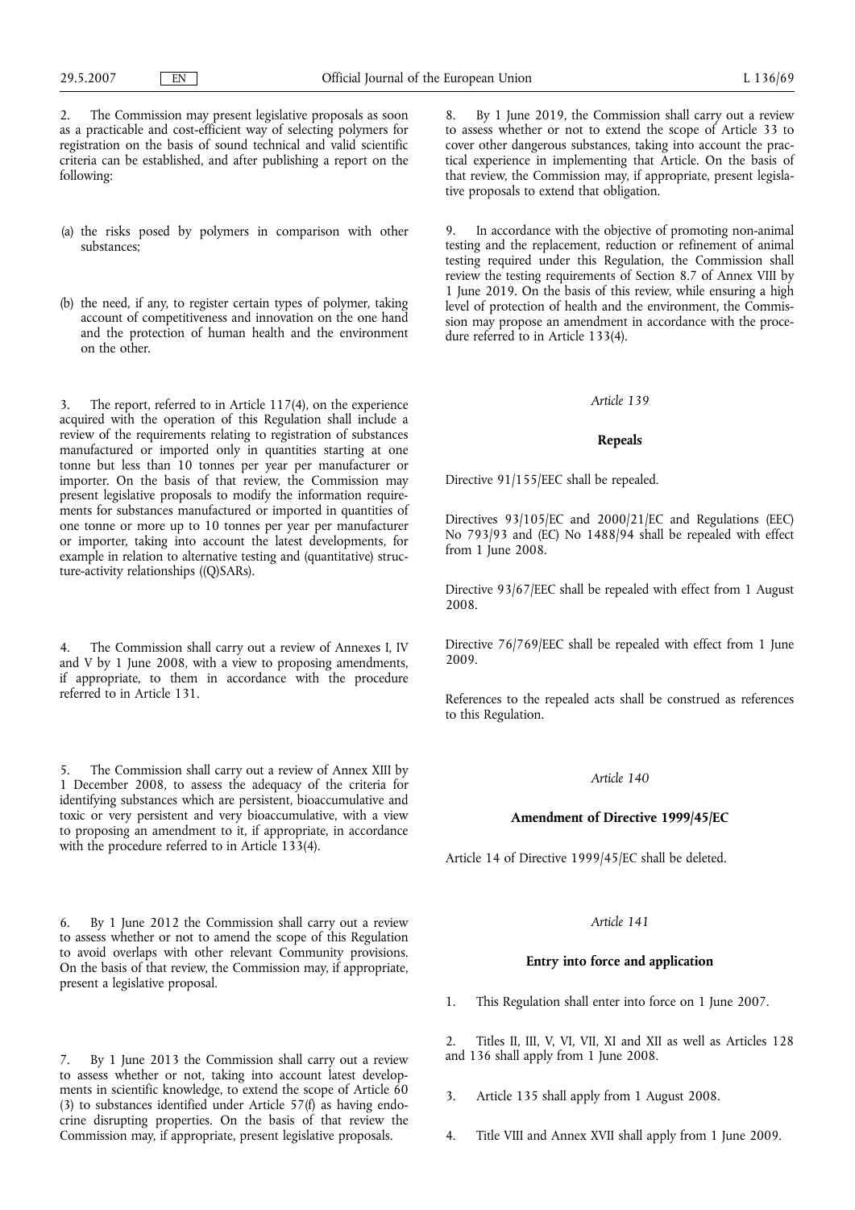2. The Commission may present legislative proposals as soon as a practicable and cost-efficient way of selecting polymers for registration on the basis of sound technical and valid scientific criteria can be established, and after publishing a report on the following:

(a) the risks posed by polymers in comparison with other substances;

(b) the need, if any, to register certain types of polymer, taking account of competitiveness and innovation on the one hand and the protection of human health and the environment on the other.

3. The report, referred to in Article 117(4), on the experience acquired with the operation of this Regulation shall include a review of the requirements relating to registration of substances manufactured or imported only in quantities starting at one tonne but less than 10 tonnes per year per manufacturer or importer. On the basis of that review, the Commission may present legislative proposals to modify the information requirements for substances manufactured or imported in quantities of one tonne or more up to 10 tonnes per year per manufacturer or importer, taking into account the latest developments, for example in relation to alternative testing and (quantitative) structure-activity relationships ((Q)SARs).

4. The Commission shall carry out a review of Annexes I, IV and V by 1 June 2008, with a view to proposing amendments, if appropriate, to them in accordance with the procedure referred to in Article 131.

5. The Commission shall carry out a review of Annex XIII by 1 December 2008, to assess the adequacy of the criteria for identifying substances which are persistent, bioaccumulative and toxic or very persistent and very bioaccumulative, with a view to proposing an amendment to it, if appropriate, in accordance with the procedure referred to in Article 133(4).

6. By 1 June 2012 the Commission shall carry out a review to assess whether or not to amend the scope of this Regulation to avoid overlaps with other relevant Community provisions. On the basis of that review, the Commission may, if appropriate, present a legislative proposal.

7. By 1 June 2013 the Commission shall carry out a review to assess whether or not, taking into account latest developments in scientific knowledge, to extend the scope of Article 60 (3) to substances identified under Article 57(f) as having endocrine disrupting properties. On the basis of that review the Commission may, if appropriate, present legislative proposals.

8. By 1 June 2019, the Commission shall carry out a review to assess whether or not to extend the scope of Article 33 to cover other dangerous substances, taking into account the practical experience in implementing that Article. On the basis of that review, the Commission may, if appropriate, present legislative proposals to extend that obligation.

9. In accordance with the objective of promoting non-animal testing and the replacement, reduction or refinement of animal testing required under this Regulation, the Commission shall review the testing requirements of Section 8.7 of Annex VIII by 1 June 2019. On the basis of this review, while ensuring a high level of protection of health and the environment, the Commission may propose an amendment in accordance with the procedure referred to in Article 133(4).

*Article 139*

**Repeals**

Directive 91/155/EEC shall be repealed.

Directives 93/105/EC and 2000/21/EC and Regulations (EEC) No 793/93 and (EC) No 1488/94 shall be repealed with effect from 1 June 2008.

Directive 93/67/EEC shall be repealed with effect from 1 August 2008.

Directive 76/769/EEC shall be repealed with effect from 1 June 2009.

References to the repealed acts shall be construed as references to this Regulation.

*Article 140*

**Amendment of Directive 1999/45/EC**

Article 14 of Directive 1999/45/EC shall be deleted.

*Article 141*

**Entry into force and application**

1. This Regulation shall enter into force on 1 June 2007.

2. Titles II, III, V, VI, VII, XI and XII as well as Articles 128 and 136 shall apply from 1 June 2008.

3. Article 135 shall apply from 1 August 2008.

4. Title VIII and Annex XVII shall apply from 1 June 2009.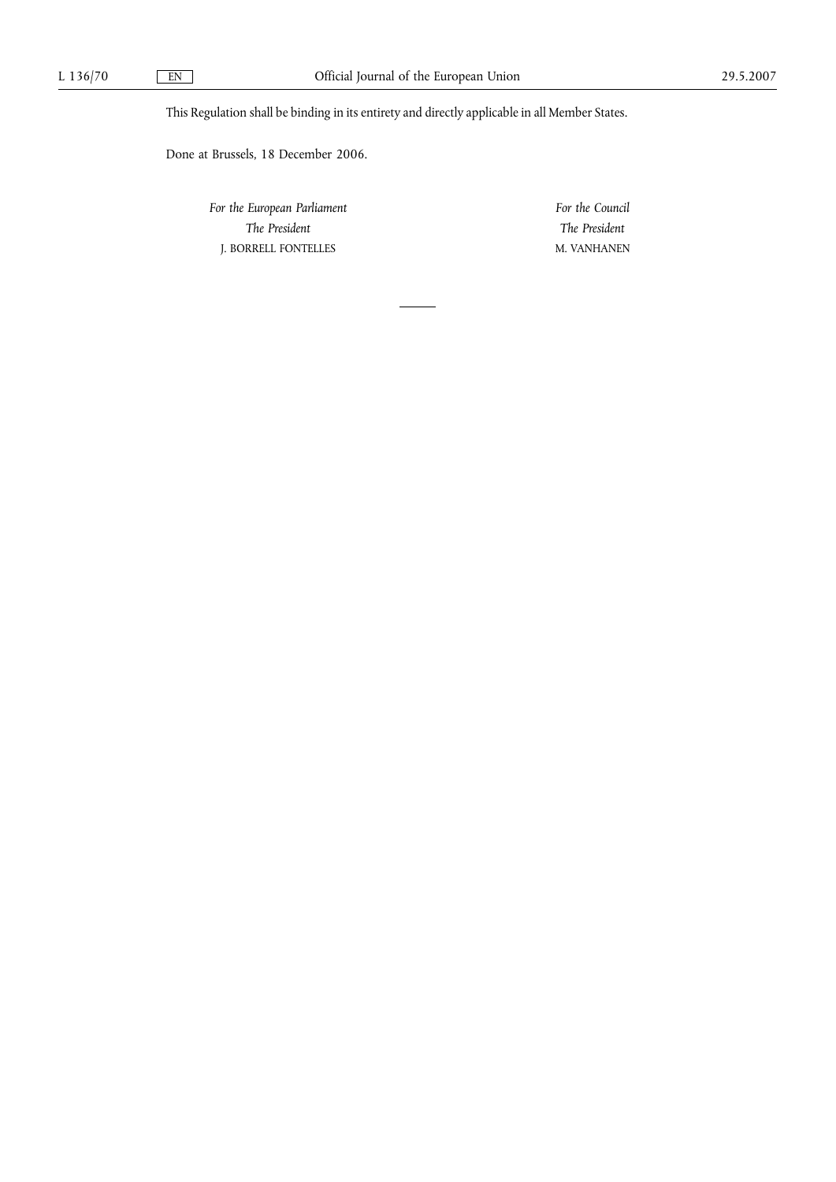This Regulation shall be binding in its entirety and directly applicable in all Member States.

Done at Brussels, 18 December 2006.

| | |
|---|---|
| *For the European Parliament* | *For the Council* |
| *The President* | *The President* |
| J. BORRELL FONTELLES | M. VANHANEN |